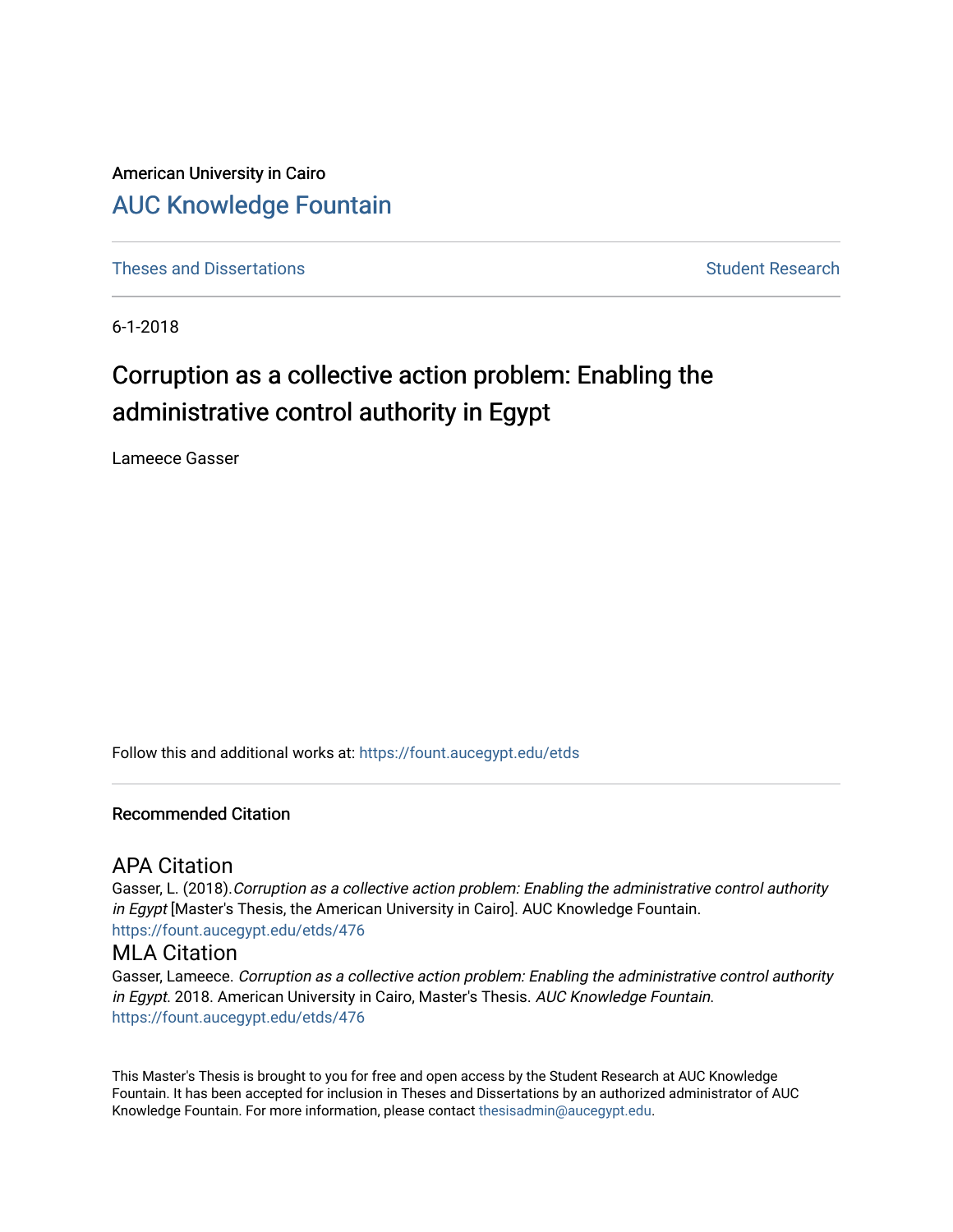American University in Cairo

## AUC Knowledge Fountain

Theses and Dissertations

Student Research

6-1-2018

# Corruption as a collective action problem: Enabling the administrative control authority in Egypt

Lameece Gasser

Follow this and additional works at: https://fount.aucegypt.edu/etds

### Recommended Citation

#### APA Citation

Gasser, L. (2018).*Corruption as a collective action problem: Enabling the administrative control authority in Egypt* [Master's Thesis, the American University in Cairo]. AUC Knowledge Fountain.
https://fount.aucegypt.edu/etds/476

#### MLA Citation

Gasser, Lameece. *Corruption as a collective action problem: Enabling the administrative control authority in Egypt*. 2018. American University in Cairo, Master's Thesis. *AUC Knowledge Fountain*.
https://fount.aucegypt.edu/etds/476

This Master's Thesis is brought to you for free and open access by the Student Research at AUC Knowledge Fountain. It has been accepted for inclusion in Theses and Dissertations by an authorized administrator of AUC Knowledge Fountain. For more information, please contact thesisadmin@aucegypt.edu.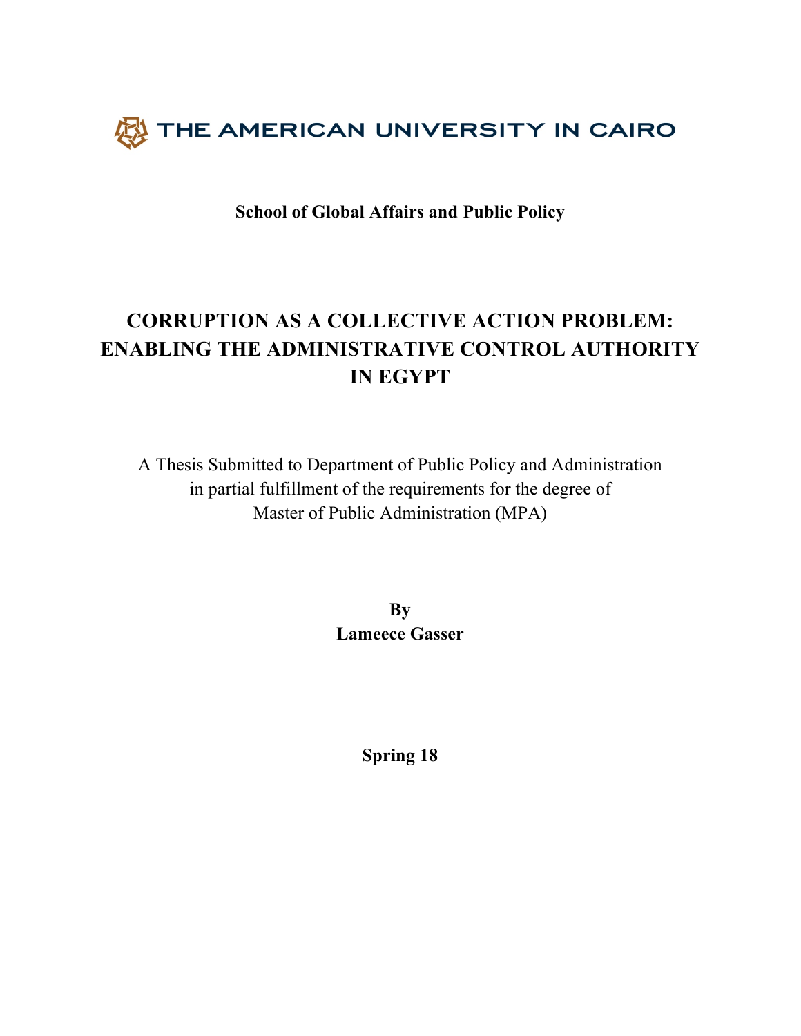THE AMERICAN UNIVERSITY IN CAIRO

**School of Global Affairs and Public Policy**

# CORRUPTION AS A COLLECTIVE ACTION PROBLEM: ENABLING THE ADMINISTRATIVE CONTROL AUTHORITY IN EGYPT

A Thesis Submitted to Department of Public Policy and Administration
in partial fulfillment of the requirements for the degree of
Master of Public Administration (MPA)

**By**
**Lameece Gasser**

**Spring 18**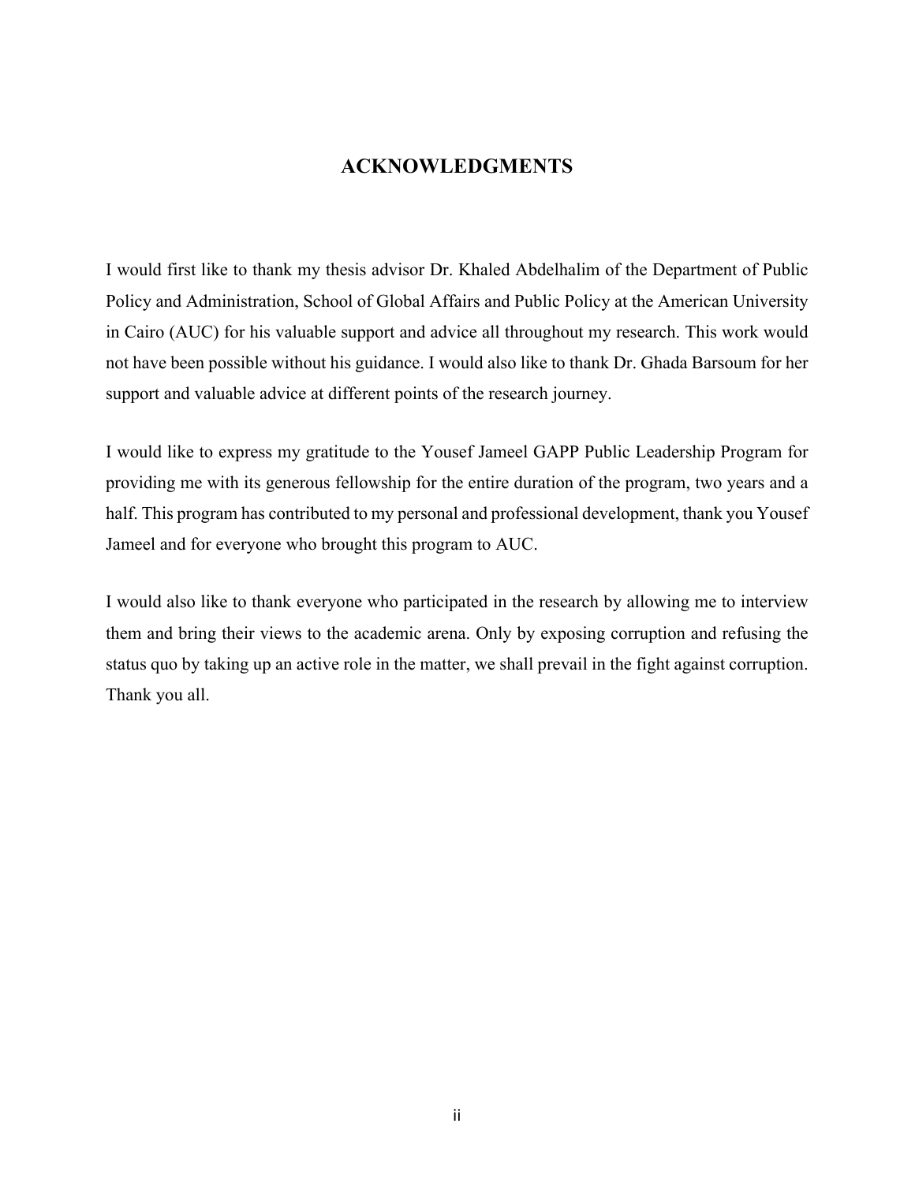# ACKNOWLEDGMENTS

I would first like to thank my thesis advisor Dr. Khaled Abdelhalim of the Department of Public Policy and Administration, School of Global Affairs and Public Policy at the American University in Cairo (AUC) for his valuable support and advice all throughout my research. This work would not have been possible without his guidance. I would also like to thank Dr. Ghada Barsoum for her support and valuable advice at different points of the research journey.

I would like to express my gratitude to the Yousef Jameel GAPP Public Leadership Program for providing me with its generous fellowship for the entire duration of the program, two years and a half. This program has contributed to my personal and professional development, thank you Yousef Jameel and for everyone who brought this program to AUC.

I would also like to thank everyone who participated in the research by allowing me to interview them and bring their views to the academic arena. Only by exposing corruption and refusing the status quo by taking up an active role in the matter, we shall prevail in the fight against corruption. Thank you all.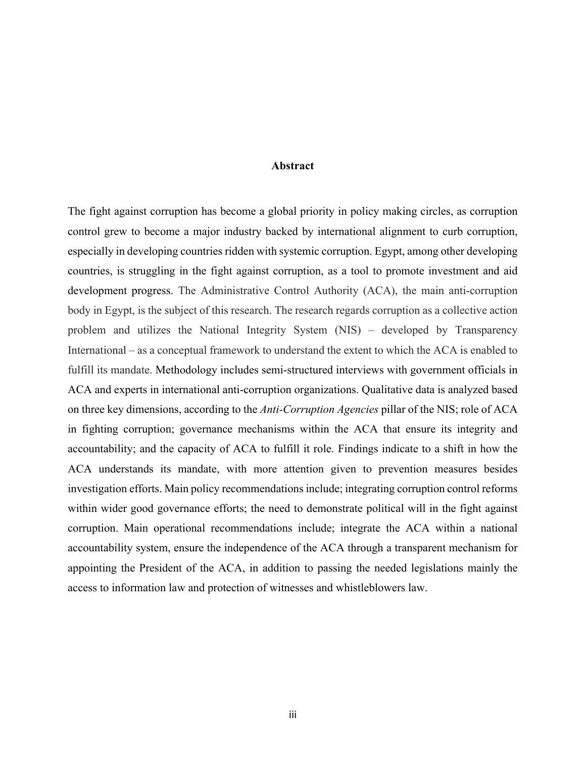## Abstract

The fight against corruption has become a global priority in policy making circles, as corruption control grew to become a major industry backed by international alignment to curb corruption, especially in developing countries ridden with systemic corruption. Egypt, among other developing countries, is struggling in the fight against corruption, as a tool to promote investment and aid development progress. The Administrative Control Authority (ACA), the main anti-corruption body in Egypt, is the subject of this research. The research regards corruption as a collective action problem and utilizes the National Integrity System (NIS) – developed by Transparency International – as a conceptual framework to understand the extent to which the ACA is enabled to fulfill its mandate. Methodology includes semi-structured interviews with government officials in ACA and experts in international anti-corruption organizations. Qualitative data is analyzed based on three key dimensions, according to the *Anti-Corruption Agencies* pillar of the NIS; role of ACA in fighting corruption; governance mechanisms within the ACA that ensure its integrity and accountability; and the capacity of ACA to fulfill it role. Findings indicate to a shift in how the ACA understands its mandate, with more attention given to prevention measures besides investigation efforts. Main policy recommendations include; integrating corruption control reforms within wider good governance efforts; the need to demonstrate political will in the fight against corruption. Main operational recommendations include; integrate the ACA within a national accountability system, ensure the independence of the ACA through a transparent mechanism for appointing the President of the ACA, in addition to passing the needed legislations mainly the access to information law and protection of witnesses and whistleblowers law.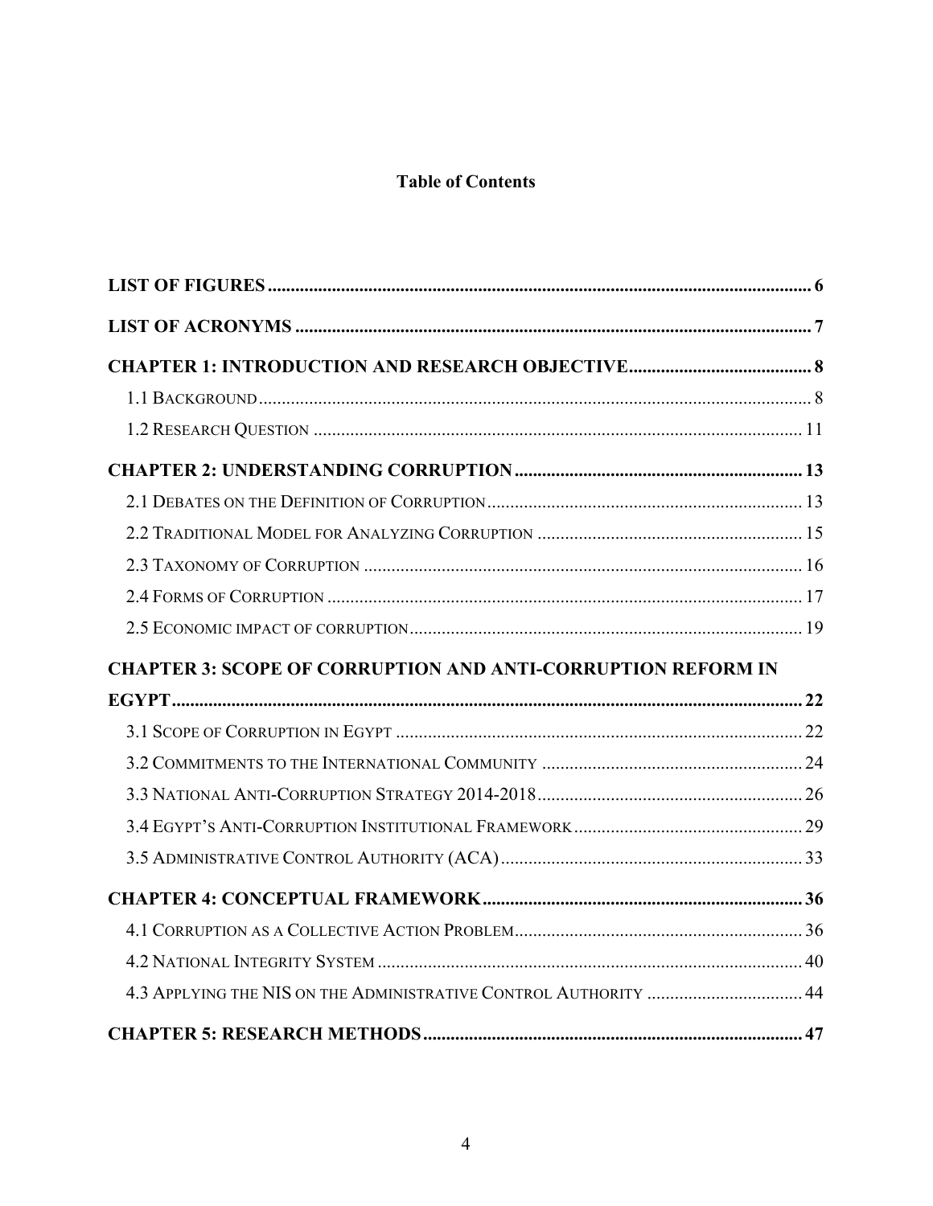**Table of Contents**

LIST OF FIGURES ........................................................................................................ 6

LIST OF ACRONYMS ................................................................................................... 7

CHAPTER 1: INTRODUCTION AND RESEARCH OBJECTIVE ........................................ 8

- 1.1 Background ........................................................................................................ 8
- 1.2 Research Question ............................................................................................ 11

CHAPTER 2: UNDERSTANDING CORRUPTION ............................................................ 13

- 2.1 Debates on the Definition of Corruption ............................................................ 13
- 2.2 Traditional Model for Analyzing Corruption ....................................................... 15
- 2.3 Taxonomy of Corruption .................................................................................... 16
- 2.4 Forms of Corruption .......................................................................................... 17
- 2.5 Economic impact of corruption ........................................................................... 19

CHAPTER 3: SCOPE OF CORRUPTION AND ANTI-CORRUPTION REFORM IN EGYPT ........................................................................................................................ 22

- 3.1 Scope of Corruption in Egypt ............................................................................. 22
- 3.2 Commitments to the International Community .................................................. 24
- 3.3 National Anti-Corruption Strategy 2014-2018 ..................................................... 26
- 3.4 Egypt's Anti-Corruption Institutional Framework ................................................ 29
- 3.5 Administrative Control Authority (ACA) ............................................................. 33

CHAPTER 4: CONCEPTUAL FRAMEWORK ................................................................... 36

- 4.1 Corruption as a Collective Action Problem ......................................................... 36
- 4.2 National Integrity System ................................................................................... 40
- 4.3 Applying the NIS on the Administrative Control Authority ................................. 44

CHAPTER 5: RESEARCH METHODS ............................................................................. 47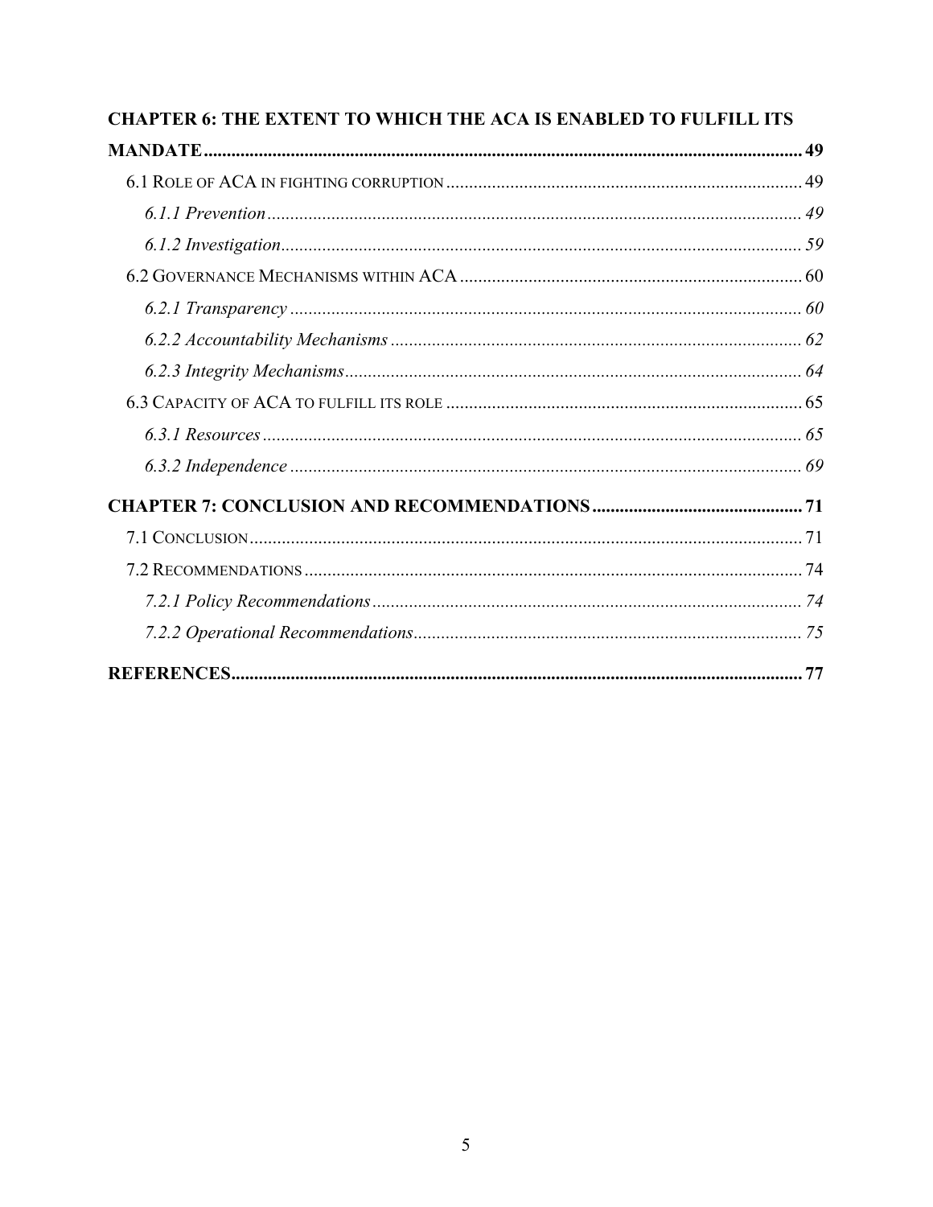**CHAPTER 6: THE EXTENT TO WHICH THE ACA IS ENABLED TO FULFILL ITS MANDATE** ..... 49

6.1 ROLE OF ACA IN FIGHTING CORRUPTION ..... 49

*6.1.1 Prevention* ..... 49

*6.1.2 Investigation* ..... 59

6.2 GOVERNANCE MECHANISMS WITHIN ACA ..... 60

*6.2.1 Transparency* ..... 60

*6.2.2 Accountability Mechanisms* ..... 62

*6.2.3 Integrity Mechanisms* ..... 64

6.3 CAPACITY OF ACA TO FULFILL ITS ROLE ..... 65

*6.3.1 Resources* ..... 65

*6.3.2 Independence* ..... 69

**CHAPTER 7: CONCLUSION AND RECOMMENDATIONS** ..... 71

7.1 CONCLUSION ..... 71

7.2 RECOMMENDATIONS ..... 74

*7.2.1 Policy Recommendations* ..... 74

*7.2.2 Operational Recommendations* ..... 75

**REFERENCES** ..... 77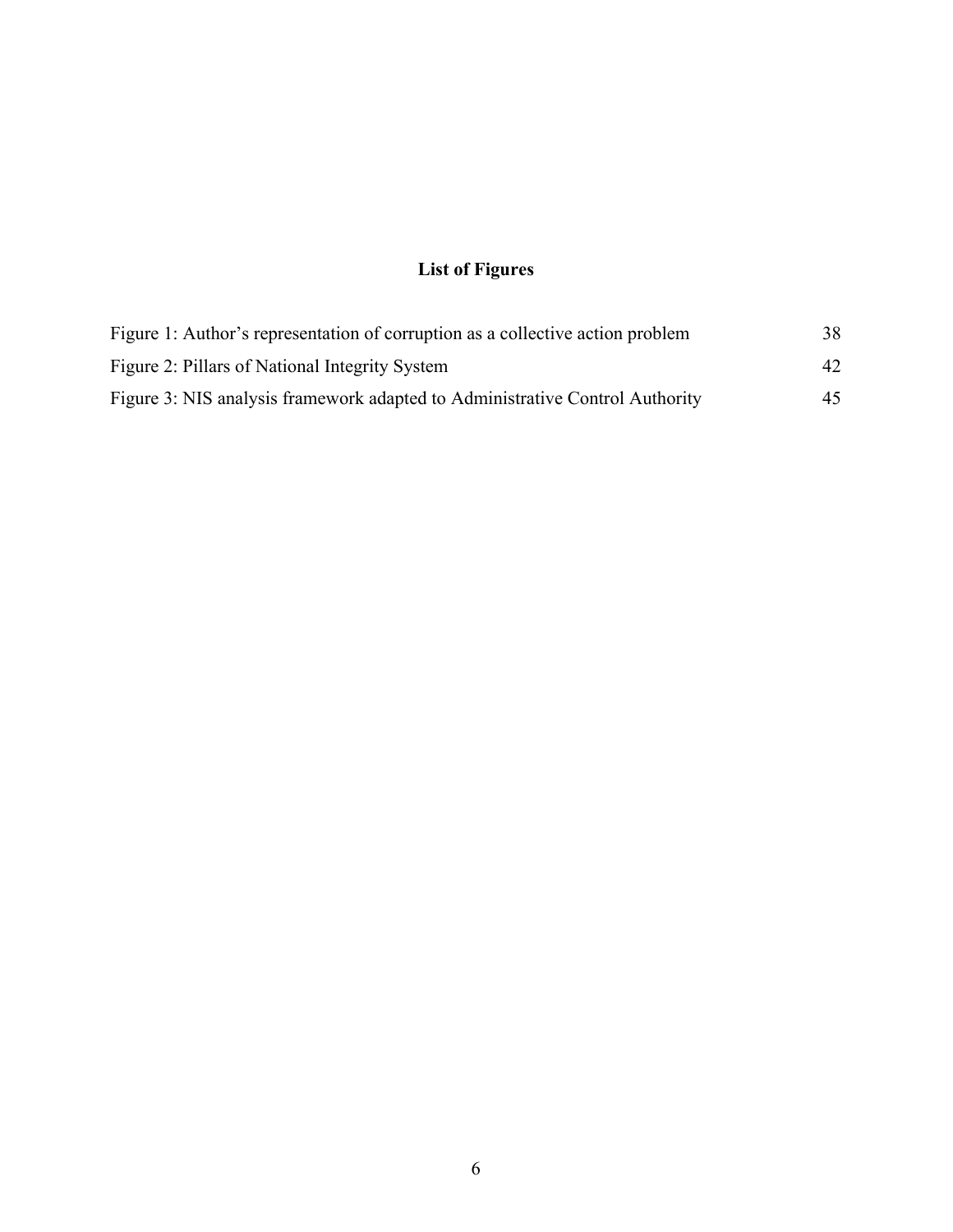## List of Figures

| | |
|---|---|
| Figure 1: Author's representation of corruption as a collective action problem | 38 |
| Figure 2: Pillars of National Integrity System | 42 |
| Figure 3: NIS analysis framework adapted to Administrative Control Authority | 45 |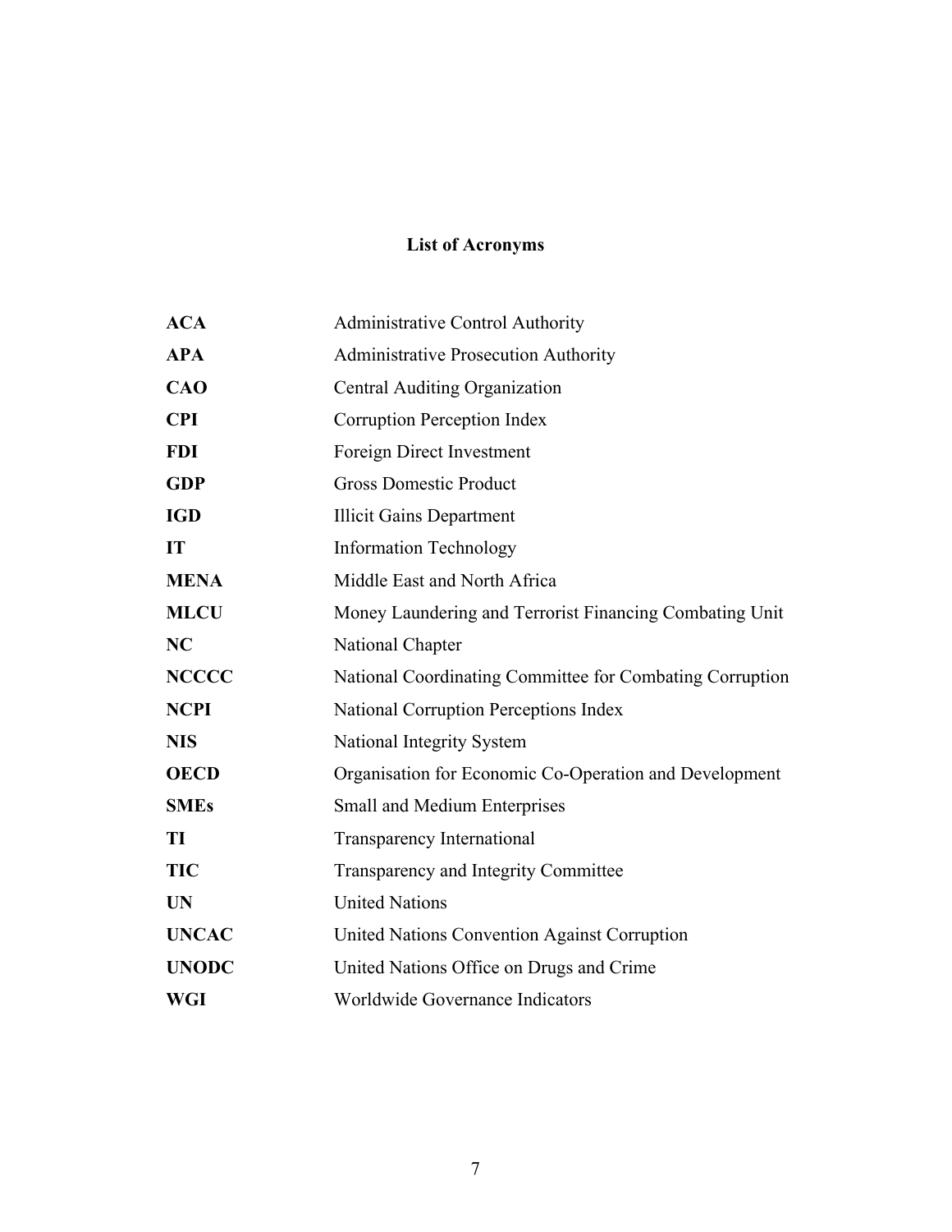# List of Acronyms

| | |
|---|---|
| **ACA** | Administrative Control Authority |
| **APA** | Administrative Prosecution Authority |
| **CAO** | Central Auditing Organization |
| **CPI** | Corruption Perception Index |
| **FDI** | Foreign Direct Investment |
| **GDP** | Gross Domestic Product |
| **IGD** | Illicit Gains Department |
| **IT** | Information Technology |
| **MENA** | Middle East and North Africa |
| **MLCU** | Money Laundering and Terrorist Financing Combating Unit |
| **NC** | National Chapter |
| **NCCCC** | National Coordinating Committee for Combating Corruption |
| **NCPI** | National Corruption Perceptions Index |
| **NIS** | National Integrity System |
| **OECD** | Organisation for Economic Co-Operation and Development |
| **SMEs** | Small and Medium Enterprises |
| **TI** | Transparency International |
| **TIC** | Transparency and Integrity Committee |
| **UN** | United Nations |
| **UNCAC** | United Nations Convention Against Corruption |
| **UNODC** | United Nations Office on Drugs and Crime |
| **WGI** | Worldwide Governance Indicators |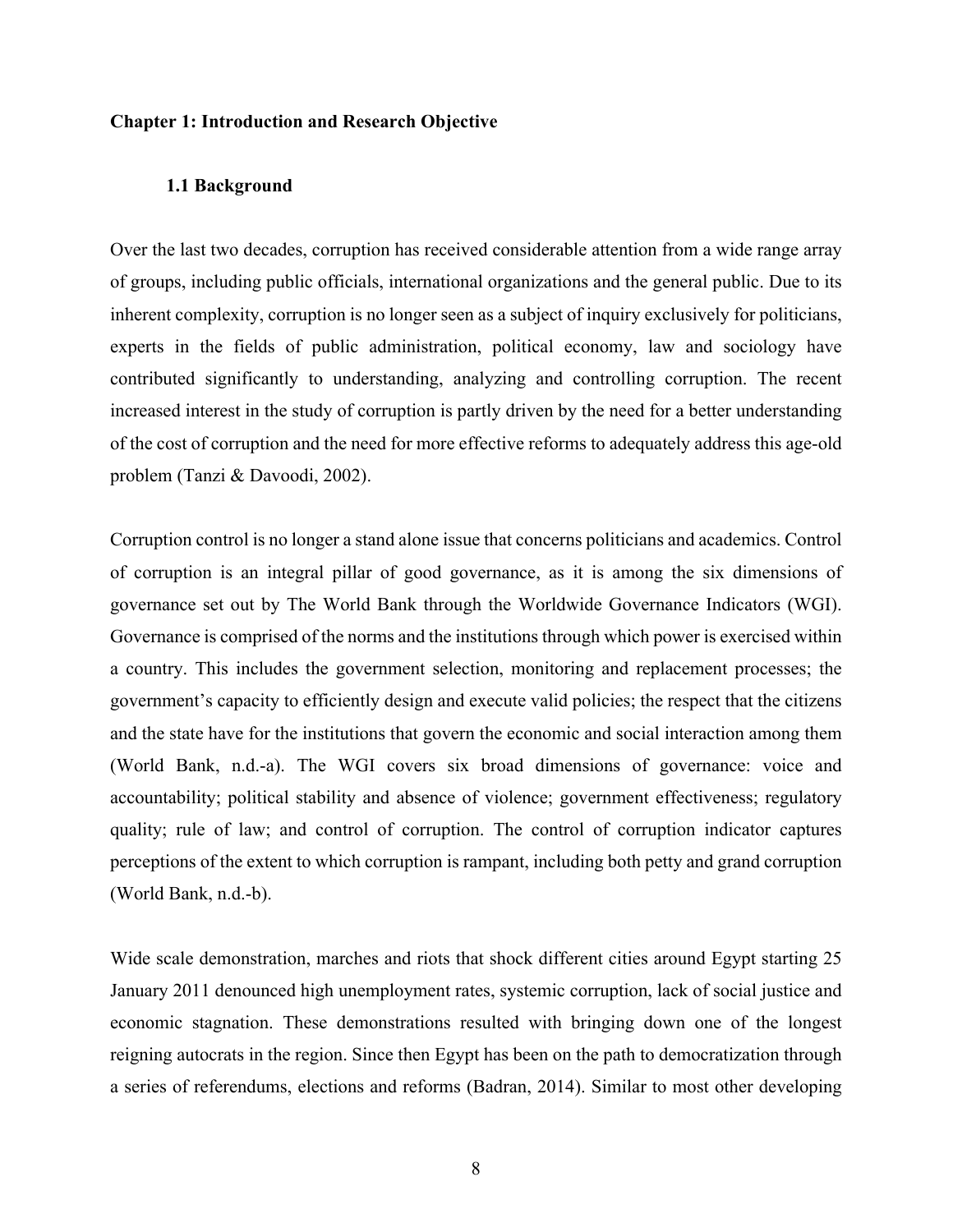# Chapter 1: Introduction and Research Objective

## 1.1 Background

Over the last two decades, corruption has received considerable attention from a wide range array of groups, including public officials, international organizations and the general public. Due to its inherent complexity, corruption is no longer seen as a subject of inquiry exclusively for politicians, experts in the fields of public administration, political economy, law and sociology have contributed significantly to understanding, analyzing and controlling corruption. The recent increased interest in the study of corruption is partly driven by the need for a better understanding of the cost of corruption and the need for more effective reforms to adequately address this age-old problem (Tanzi & Davoodi, 2002).

Corruption control is no longer a stand alone issue that concerns politicians and academics. Control of corruption is an integral pillar of good governance, as it is among the six dimensions of governance set out by The World Bank through the Worldwide Governance Indicators (WGI). Governance is comprised of the norms and the institutions through which power is exercised within a country. This includes the government selection, monitoring and replacement processes; the government's capacity to efficiently design and execute valid policies; the respect that the citizens and the state have for the institutions that govern the economic and social interaction among them (World Bank, n.d.-a). The WGI covers six broad dimensions of governance: voice and accountability; political stability and absence of violence; government effectiveness; regulatory quality; rule of law; and control of corruption. The control of corruption indicator captures perceptions of the extent to which corruption is rampant, including both petty and grand corruption (World Bank, n.d.-b).

Wide scale demonstration, marches and riots that shock different cities around Egypt starting 25 January 2011 denounced high unemployment rates, systemic corruption, lack of social justice and economic stagnation. These demonstrations resulted with bringing down one of the longest reigning autocrats in the region. Since then Egypt has been on the path to democratization through a series of referendums, elections and reforms (Badran, 2014). Similar to most other developing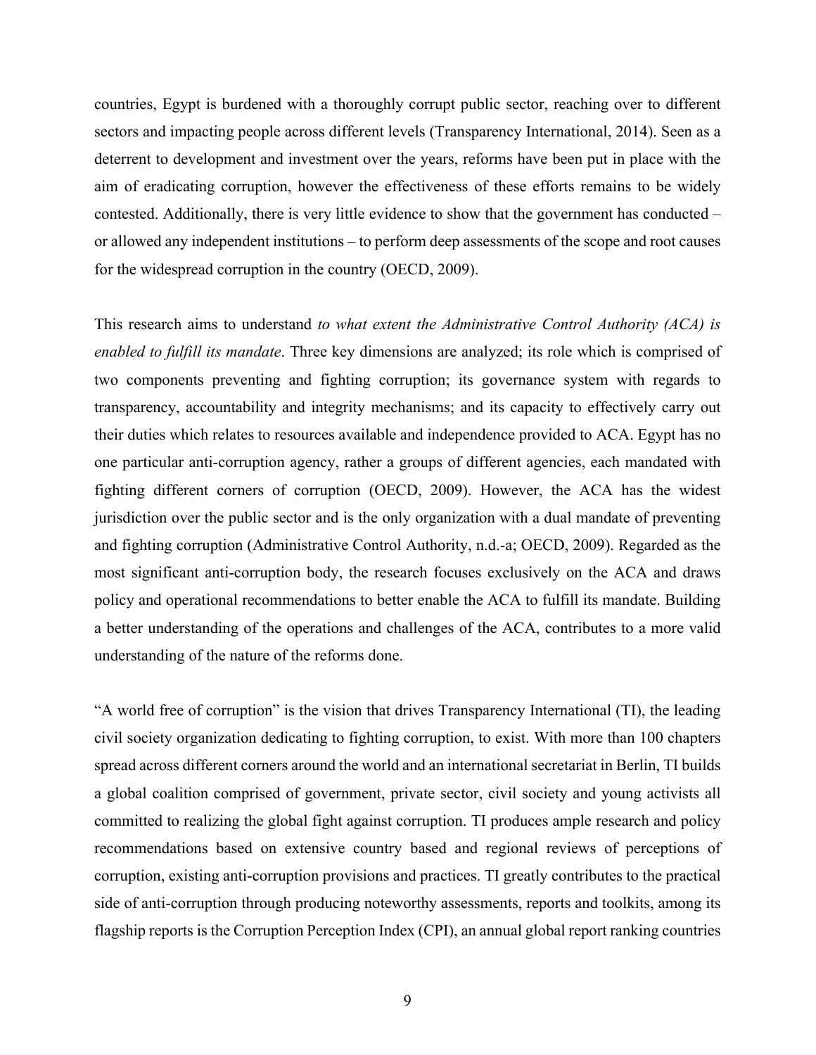countries, Egypt is burdened with a thoroughly corrupt public sector, reaching over to different sectors and impacting people across different levels (Transparency International, 2014). Seen as a deterrent to development and investment over the years, reforms have been put in place with the aim of eradicating corruption, however the effectiveness of these efforts remains to be widely contested. Additionally, there is very little evidence to show that the government has conducted – or allowed any independent institutions – to perform deep assessments of the scope and root causes for the widespread corruption in the country (OECD, 2009).

This research aims to understand *to what extent the Administrative Control Authority (ACA) is enabled to fulfill its mandate*. Three key dimensions are analyzed; its role which is comprised of two components preventing and fighting corruption; its governance system with regards to transparency, accountability and integrity mechanisms; and its capacity to effectively carry out their duties which relates to resources available and independence provided to ACA. Egypt has no one particular anti-corruption agency, rather a groups of different agencies, each mandated with fighting different corners of corruption (OECD, 2009). However, the ACA has the widest jurisdiction over the public sector and is the only organization with a dual mandate of preventing and fighting corruption (Administrative Control Authority, n.d.-a; OECD, 2009). Regarded as the most significant anti-corruption body, the research focuses exclusively on the ACA and draws policy and operational recommendations to better enable the ACA to fulfill its mandate. Building a better understanding of the operations and challenges of the ACA, contributes to a more valid understanding of the nature of the reforms done.

"A world free of corruption" is the vision that drives Transparency International (TI), the leading civil society organization dedicating to fighting corruption, to exist. With more than 100 chapters spread across different corners around the world and an international secretariat in Berlin, TI builds a global coalition comprised of government, private sector, civil society and young activists all committed to realizing the global fight against corruption. TI produces ample research and policy recommendations based on extensive country based and regional reviews of perceptions of corruption, existing anti-corruption provisions and practices. TI greatly contributes to the practical side of anti-corruption through producing noteworthy assessments, reports and toolkits, among its flagship reports is the Corruption Perception Index (CPI), an annual global report ranking countries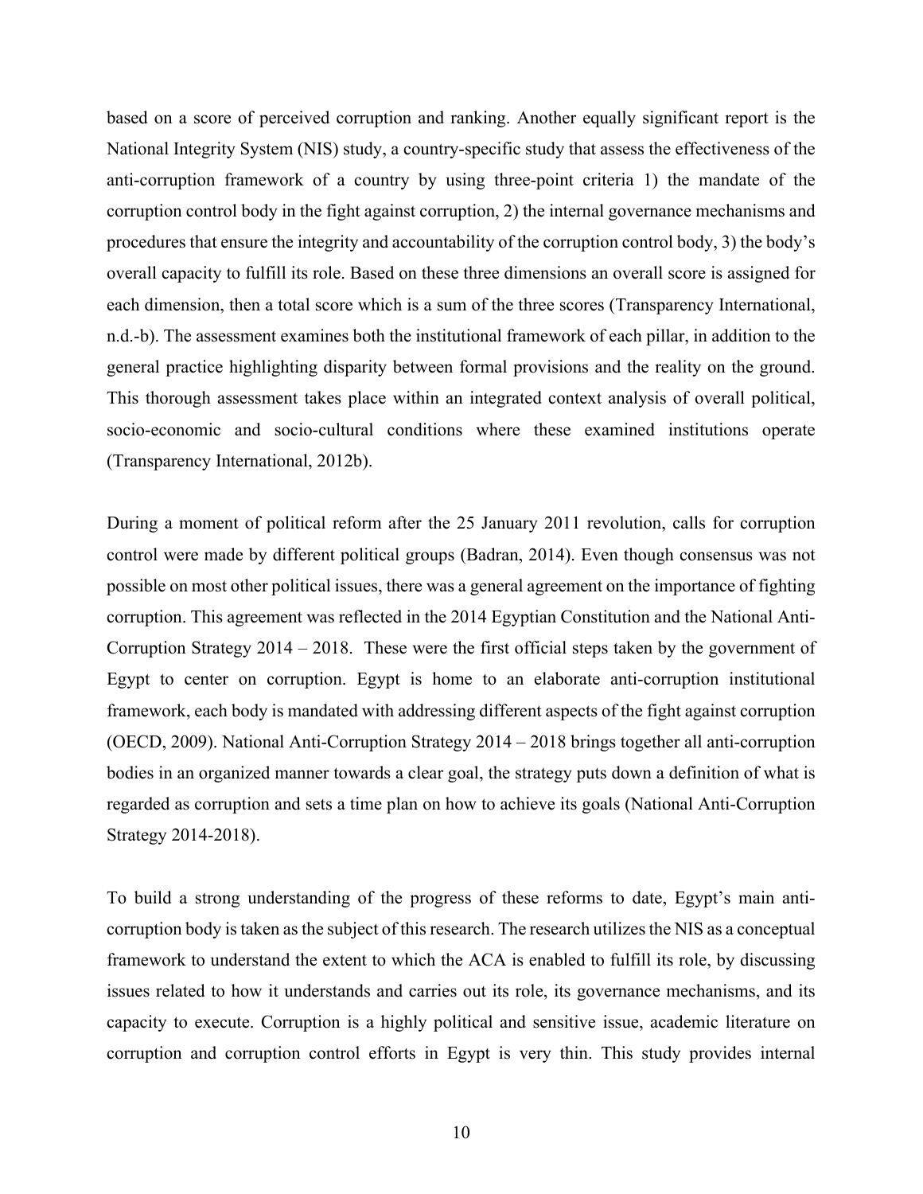based on a score of perceived corruption and ranking. Another equally significant report is the National Integrity System (NIS) study, a country-specific study that assess the effectiveness of the anti-corruption framework of a country by using three-point criteria 1) the mandate of the corruption control body in the fight against corruption, 2) the internal governance mechanisms and procedures that ensure the integrity and accountability of the corruption control body, 3) the body's overall capacity to fulfill its role. Based on these three dimensions an overall score is assigned for each dimension, then a total score which is a sum of the three scores (Transparency International, n.d.-b). The assessment examines both the institutional framework of each pillar, in addition to the general practice highlighting disparity between formal provisions and the reality on the ground. This thorough assessment takes place within an integrated context analysis of overall political, socio-economic and socio-cultural conditions where these examined institutions operate (Transparency International, 2012b).

During a moment of political reform after the 25 January 2011 revolution, calls for corruption control were made by different political groups (Badran, 2014). Even though consensus was not possible on most other political issues, there was a general agreement on the importance of fighting corruption. This agreement was reflected in the 2014 Egyptian Constitution and the National Anti-Corruption Strategy 2014 – 2018. These were the first official steps taken by the government of Egypt to center on corruption. Egypt is home to an elaborate anti-corruption institutional framework, each body is mandated with addressing different aspects of the fight against corruption (OECD, 2009). National Anti-Corruption Strategy 2014 – 2018 brings together all anti-corruption bodies in an organized manner towards a clear goal, the strategy puts down a definition of what is regarded as corruption and sets a time plan on how to achieve its goals (National Anti-Corruption Strategy 2014-2018).

To build a strong understanding of the progress of these reforms to date, Egypt's main anti-corruption body is taken as the subject of this research. The research utilizes the NIS as a conceptual framework to understand the extent to which the ACA is enabled to fulfill its role, by discussing issues related to how it understands and carries out its role, its governance mechanisms, and its capacity to execute. Corruption is a highly political and sensitive issue, academic literature on corruption and corruption control efforts in Egypt is very thin. This study provides internal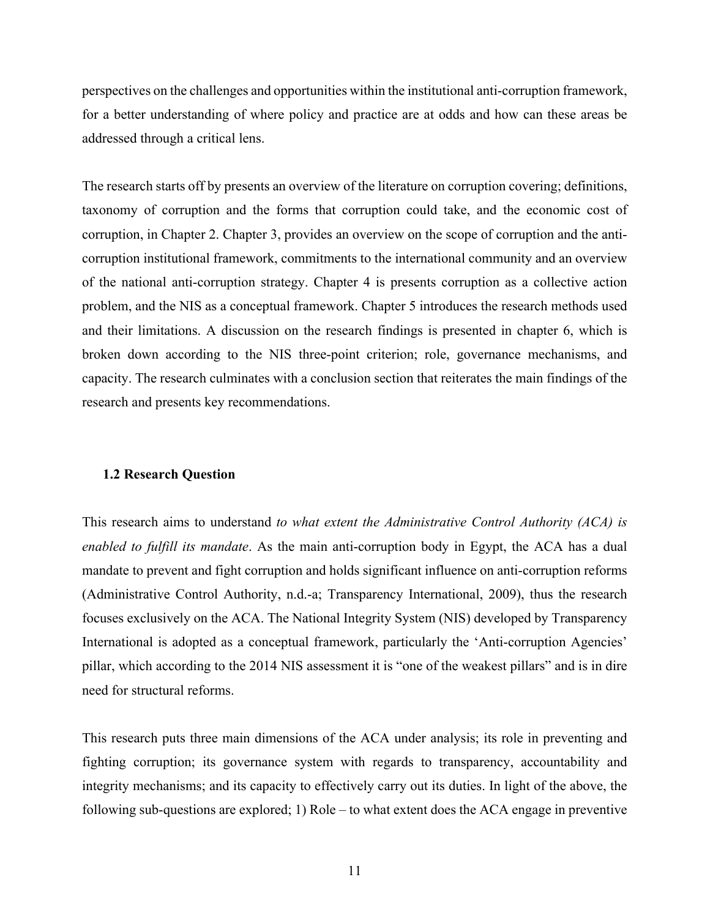perspectives on the challenges and opportunities within the institutional anti-corruption framework, for a better understanding of where policy and practice are at odds and how can these areas be addressed through a critical lens.

The research starts off by presents an overview of the literature on corruption covering; definitions, taxonomy of corruption and the forms that corruption could take, and the economic cost of corruption, in Chapter 2. Chapter 3, provides an overview on the scope of corruption and the anti-corruption institutional framework, commitments to the international community and an overview of the national anti-corruption strategy. Chapter 4 is presents corruption as a collective action problem, and the NIS as a conceptual framework. Chapter 5 introduces the research methods used and their limitations. A discussion on the research findings is presented in chapter 6, which is broken down according to the NIS three-point criterion; role, governance mechanisms, and capacity. The research culminates with a conclusion section that reiterates the main findings of the research and presents key recommendations.

### 1.2 Research Question

This research aims to understand *to what extent the Administrative Control Authority (ACA) is enabled to fulfill its mandate*. As the main anti-corruption body in Egypt, the ACA has a dual mandate to prevent and fight corruption and holds significant influence on anti-corruption reforms (Administrative Control Authority, n.d.-a; Transparency International, 2009), thus the research focuses exclusively on the ACA. The National Integrity System (NIS) developed by Transparency International is adopted as a conceptual framework, particularly the 'Anti-corruption Agencies' pillar, which according to the 2014 NIS assessment it is "one of the weakest pillars" and is in dire need for structural reforms.

This research puts three main dimensions of the ACA under analysis; its role in preventing and fighting corruption; its governance system with regards to transparency, accountability and integrity mechanisms; and its capacity to effectively carry out its duties. In light of the above, the following sub-questions are explored; 1) Role – to what extent does the ACA engage in preventive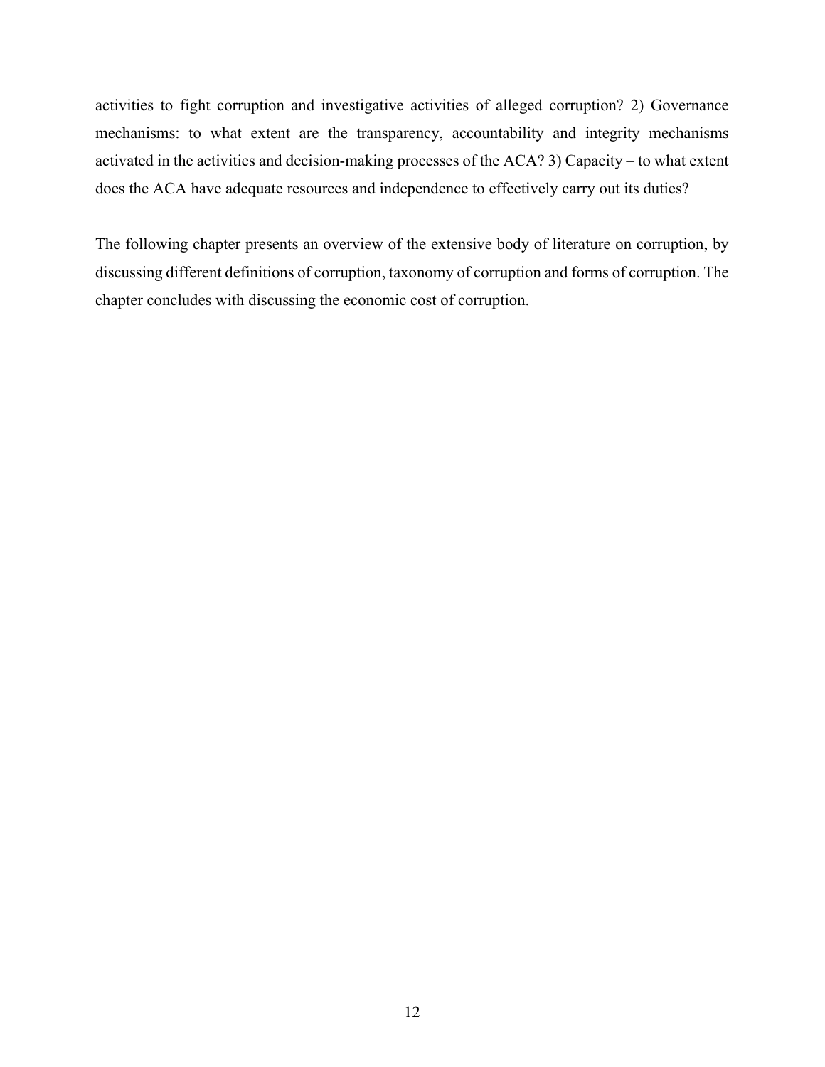activities to fight corruption and investigative activities of alleged corruption? 2) Governance mechanisms: to what extent are the transparency, accountability and integrity mechanisms activated in the activities and decision-making processes of the ACA? 3) Capacity – to what extent does the ACA have adequate resources and independence to effectively carry out its duties?

The following chapter presents an overview of the extensive body of literature on corruption, by discussing different definitions of corruption, taxonomy of corruption and forms of corruption. The chapter concludes with discussing the economic cost of corruption.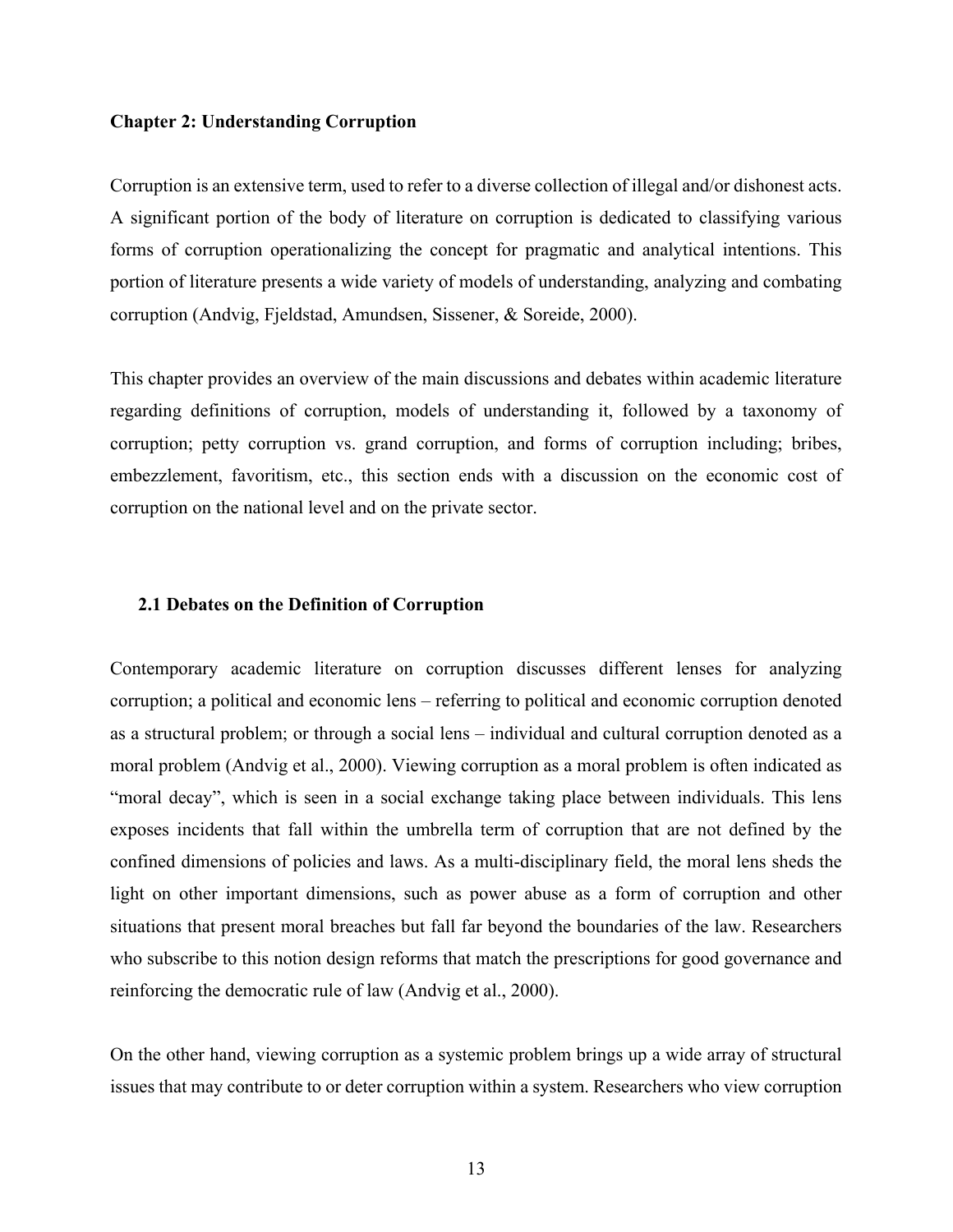## Chapter 2: Understanding Corruption

Corruption is an extensive term, used to refer to a diverse collection of illegal and/or dishonest acts. A significant portion of the body of literature on corruption is dedicated to classifying various forms of corruption operationalizing the concept for pragmatic and analytical intentions. This portion of literature presents a wide variety of models of understanding, analyzing and combating corruption (Andvig, Fjeldstad, Amundsen, Sissener, & Soreide, 2000).

This chapter provides an overview of the main discussions and debates within academic literature regarding definitions of corruption, models of understanding it, followed by a taxonomy of corruption; petty corruption vs. grand corruption, and forms of corruption including; bribes, embezzlement, favoritism, etc., this section ends with a discussion on the economic cost of corruption on the national level and on the private sector.

### 2.1 Debates on the Definition of Corruption

Contemporary academic literature on corruption discusses different lenses for analyzing corruption; a political and economic lens – referring to political and economic corruption denoted as a structural problem; or through a social lens – individual and cultural corruption denoted as a moral problem (Andvig et al., 2000). Viewing corruption as a moral problem is often indicated as "moral decay", which is seen in a social exchange taking place between individuals. This lens exposes incidents that fall within the umbrella term of corruption that are not defined by the confined dimensions of policies and laws. As a multi-disciplinary field, the moral lens sheds the light on other important dimensions, such as power abuse as a form of corruption and other situations that present moral breaches but fall far beyond the boundaries of the law. Researchers who subscribe to this notion design reforms that match the prescriptions for good governance and reinforcing the democratic rule of law (Andvig et al., 2000).

On the other hand, viewing corruption as a systemic problem brings up a wide array of structural issues that may contribute to or deter corruption within a system. Researchers who view corruption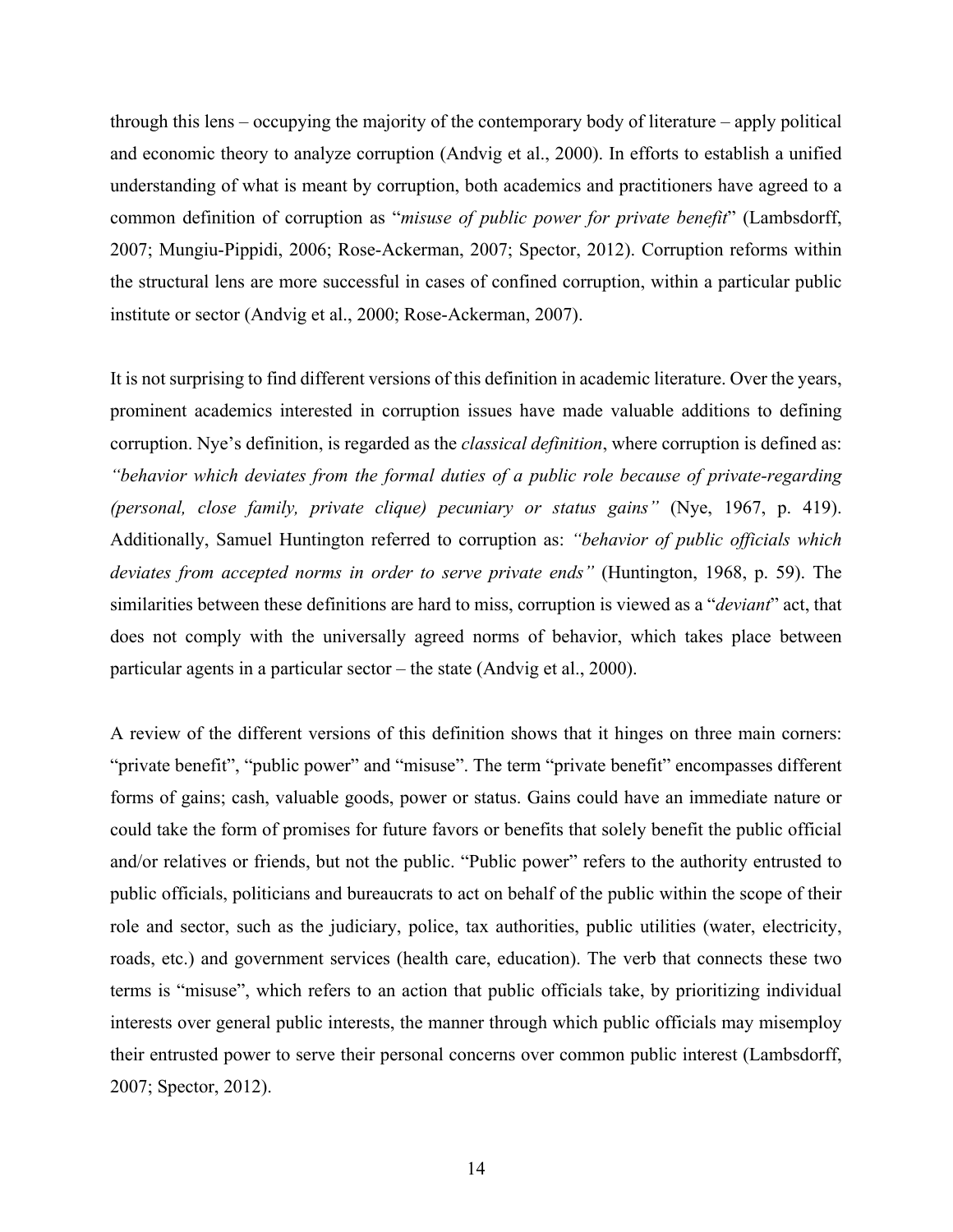through this lens – occupying the majority of the contemporary body of literature – apply political and economic theory to analyze corruption (Andvig et al., 2000). In efforts to establish a unified understanding of what is meant by corruption, both academics and practitioners have agreed to a common definition of corruption as "*misuse of public power for private benefit*" (Lambsdorff, 2007; Mungiu-Pippidi, 2006; Rose-Ackerman, 2007; Spector, 2012). Corruption reforms within the structural lens are more successful in cases of confined corruption, within a particular public institute or sector (Andvig et al., 2000; Rose-Ackerman, 2007).

It is not surprising to find different versions of this definition in academic literature. Over the years, prominent academics interested in corruption issues have made valuable additions to defining corruption. Nye's definition, is regarded as the *classical definition*, where corruption is defined as: *"behavior which deviates from the formal duties of a public role because of private-regarding (personal, close family, private clique) pecuniary or status gains"* (Nye, 1967, p. 419). Additionally, Samuel Huntington referred to corruption as: *"behavior of public officials which deviates from accepted norms in order to serve private ends"* (Huntington, 1968, p. 59). The similarities between these definitions are hard to miss, corruption is viewed as a "*deviant*" act, that does not comply with the universally agreed norms of behavior, which takes place between particular agents in a particular sector – the state (Andvig et al., 2000).

A review of the different versions of this definition shows that it hinges on three main corners: "private benefit", "public power" and "misuse". The term "private benefit" encompasses different forms of gains; cash, valuable goods, power or status. Gains could have an immediate nature or could take the form of promises for future favors or benefits that solely benefit the public official and/or relatives or friends, but not the public. "Public power" refers to the authority entrusted to public officials, politicians and bureaucrats to act on behalf of the public within the scope of their role and sector, such as the judiciary, police, tax authorities, public utilities (water, electricity, roads, etc.) and government services (health care, education). The verb that connects these two terms is "misuse", which refers to an action that public officials take, by prioritizing individual interests over general public interests, the manner through which public officials may misemploy their entrusted power to serve their personal concerns over common public interest (Lambsdorff, 2007; Spector, 2012).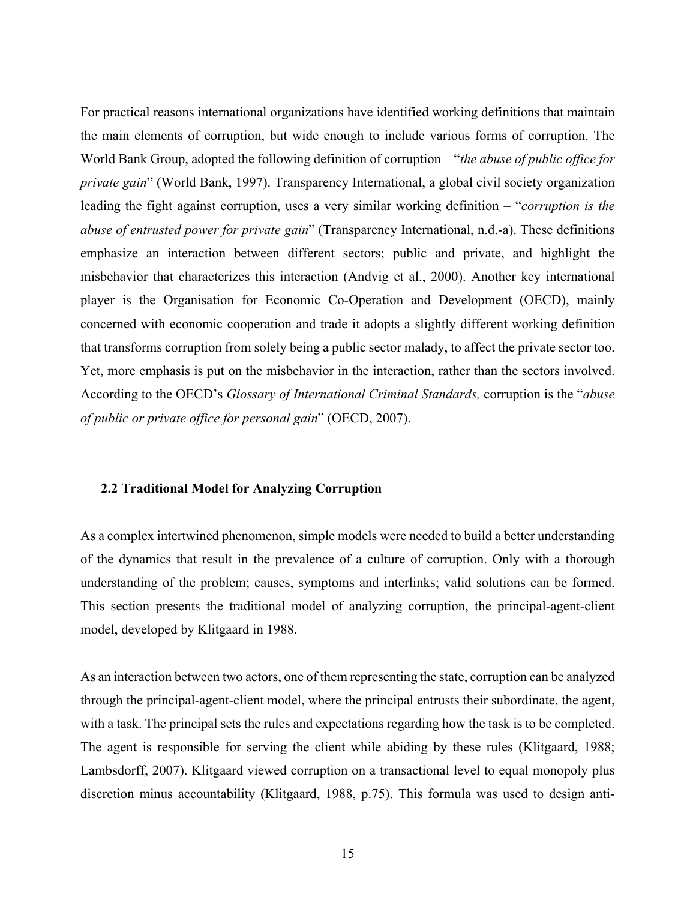For practical reasons international organizations have identified working definitions that maintain the main elements of corruption, but wide enough to include various forms of corruption. The World Bank Group, adopted the following definition of corruption – "*the abuse of public office for private gain*" (World Bank, 1997). Transparency International, a global civil society organization leading the fight against corruption, uses a very similar working definition – "*corruption is the abuse of entrusted power for private gain*" (Transparency International, n.d.-a). These definitions emphasize an interaction between different sectors; public and private, and highlight the misbehavior that characterizes this interaction (Andvig et al., 2000). Another key international player is the Organisation for Economic Co-Operation and Development (OECD), mainly concerned with economic cooperation and trade it adopts a slightly different working definition that transforms corruption from solely being a public sector malady, to affect the private sector too. Yet, more emphasis is put on the misbehavior in the interaction, rather than the sectors involved. According to the OECD's *Glossary of International Criminal Standards,* corruption is the "*abuse of public or private office for personal gain*" (OECD, 2007).

### 2.2 Traditional Model for Analyzing Corruption

As a complex intertwined phenomenon, simple models were needed to build a better understanding of the dynamics that result in the prevalence of a culture of corruption. Only with a thorough understanding of the problem; causes, symptoms and interlinks; valid solutions can be formed. This section presents the traditional model of analyzing corruption, the principal-agent-client model, developed by Klitgaard in 1988.

As an interaction between two actors, one of them representing the state, corruption can be analyzed through the principal-agent-client model, where the principal entrusts their subordinate, the agent, with a task. The principal sets the rules and expectations regarding how the task is to be completed. The agent is responsible for serving the client while abiding by these rules (Klitgaard, 1988; Lambsdorff, 2007). Klitgaard viewed corruption on a transactional level to equal monopoly plus discretion minus accountability (Klitgaard, 1988, p.75). This formula was used to design anti-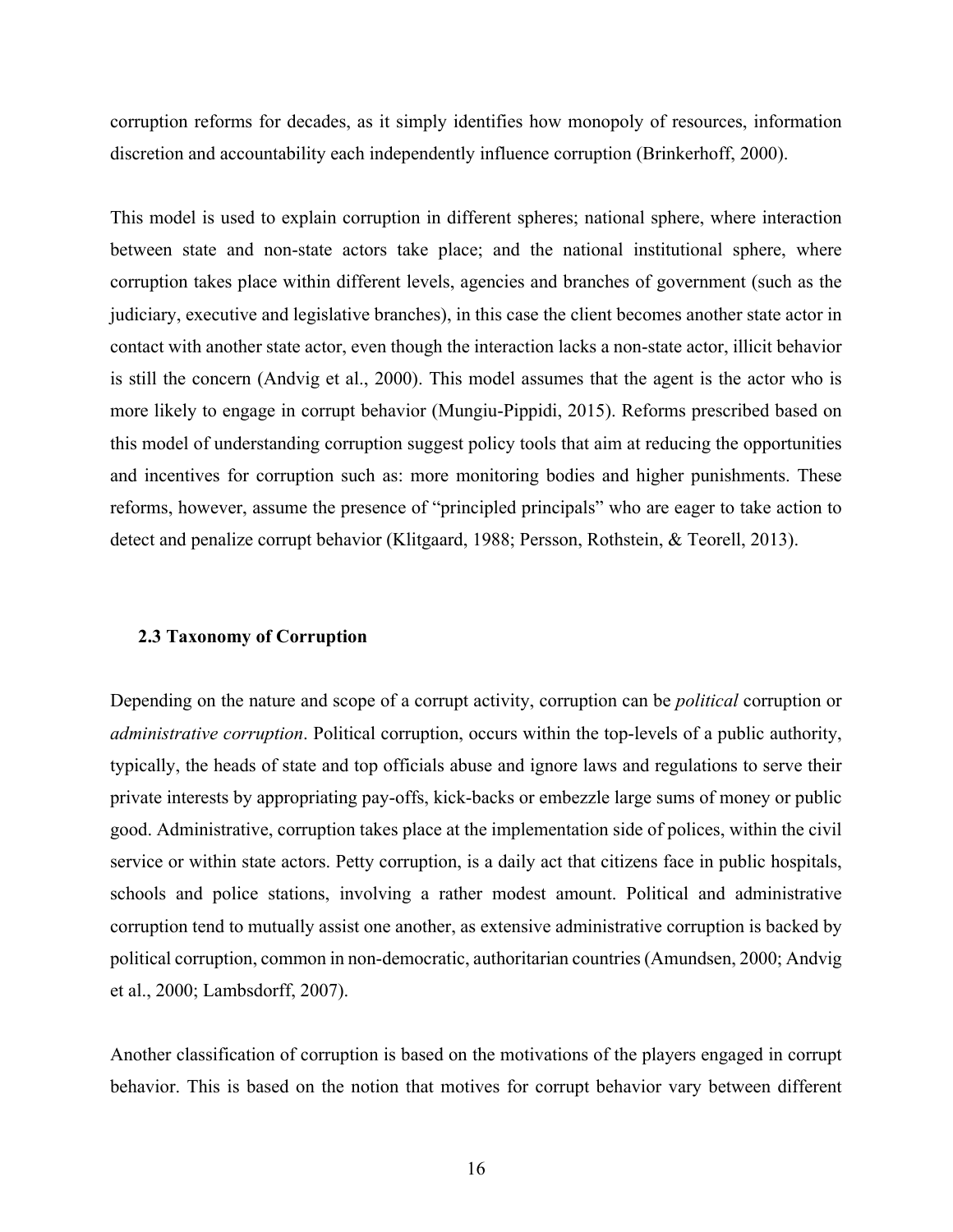corruption reforms for decades, as it simply identifies how monopoly of resources, information discretion and accountability each independently influence corruption (Brinkerhoff, 2000).

This model is used to explain corruption in different spheres; national sphere, where interaction between state and non-state actors take place; and the national institutional sphere, where corruption takes place within different levels, agencies and branches of government (such as the judiciary, executive and legislative branches), in this case the client becomes another state actor in contact with another state actor, even though the interaction lacks a non-state actor, illicit behavior is still the concern (Andvig et al., 2000). This model assumes that the agent is the actor who is more likely to engage in corrupt behavior (Mungiu-Pippidi, 2015). Reforms prescribed based on this model of understanding corruption suggest policy tools that aim at reducing the opportunities and incentives for corruption such as: more monitoring bodies and higher punishments. These reforms, however, assume the presence of "principled principals" who are eager to take action to detect and penalize corrupt behavior (Klitgaard, 1988; Persson, Rothstein, & Teorell, 2013).

### 2.3 Taxonomy of Corruption

Depending on the nature and scope of a corrupt activity, corruption can be *political* corruption or *administrative corruption*. Political corruption, occurs within the top-levels of a public authority, typically, the heads of state and top officials abuse and ignore laws and regulations to serve their private interests by appropriating pay-offs, kick-backs or embezzle large sums of money or public good. Administrative, corruption takes place at the implementation side of polices, within the civil service or within state actors. Petty corruption, is a daily act that citizens face in public hospitals, schools and police stations, involving a rather modest amount. Political and administrative corruption tend to mutually assist one another, as extensive administrative corruption is backed by political corruption, common in non-democratic, authoritarian countries (Amundsen, 2000; Andvig et al., 2000; Lambsdorff, 2007).

Another classification of corruption is based on the motivations of the players engaged in corrupt behavior. This is based on the notion that motives for corrupt behavior vary between different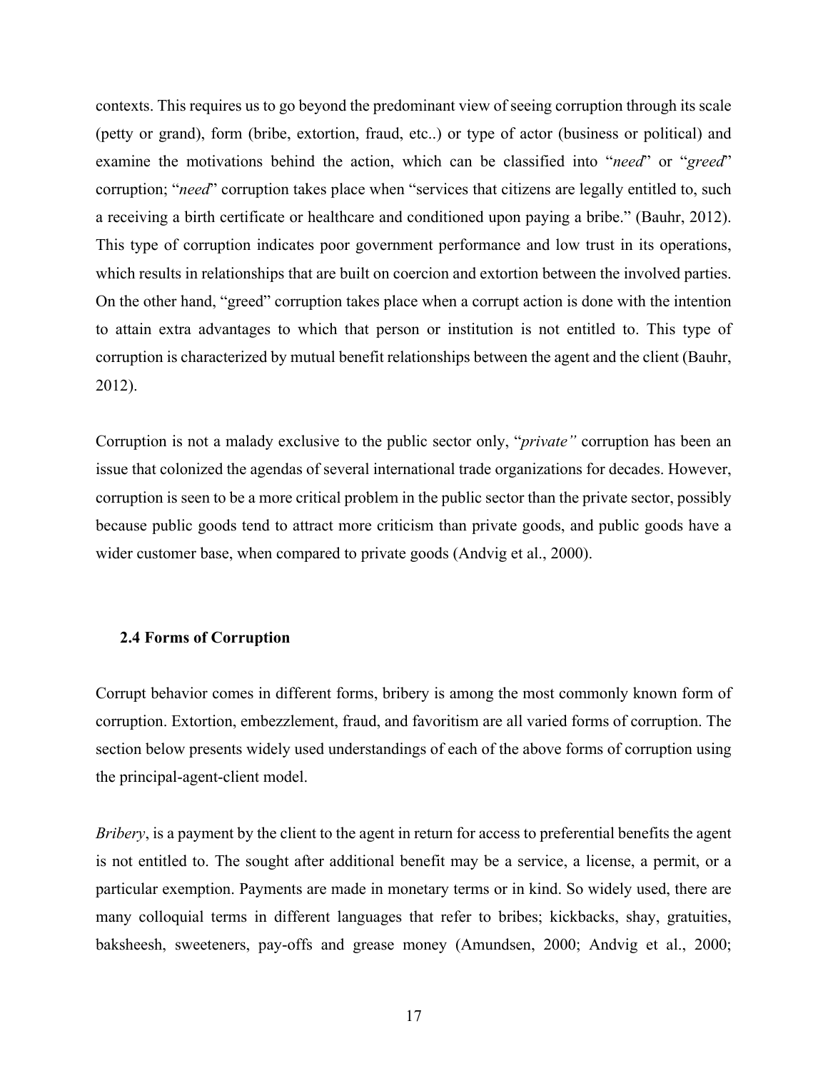contexts. This requires us to go beyond the predominant view of seeing corruption through its scale (petty or grand), form (bribe, extortion, fraud, etc..) or type of actor (business or political) and examine the motivations behind the action, which can be classified into "*need*" or "*greed*" corruption; "*need*" corruption takes place when "services that citizens are legally entitled to, such a receiving a birth certificate or healthcare and conditioned upon paying a bribe." (Bauhr, 2012). This type of corruption indicates poor government performance and low trust in its operations, which results in relationships that are built on coercion and extortion between the involved parties. On the other hand, "greed" corruption takes place when a corrupt action is done with the intention to attain extra advantages to which that person or institution is not entitled to. This type of corruption is characterized by mutual benefit relationships between the agent and the client (Bauhr, 2012).

Corruption is not a malady exclusive to the public sector only, "*private"* corruption has been an issue that colonized the agendas of several international trade organizations for decades. However, corruption is seen to be a more critical problem in the public sector than the private sector, possibly because public goods tend to attract more criticism than private goods, and public goods have a wider customer base, when compared to private goods (Andvig et al., 2000).

## 2.4 Forms of Corruption

Corrupt behavior comes in different forms, bribery is among the most commonly known form of corruption. Extortion, embezzlement, fraud, and favoritism are all varied forms of corruption. The section below presents widely used understandings of each of the above forms of corruption using the principal-agent-client model.

*Bribery*, is a payment by the client to the agent in return for access to preferential benefits the agent is not entitled to. The sought after additional benefit may be a service, a license, a permit, or a particular exemption. Payments are made in monetary terms or in kind. So widely used, there are many colloquial terms in different languages that refer to bribes; kickbacks, shay, gratuities, baksheesh, sweeteners, pay-offs and grease money (Amundsen, 2000; Andvig et al., 2000;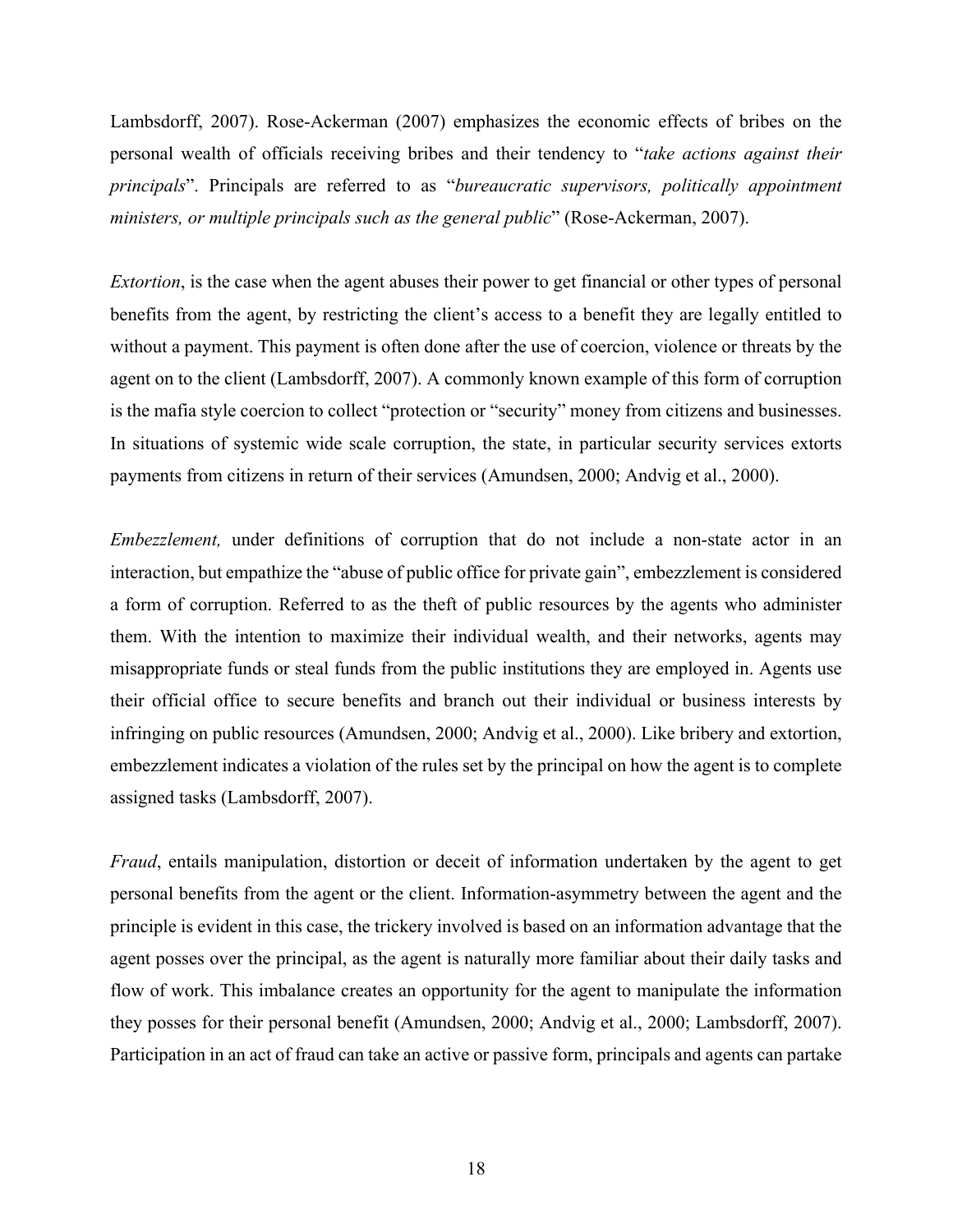Lambsdorff, 2007). Rose-Ackerman (2007) emphasizes the economic effects of bribes on the personal wealth of officials receiving bribes and their tendency to "*take actions against their principals*". Principals are referred to as "*bureaucratic supervisors, politically appointment ministers, or multiple principals such as the general public*" (Rose-Ackerman, 2007).

*Extortion*, is the case when the agent abuses their power to get financial or other types of personal benefits from the agent, by restricting the client's access to a benefit they are legally entitled to without a payment. This payment is often done after the use of coercion, violence or threats by the agent on to the client (Lambsdorff, 2007). A commonly known example of this form of corruption is the mafia style coercion to collect "protection or "security" money from citizens and businesses. In situations of systemic wide scale corruption, the state, in particular security services extorts payments from citizens in return of their services (Amundsen, 2000; Andvig et al., 2000).

*Embezzlement,* under definitions of corruption that do not include a non-state actor in an interaction, but empathize the "abuse of public office for private gain", embezzlement is considered a form of corruption. Referred to as the theft of public resources by the agents who administer them. With the intention to maximize their individual wealth, and their networks, agents may misappropriate funds or steal funds from the public institutions they are employed in. Agents use their official office to secure benefits and branch out their individual or business interests by infringing on public resources (Amundsen, 2000; Andvig et al., 2000). Like bribery and extortion, embezzlement indicates a violation of the rules set by the principal on how the agent is to complete assigned tasks (Lambsdorff, 2007).

*Fraud*, entails manipulation, distortion or deceit of information undertaken by the agent to get personal benefits from the agent or the client. Information-asymmetry between the agent and the principle is evident in this case, the trickery involved is based on an information advantage that the agent posses over the principal, as the agent is naturally more familiar about their daily tasks and flow of work. This imbalance creates an opportunity for the agent to manipulate the information they posses for their personal benefit (Amundsen, 2000; Andvig et al., 2000; Lambsdorff, 2007). Participation in an act of fraud can take an active or passive form, principals and agents can partake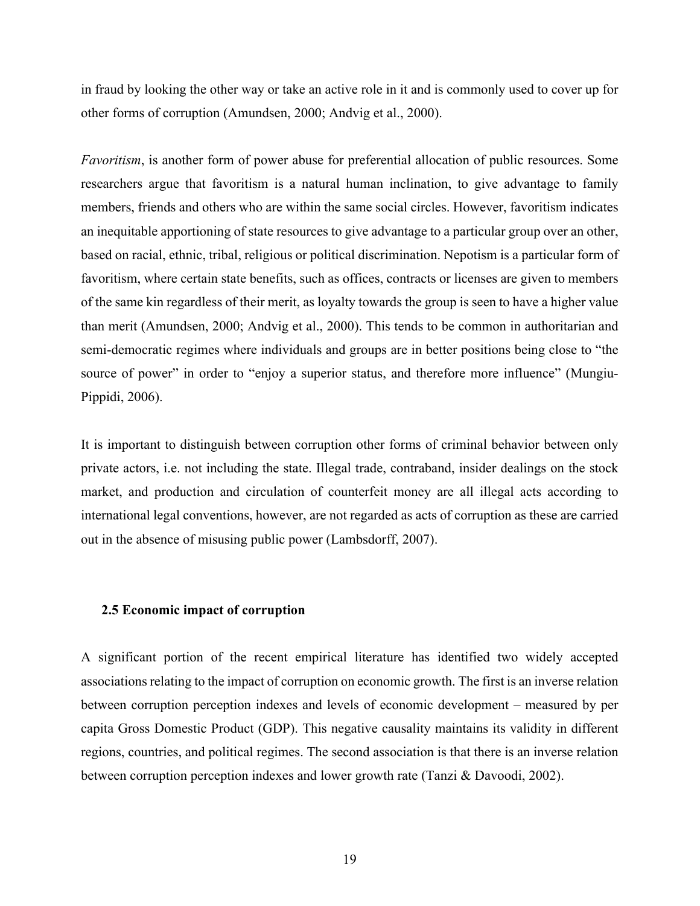in fraud by looking the other way or take an active role in it and is commonly used to cover up for other forms of corruption (Amundsen, 2000; Andvig et al., 2000).

*Favoritism*, is another form of power abuse for preferential allocation of public resources. Some researchers argue that favoritism is a natural human inclination, to give advantage to family members, friends and others who are within the same social circles. However, favoritism indicates an inequitable apportioning of state resources to give advantage to a particular group over an other, based on racial, ethnic, tribal, religious or political discrimination. Nepotism is a particular form of favoritism, where certain state benefits, such as offices, contracts or licenses are given to members of the same kin regardless of their merit, as loyalty towards the group is seen to have a higher value than merit (Amundsen, 2000; Andvig et al., 2000). This tends to be common in authoritarian and semi-democratic regimes where individuals and groups are in better positions being close to "the source of power" in order to "enjoy a superior status, and therefore more influence" (Mungiu-Pippidi, 2006).

It is important to distinguish between corruption other forms of criminal behavior between only private actors, i.e. not including the state. Illegal trade, contraband, insider dealings on the stock market, and production and circulation of counterfeit money are all illegal acts according to international legal conventions, however, are not regarded as acts of corruption as these are carried out in the absence of misusing public power (Lambsdorff, 2007).

### 2.5 Economic impact of corruption

A significant portion of the recent empirical literature has identified two widely accepted associations relating to the impact of corruption on economic growth. The first is an inverse relation between corruption perception indexes and levels of economic development – measured by per capita Gross Domestic Product (GDP). This negative causality maintains its validity in different regions, countries, and political regimes. The second association is that there is an inverse relation between corruption perception indexes and lower growth rate (Tanzi & Davoodi, 2002).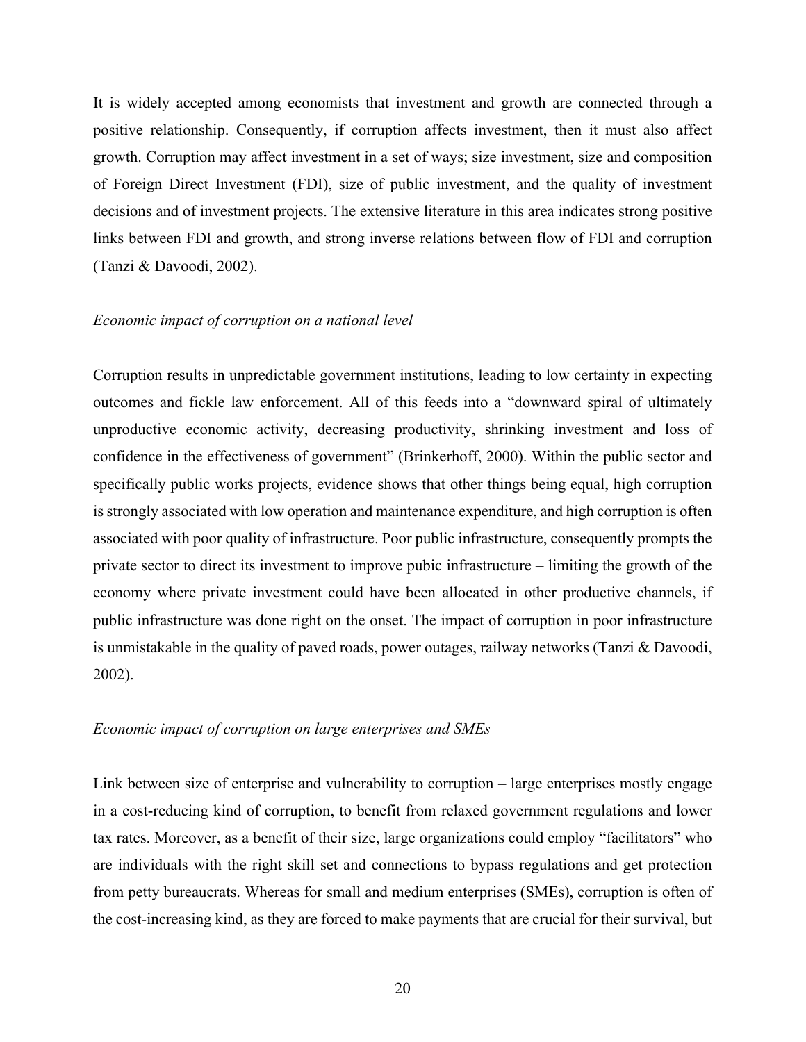It is widely accepted among economists that investment and growth are connected through a positive relationship. Consequently, if corruption affects investment, then it must also affect growth. Corruption may affect investment in a set of ways; size investment, size and composition of Foreign Direct Investment (FDI), size of public investment, and the quality of investment decisions and of investment projects. The extensive literature in this area indicates strong positive links between FDI and growth, and strong inverse relations between flow of FDI and corruption (Tanzi & Davoodi, 2002).

*Economic impact of corruption on a national level*

Corruption results in unpredictable government institutions, leading to low certainty in expecting outcomes and fickle law enforcement. All of this feeds into a "downward spiral of ultimately unproductive economic activity, decreasing productivity, shrinking investment and loss of confidence in the effectiveness of government" (Brinkerhoff, 2000). Within the public sector and specifically public works projects, evidence shows that other things being equal, high corruption is strongly associated with low operation and maintenance expenditure, and high corruption is often associated with poor quality of infrastructure. Poor public infrastructure, consequently prompts the private sector to direct its investment to improve pubic infrastructure – limiting the growth of the economy where private investment could have been allocated in other productive channels, if public infrastructure was done right on the onset. The impact of corruption in poor infrastructure is unmistakable in the quality of paved roads, power outages, railway networks (Tanzi & Davoodi, 2002).

*Economic impact of corruption on large enterprises and SMEs*

Link between size of enterprise and vulnerability to corruption – large enterprises mostly engage in a cost-reducing kind of corruption, to benefit from relaxed government regulations and lower tax rates. Moreover, as a benefit of their size, large organizations could employ "facilitators" who are individuals with the right skill set and connections to bypass regulations and get protection from petty bureaucrats. Whereas for small and medium enterprises (SMEs), corruption is often of the cost-increasing kind, as they are forced to make payments that are crucial for their survival, but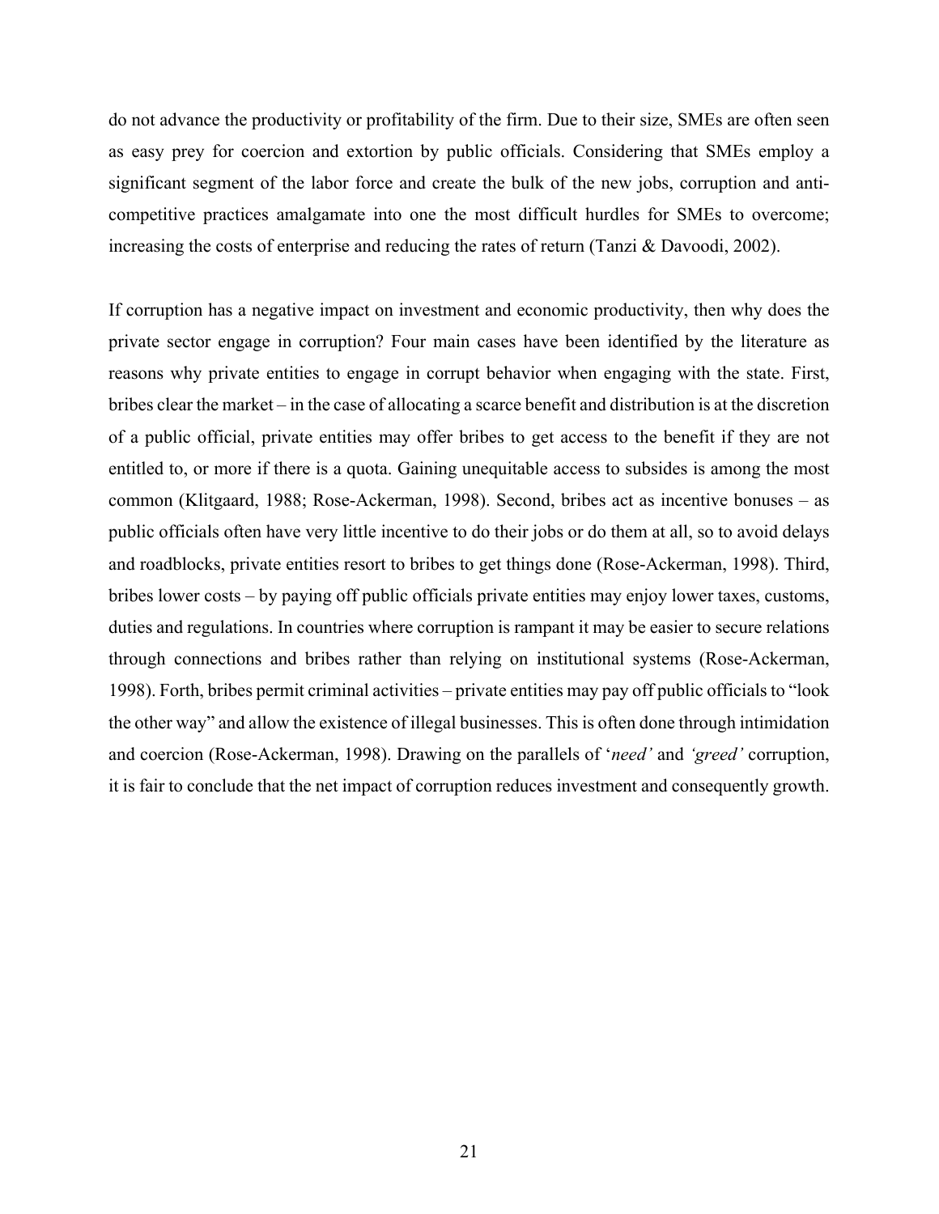do not advance the productivity or profitability of the firm. Due to their size, SMEs are often seen as easy prey for coercion and extortion by public officials. Considering that SMEs employ a significant segment of the labor force and create the bulk of the new jobs, corruption and anti-competitive practices amalgamate into one the most difficult hurdles for SMEs to overcome; increasing the costs of enterprise and reducing the rates of return (Tanzi & Davoodi, 2002).

If corruption has a negative impact on investment and economic productivity, then why does the private sector engage in corruption? Four main cases have been identified by the literature as reasons why private entities to engage in corrupt behavior when engaging with the state. First, bribes clear the market – in the case of allocating a scarce benefit and distribution is at the discretion of a public official, private entities may offer bribes to get access to the benefit if they are not entitled to, or more if there is a quota. Gaining unequitable access to subsides is among the most common (Klitgaard, 1988; Rose-Ackerman, 1998). Second, bribes act as incentive bonuses – as public officials often have very little incentive to do their jobs or do them at all, so to avoid delays and roadblocks, private entities resort to bribes to get things done (Rose-Ackerman, 1998). Third, bribes lower costs – by paying off public officials private entities may enjoy lower taxes, customs, duties and regulations. In countries where corruption is rampant it may be easier to secure relations through connections and bribes rather than relying on institutional systems (Rose-Ackerman, 1998). Forth, bribes permit criminal activities – private entities may pay off public officials to "look the other way" and allow the existence of illegal businesses. This is often done through intimidation and coercion (Rose-Ackerman, 1998). Drawing on the parallels of '*need'* and *'greed'* corruption, it is fair to conclude that the net impact of corruption reduces investment and consequently growth.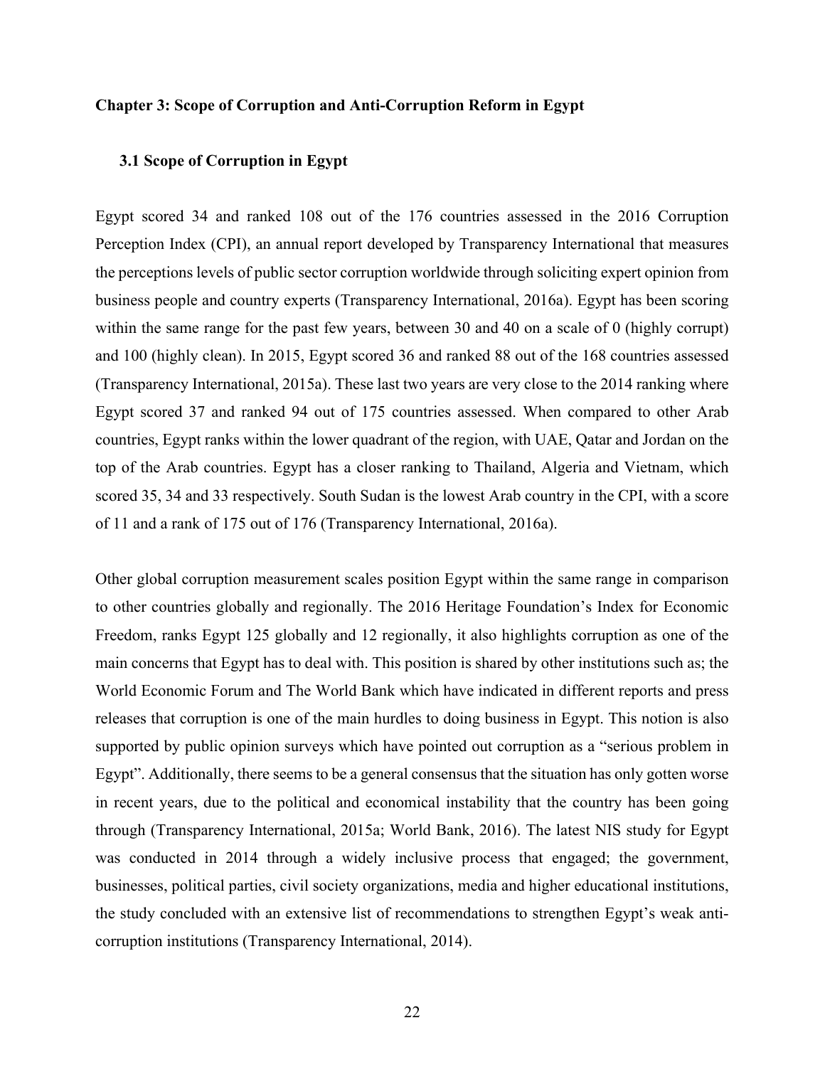## Chapter 3: Scope of Corruption and Anti-Corruption Reform in Egypt

### 3.1 Scope of Corruption in Egypt

Egypt scored 34 and ranked 108 out of the 176 countries assessed in the 2016 Corruption Perception Index (CPI), an annual report developed by Transparency International that measures the perceptions levels of public sector corruption worldwide through soliciting expert opinion from business people and country experts (Transparency International, 2016a). Egypt has been scoring within the same range for the past few years, between 30 and 40 on a scale of 0 (highly corrupt) and 100 (highly clean). In 2015, Egypt scored 36 and ranked 88 out of the 168 countries assessed (Transparency International, 2015a). These last two years are very close to the 2014 ranking where Egypt scored 37 and ranked 94 out of 175 countries assessed. When compared to other Arab countries, Egypt ranks within the lower quadrant of the region, with UAE, Qatar and Jordan on the top of the Arab countries. Egypt has a closer ranking to Thailand, Algeria and Vietnam, which scored 35, 34 and 33 respectively. South Sudan is the lowest Arab country in the CPI, with a score of 11 and a rank of 175 out of 176 (Transparency International, 2016a).

Other global corruption measurement scales position Egypt within the same range in comparison to other countries globally and regionally. The 2016 Heritage Foundation's Index for Economic Freedom, ranks Egypt 125 globally and 12 regionally, it also highlights corruption as one of the main concerns that Egypt has to deal with. This position is shared by other institutions such as; the World Economic Forum and The World Bank which have indicated in different reports and press releases that corruption is one of the main hurdles to doing business in Egypt. This notion is also supported by public opinion surveys which have pointed out corruption as a "serious problem in Egypt". Additionally, there seems to be a general consensus that the situation has only gotten worse in recent years, due to the political and economical instability that the country has been going through (Transparency International, 2015a; World Bank, 2016). The latest NIS study for Egypt was conducted in 2014 through a widely inclusive process that engaged; the government, businesses, political parties, civil society organizations, media and higher educational institutions, the study concluded with an extensive list of recommendations to strengthen Egypt's weak anti-corruption institutions (Transparency International, 2014).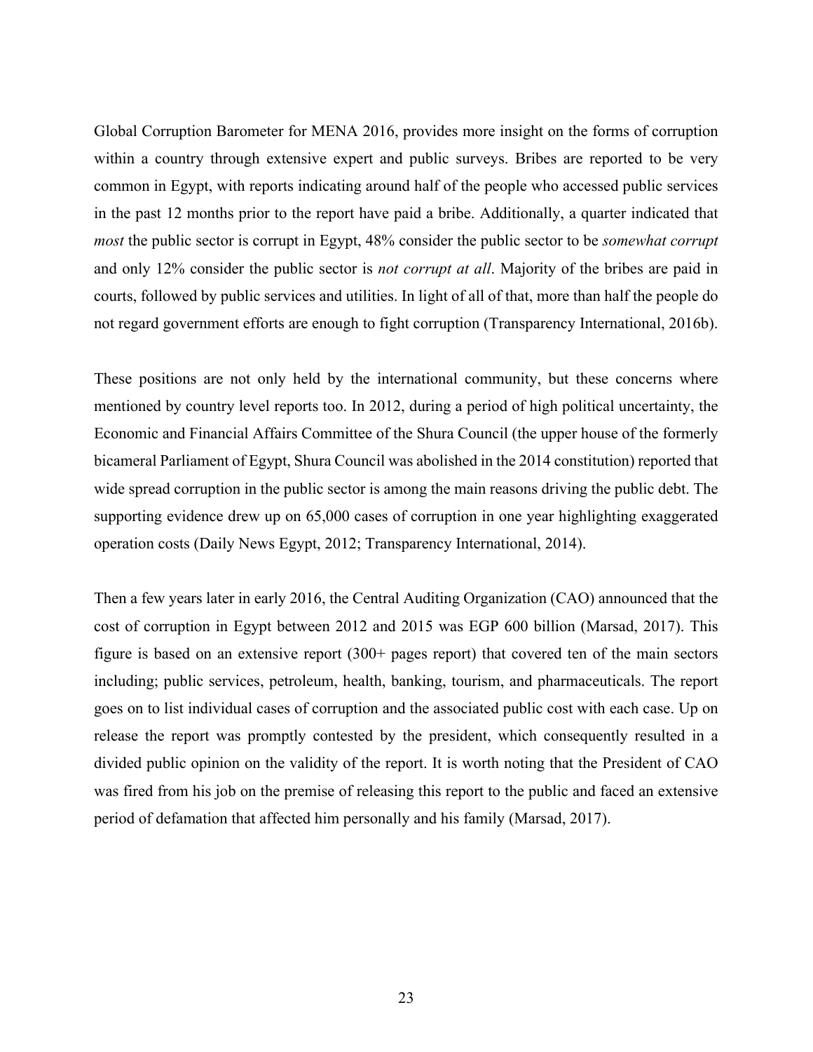Global Corruption Barometer for MENA 2016, provides more insight on the forms of corruption within a country through extensive expert and public surveys. Bribes are reported to be very common in Egypt, with reports indicating around half of the people who accessed public services in the past 12 months prior to the report have paid a bribe. Additionally, a quarter indicated that *most* the public sector is corrupt in Egypt, 48% consider the public sector to be *somewhat corrupt* and only 12% consider the public sector is *not corrupt at all*. Majority of the bribes are paid in courts, followed by public services and utilities. In light of all of that, more than half the people do not regard government efforts are enough to fight corruption (Transparency International, 2016b).

These positions are not only held by the international community, but these concerns where mentioned by country level reports too. In 2012, during a period of high political uncertainty, the Economic and Financial Affairs Committee of the Shura Council (the upper house of the formerly bicameral Parliament of Egypt, Shura Council was abolished in the 2014 constitution) reported that wide spread corruption in the public sector is among the main reasons driving the public debt. The supporting evidence drew up on 65,000 cases of corruption in one year highlighting exaggerated operation costs (Daily News Egypt, 2012; Transparency International, 2014).

Then a few years later in early 2016, the Central Auditing Organization (CAO) announced that the cost of corruption in Egypt between 2012 and 2015 was EGP 600 billion (Marsad, 2017). This figure is based on an extensive report (300+ pages report) that covered ten of the main sectors including; public services, petroleum, health, banking, tourism, and pharmaceuticals. The report goes on to list individual cases of corruption and the associated public cost with each case. Up on release the report was promptly contested by the president, which consequently resulted in a divided public opinion on the validity of the report. It is worth noting that the President of CAO was fired from his job on the premise of releasing this report to the public and faced an extensive period of defamation that affected him personally and his family (Marsad, 2017).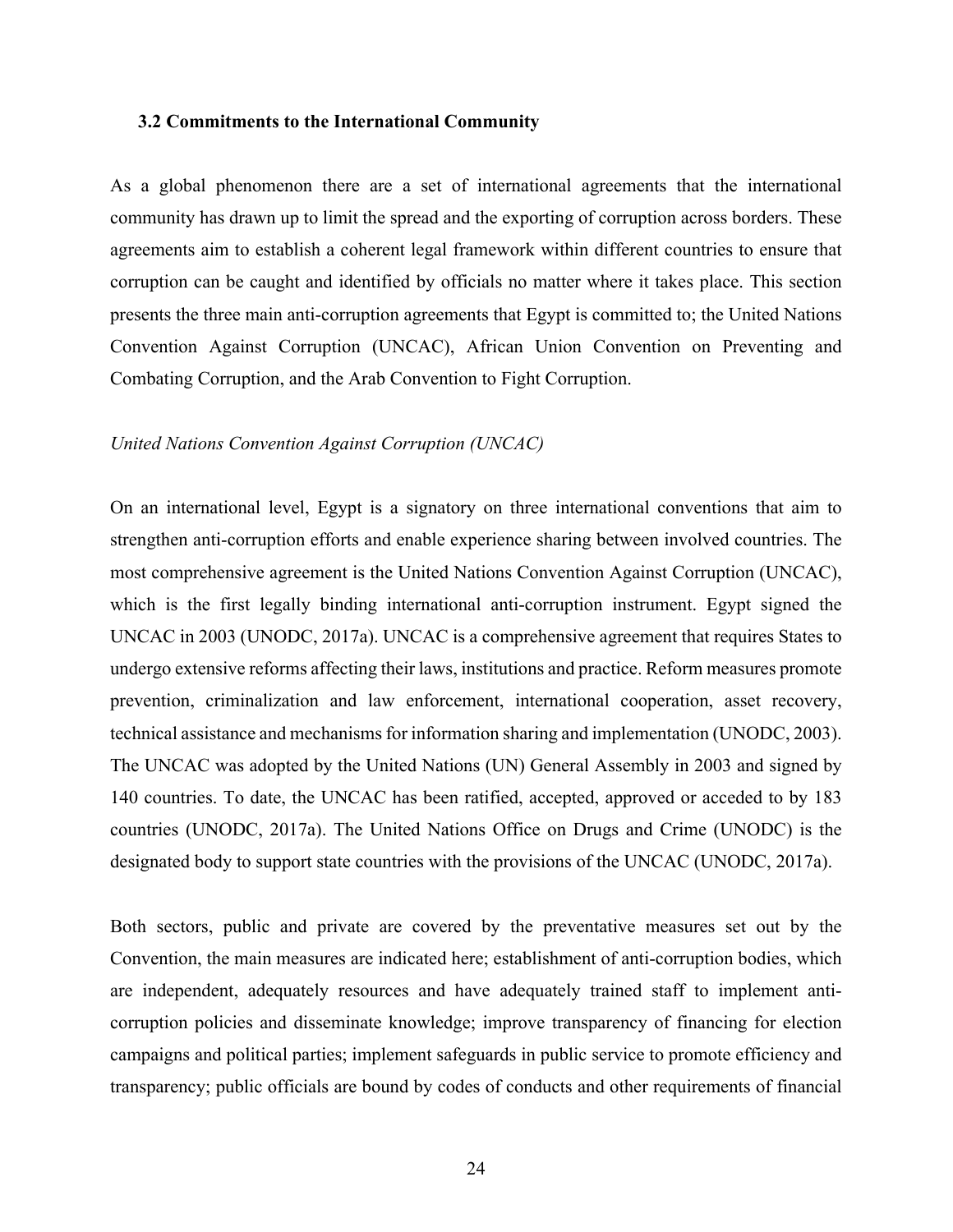### 3.2 Commitments to the International Community

As a global phenomenon there are a set of international agreements that the international community has drawn up to limit the spread and the exporting of corruption across borders. These agreements aim to establish a coherent legal framework within different countries to ensure that corruption can be caught and identified by officials no matter where it takes place. This section presents the three main anti-corruption agreements that Egypt is committed to; the United Nations Convention Against Corruption (UNCAC), African Union Convention on Preventing and Combating Corruption, and the Arab Convention to Fight Corruption.

*United Nations Convention Against Corruption (UNCAC)*

On an international level, Egypt is a signatory on three international conventions that aim to strengthen anti-corruption efforts and enable experience sharing between involved countries. The most comprehensive agreement is the United Nations Convention Against Corruption (UNCAC), which is the first legally binding international anti-corruption instrument. Egypt signed the UNCAC in 2003 (UNODC, 2017a). UNCAC is a comprehensive agreement that requires States to undergo extensive reforms affecting their laws, institutions and practice. Reform measures promote prevention, criminalization and law enforcement, international cooperation, asset recovery, technical assistance and mechanisms for information sharing and implementation (UNODC, 2003). The UNCAC was adopted by the United Nations (UN) General Assembly in 2003 and signed by 140 countries. To date, the UNCAC has been ratified, accepted, approved or acceded to by 183 countries (UNODC, 2017a). The United Nations Office on Drugs and Crime (UNODC) is the designated body to support state countries with the provisions of the UNCAC (UNODC, 2017a).

Both sectors, public and private are covered by the preventative measures set out by the Convention, the main measures are indicated here; establishment of anti-corruption bodies, which are independent, adequately resources and have adequately trained staff to implement anti-corruption policies and disseminate knowledge; improve transparency of financing for election campaigns and political parties; implement safeguards in public service to promote efficiency and transparency; public officials are bound by codes of conducts and other requirements of financial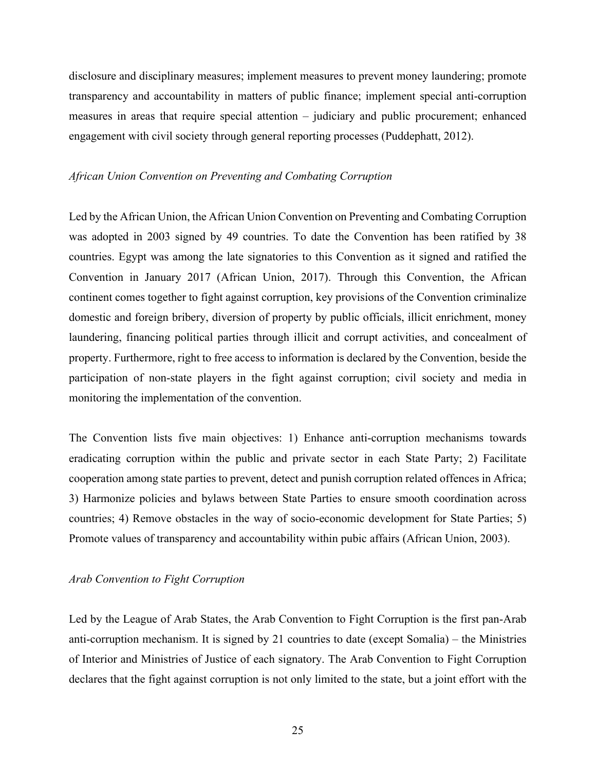disclosure and disciplinary measures; implement measures to prevent money laundering; promote transparency and accountability in matters of public finance; implement special anti-corruption measures in areas that require special attention – judiciary and public procurement; enhanced engagement with civil society through general reporting processes (Puddephatt, 2012).

*African Union Convention on Preventing and Combating Corruption*

Led by the African Union, the African Union Convention on Preventing and Combating Corruption was adopted in 2003 signed by 49 countries. To date the Convention has been ratified by 38 countries. Egypt was among the late signatories to this Convention as it signed and ratified the Convention in January 2017 (African Union, 2017). Through this Convention, the African continent comes together to fight against corruption, key provisions of the Convention criminalize domestic and foreign bribery, diversion of property by public officials, illicit enrichment, money laundering, financing political parties through illicit and corrupt activities, and concealment of property. Furthermore, right to free access to information is declared by the Convention, beside the participation of non-state players in the fight against corruption; civil society and media in monitoring the implementation of the convention.

The Convention lists five main objectives: 1) Enhance anti-corruption mechanisms towards eradicating corruption within the public and private sector in each State Party; 2) Facilitate cooperation among state parties to prevent, detect and punish corruption related offences in Africa; 3) Harmonize policies and bylaws between State Parties to ensure smooth coordination across countries; 4) Remove obstacles in the way of socio-economic development for State Parties; 5) Promote values of transparency and accountability within pubic affairs (African Union, 2003).

*Arab Convention to Fight Corruption*

Led by the League of Arab States, the Arab Convention to Fight Corruption is the first pan-Arab anti-corruption mechanism. It is signed by 21 countries to date (except Somalia) – the Ministries of Interior and Ministries of Justice of each signatory. The Arab Convention to Fight Corruption declares that the fight against corruption is not only limited to the state, but a joint effort with the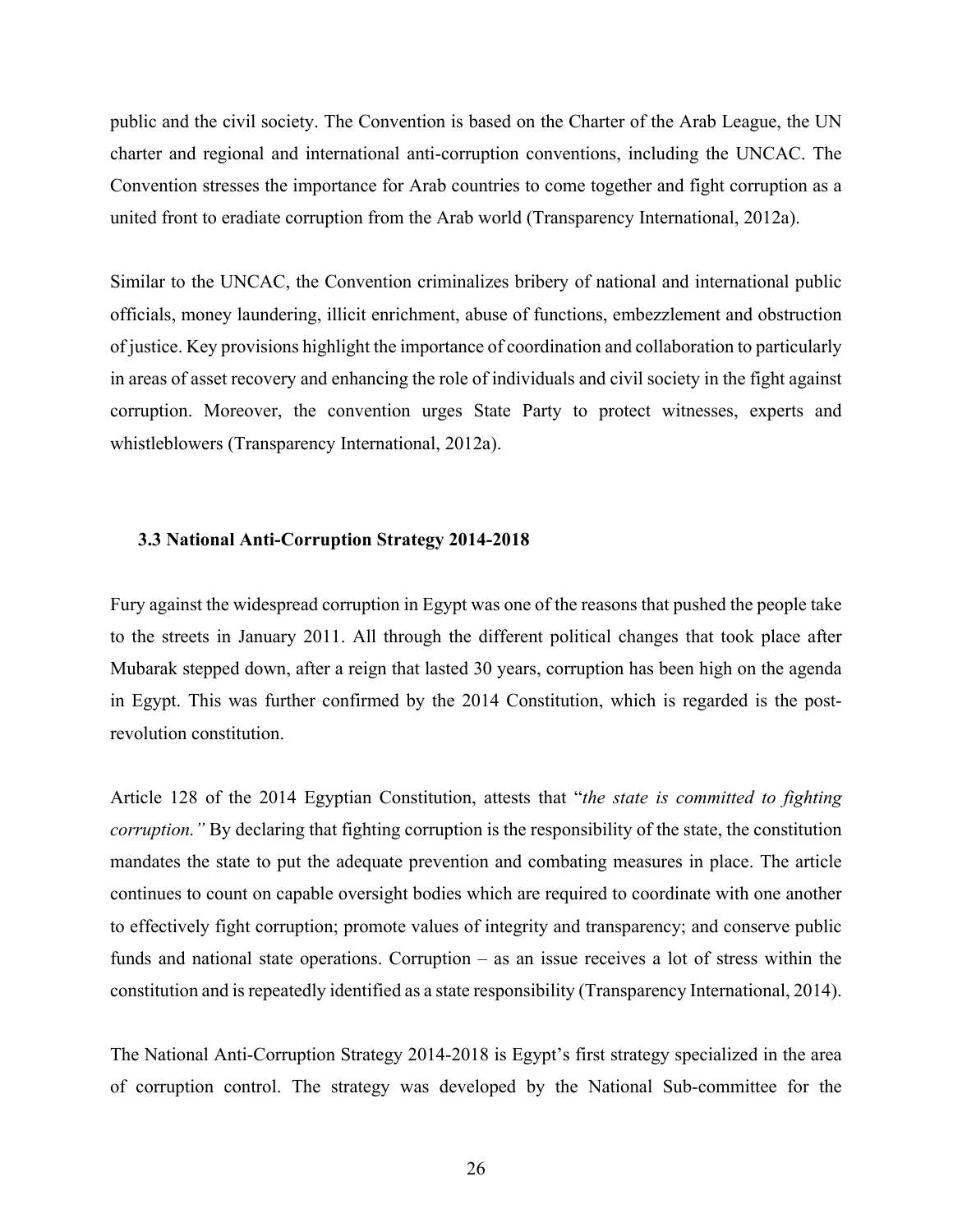public and the civil society. The Convention is based on the Charter of the Arab League, the UN charter and regional and international anti-corruption conventions, including the UNCAC. The Convention stresses the importance for Arab countries to come together and fight corruption as a united front to eradiate corruption from the Arab world (Transparency International, 2012a).

Similar to the UNCAC, the Convention criminalizes bribery of national and international public officials, money laundering, illicit enrichment, abuse of functions, embezzlement and obstruction of justice. Key provisions highlight the importance of coordination and collaboration to particularly in areas of asset recovery and enhancing the role of individuals and civil society in the fight against corruption. Moreover, the convention urges State Party to protect witnesses, experts and whistleblowers (Transparency International, 2012a).

### 3.3 National Anti-Corruption Strategy 2014-2018

Fury against the widespread corruption in Egypt was one of the reasons that pushed the people take to the streets in January 2011. All through the different political changes that took place after Mubarak stepped down, after a reign that lasted 30 years, corruption has been high on the agenda in Egypt. This was further confirmed by the 2014 Constitution, which is regarded is the post-revolution constitution.

Article 128 of the 2014 Egyptian Constitution, attests that "*the state is committed to fighting corruption."* By declaring that fighting corruption is the responsibility of the state, the constitution mandates the state to put the adequate prevention and combating measures in place. The article continues to count on capable oversight bodies which are required to coordinate with one another to effectively fight corruption; promote values of integrity and transparency; and conserve public funds and national state operations. Corruption – as an issue receives a lot of stress within the constitution and is repeatedly identified as a state responsibility (Transparency International, 2014).

The National Anti-Corruption Strategy 2014-2018 is Egypt's first strategy specialized in the area of corruption control. The strategy was developed by the National Sub-committee for the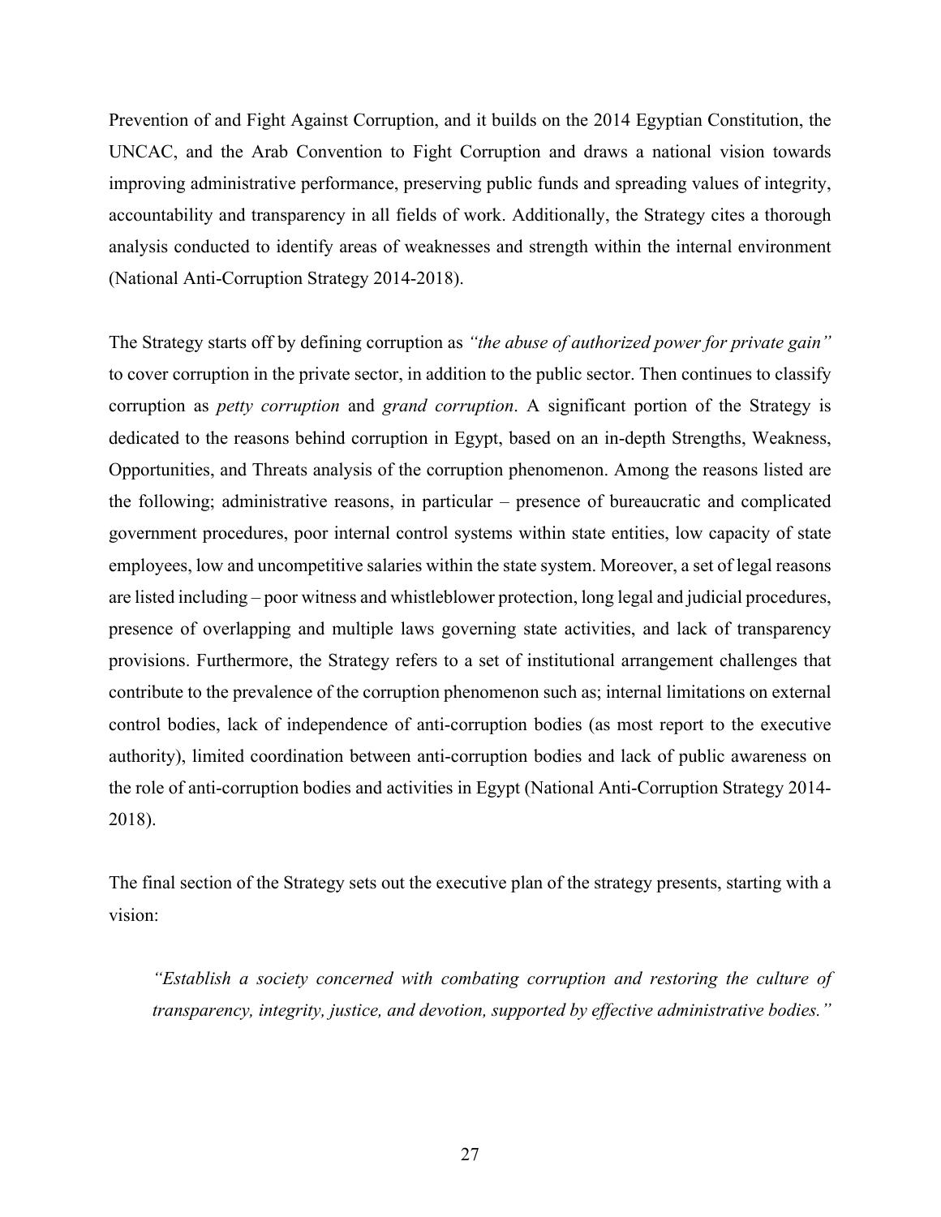Prevention of and Fight Against Corruption, and it builds on the 2014 Egyptian Constitution, the UNCAC, and the Arab Convention to Fight Corruption and draws a national vision towards improving administrative performance, preserving public funds and spreading values of integrity, accountability and transparency in all fields of work. Additionally, the Strategy cites a thorough analysis conducted to identify areas of weaknesses and strength within the internal environment (National Anti-Corruption Strategy 2014-2018).

The Strategy starts off by defining corruption as *"the abuse of authorized power for private gain"* to cover corruption in the private sector, in addition to the public sector. Then continues to classify corruption as *petty corruption* and *grand corruption*. A significant portion of the Strategy is dedicated to the reasons behind corruption in Egypt, based on an in-depth Strengths, Weakness, Opportunities, and Threats analysis of the corruption phenomenon. Among the reasons listed are the following; administrative reasons, in particular – presence of bureaucratic and complicated government procedures, poor internal control systems within state entities, low capacity of state employees, low and uncompetitive salaries within the state system. Moreover, a set of legal reasons are listed including – poor witness and whistleblower protection, long legal and judicial procedures, presence of overlapping and multiple laws governing state activities, and lack of transparency provisions. Furthermore, the Strategy refers to a set of institutional arrangement challenges that contribute to the prevalence of the corruption phenomenon such as; internal limitations on external control bodies, lack of independence of anti-corruption bodies (as most report to the executive authority), limited coordination between anti-corruption bodies and lack of public awareness on the role of anti-corruption bodies and activities in Egypt (National Anti-Corruption Strategy 2014-2018).

The final section of the Strategy sets out the executive plan of the strategy presents, starting with a vision:

> *"Establish a society concerned with combating corruption and restoring the culture of transparency, integrity, justice, and devotion, supported by effective administrative bodies."*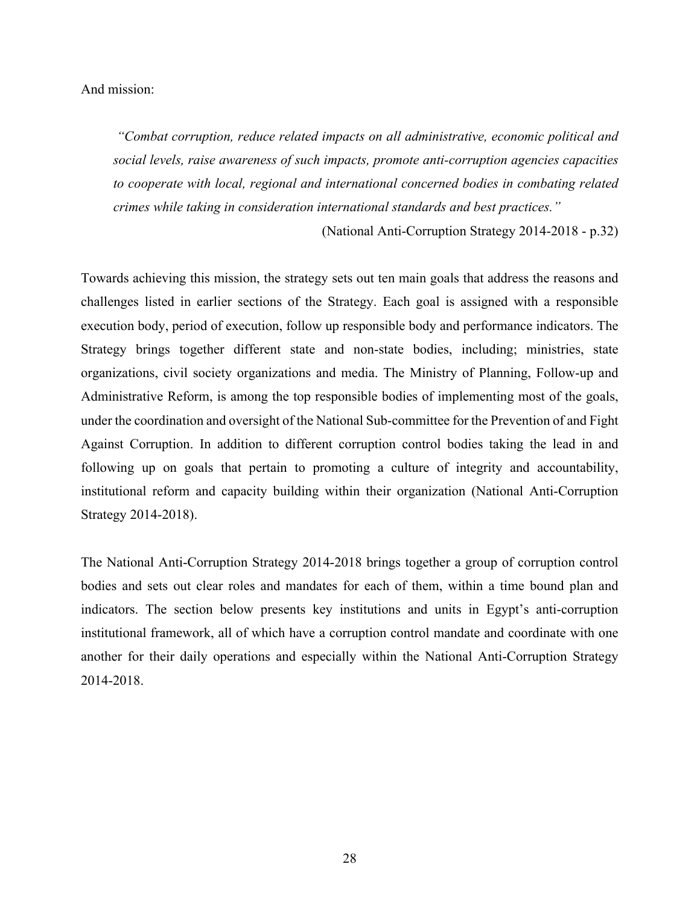And mission:

> *"Combat corruption, reduce related impacts on all administrative, economic political and social levels, raise awareness of such impacts, promote anti-corruption agencies capacities to cooperate with local, regional and international concerned bodies in combating related crimes while taking in consideration international standards and best practices."*
>
> (National Anti-Corruption Strategy 2014-2018 - p.32)

Towards achieving this mission, the strategy sets out ten main goals that address the reasons and challenges listed in earlier sections of the Strategy. Each goal is assigned with a responsible execution body, period of execution, follow up responsible body and performance indicators. The Strategy brings together different state and non-state bodies, including; ministries, state organizations, civil society organizations and media. The Ministry of Planning, Follow-up and Administrative Reform, is among the top responsible bodies of implementing most of the goals, under the coordination and oversight of the National Sub-committee for the Prevention of and Fight Against Corruption. In addition to different corruption control bodies taking the lead in and following up on goals that pertain to promoting a culture of integrity and accountability, institutional reform and capacity building within their organization (National Anti-Corruption Strategy 2014-2018).

The National Anti-Corruption Strategy 2014-2018 brings together a group of corruption control bodies and sets out clear roles and mandates for each of them, within a time bound plan and indicators. The section below presents key institutions and units in Egypt's anti-corruption institutional framework, all of which have a corruption control mandate and coordinate with one another for their daily operations and especially within the National Anti-Corruption Strategy 2014-2018.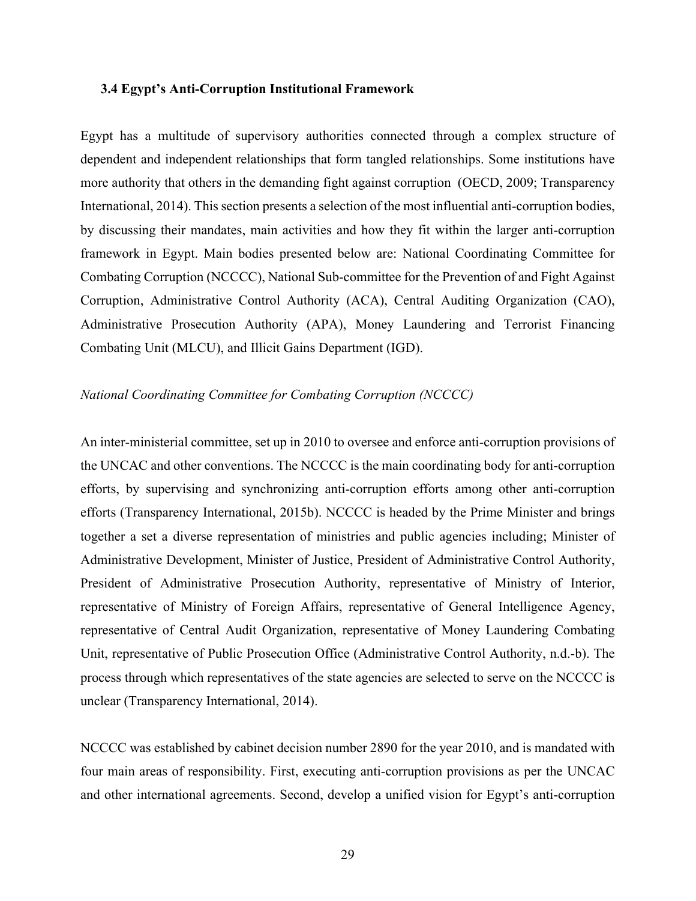### 3.4 Egypt's Anti-Corruption Institutional Framework

Egypt has a multitude of supervisory authorities connected through a complex structure of dependent and independent relationships that form tangled relationships. Some institutions have more authority that others in the demanding fight against corruption (OECD, 2009; Transparency International, 2014). This section presents a selection of the most influential anti-corruption bodies, by discussing their mandates, main activities and how they fit within the larger anti-corruption framework in Egypt. Main bodies presented below are: National Coordinating Committee for Combating Corruption (NCCCC), National Sub-committee for the Prevention of and Fight Against Corruption, Administrative Control Authority (ACA), Central Auditing Organization (CAO), Administrative Prosecution Authority (APA), Money Laundering and Terrorist Financing Combating Unit (MLCU), and Illicit Gains Department (IGD).

*National Coordinating Committee for Combating Corruption (NCCCC)*

An inter-ministerial committee, set up in 2010 to oversee and enforce anti-corruption provisions of the UNCAC and other conventions. The NCCCC is the main coordinating body for anti-corruption efforts, by supervising and synchronizing anti-corruption efforts among other anti-corruption efforts (Transparency International, 2015b). NCCCC is headed by the Prime Minister and brings together a set a diverse representation of ministries and public agencies including; Minister of Administrative Development, Minister of Justice, President of Administrative Control Authority, President of Administrative Prosecution Authority, representative of Ministry of Interior, representative of Ministry of Foreign Affairs, representative of General Intelligence Agency, representative of Central Audit Organization, representative of Money Laundering Combating Unit, representative of Public Prosecution Office (Administrative Control Authority, n.d.-b). The process through which representatives of the state agencies are selected to serve on the NCCCC is unclear (Transparency International, 2014).

NCCCC was established by cabinet decision number 2890 for the year 2010, and is mandated with four main areas of responsibility. First, executing anti-corruption provisions as per the UNCAC and other international agreements. Second, develop a unified vision for Egypt's anti-corruption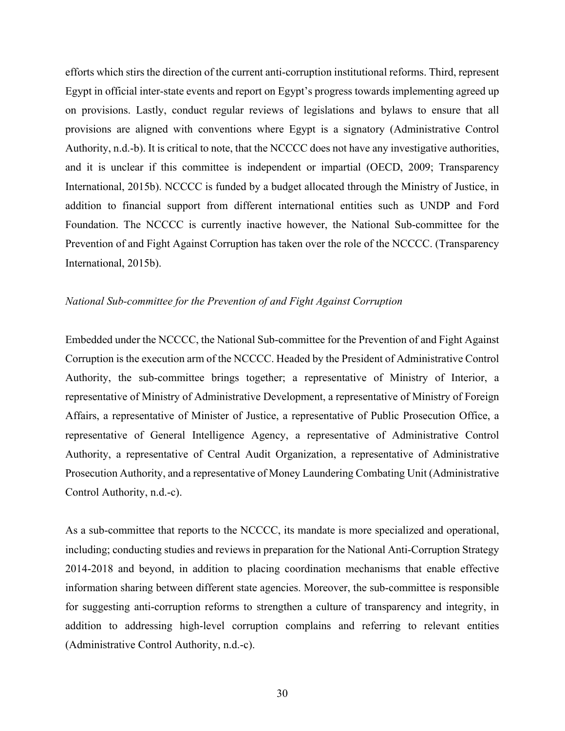efforts which stirs the direction of the current anti-corruption institutional reforms. Third, represent Egypt in official inter-state events and report on Egypt's progress towards implementing agreed up on provisions. Lastly, conduct regular reviews of legislations and bylaws to ensure that all provisions are aligned with conventions where Egypt is a signatory (Administrative Control Authority, n.d.-b). It is critical to note, that the NCCCC does not have any investigative authorities, and it is unclear if this committee is independent or impartial (OECD, 2009; Transparency International, 2015b). NCCCC is funded by a budget allocated through the Ministry of Justice, in addition to financial support from different international entities such as UNDP and Ford Foundation. The NCCCC is currently inactive however, the National Sub-committee for the Prevention of and Fight Against Corruption has taken over the role of the NCCCC. (Transparency International, 2015b).

*National Sub-committee for the Prevention of and Fight Against Corruption*

Embedded under the NCCCC, the National Sub-committee for the Prevention of and Fight Against Corruption is the execution arm of the NCCCC. Headed by the President of Administrative Control Authority, the sub-committee brings together; a representative of Ministry of Interior, a representative of Ministry of Administrative Development, a representative of Ministry of Foreign Affairs, a representative of Minister of Justice, a representative of Public Prosecution Office, a representative of General Intelligence Agency, a representative of Administrative Control Authority, a representative of Central Audit Organization, a representative of Administrative Prosecution Authority, and a representative of Money Laundering Combating Unit (Administrative Control Authority, n.d.-c).

As a sub-committee that reports to the NCCCC, its mandate is more specialized and operational, including; conducting studies and reviews in preparation for the National Anti-Corruption Strategy 2014-2018 and beyond, in addition to placing coordination mechanisms that enable effective information sharing between different state agencies. Moreover, the sub-committee is responsible for suggesting anti-corruption reforms to strengthen a culture of transparency and integrity, in addition to addressing high-level corruption complains and referring to relevant entities (Administrative Control Authority, n.d.-c).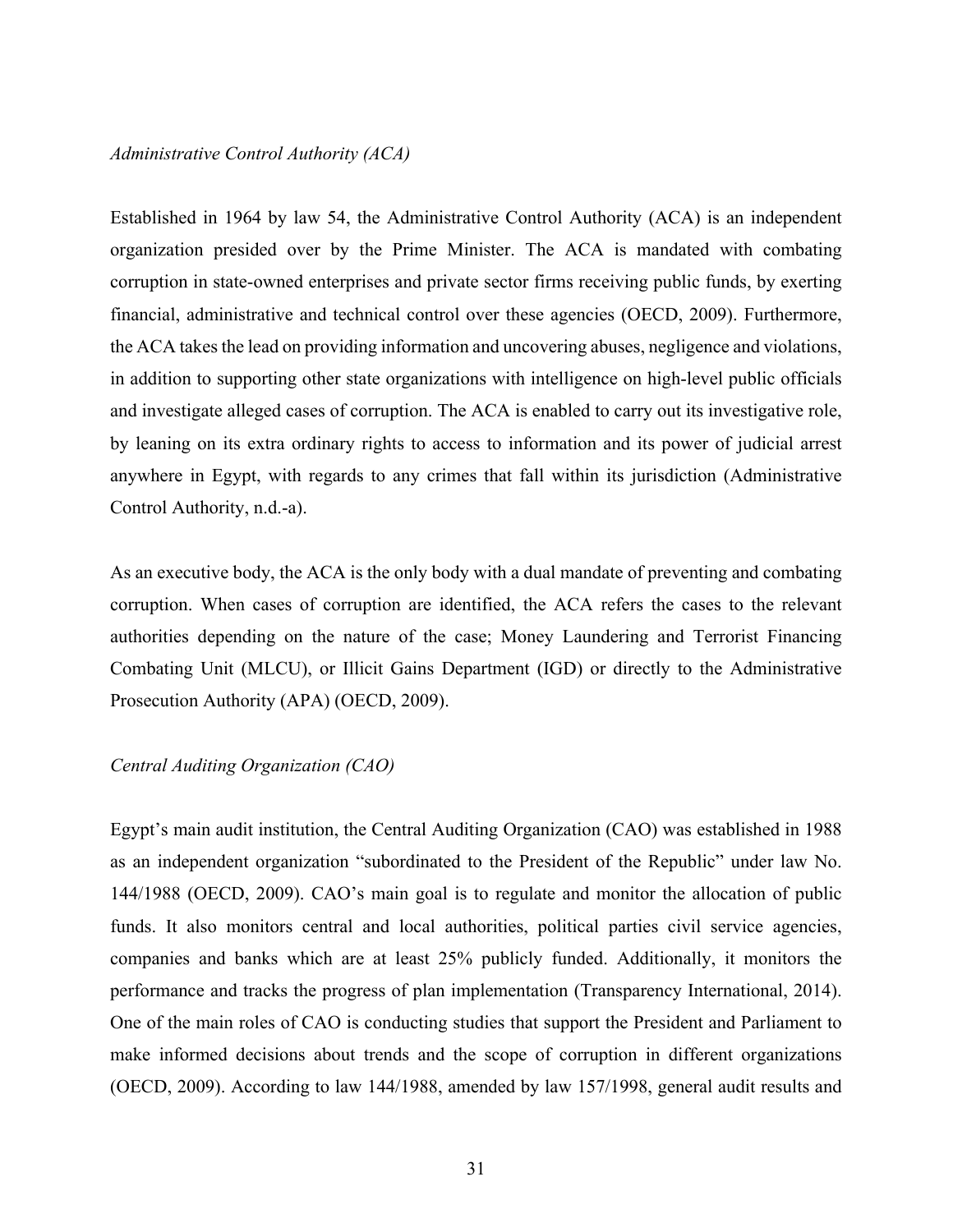*Administrative Control Authority (ACA)*

Established in 1964 by law 54, the Administrative Control Authority (ACA) is an independent organization presided over by the Prime Minister. The ACA is mandated with combating corruption in state-owned enterprises and private sector firms receiving public funds, by exerting financial, administrative and technical control over these agencies (OECD, 2009). Furthermore, the ACA takes the lead on providing information and uncovering abuses, negligence and violations, in addition to supporting other state organizations with intelligence on high-level public officials and investigate alleged cases of corruption. The ACA is enabled to carry out its investigative role, by leaning on its extra ordinary rights to access to information and its power of judicial arrest anywhere in Egypt, with regards to any crimes that fall within its jurisdiction (Administrative Control Authority, n.d.-a).

As an executive body, the ACA is the only body with a dual mandate of preventing and combating corruption. When cases of corruption are identified, the ACA refers the cases to the relevant authorities depending on the nature of the case; Money Laundering and Terrorist Financing Combating Unit (MLCU), or Illicit Gains Department (IGD) or directly to the Administrative Prosecution Authority (APA) (OECD, 2009).

*Central Auditing Organization (CAO)*

Egypt's main audit institution, the Central Auditing Organization (CAO) was established in 1988 as an independent organization "subordinated to the President of the Republic" under law No. 144/1988 (OECD, 2009). CAO's main goal is to regulate and monitor the allocation of public funds. It also monitors central and local authorities, political parties civil service agencies, companies and banks which are at least 25% publicly funded. Additionally, it monitors the performance and tracks the progress of plan implementation (Transparency International, 2014). One of the main roles of CAO is conducting studies that support the President and Parliament to make informed decisions about trends and the scope of corruption in different organizations (OECD, 2009). According to law 144/1988, amended by law 157/1998, general audit results and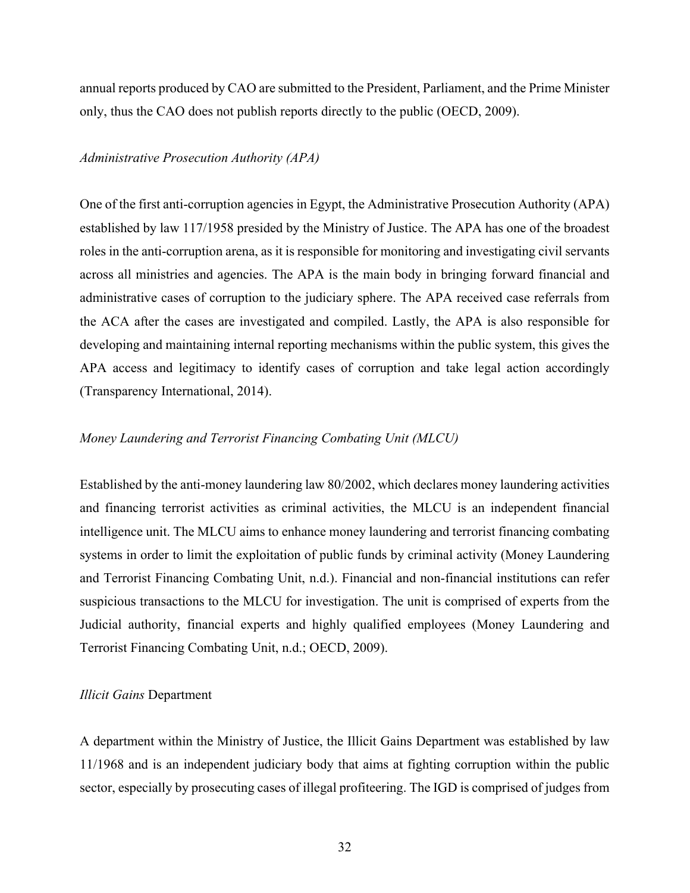annual reports produced by CAO are submitted to the President, Parliament, and the Prime Minister only, thus the CAO does not publish reports directly to the public (OECD, 2009).

*Administrative Prosecution Authority (APA)*

One of the first anti-corruption agencies in Egypt, the Administrative Prosecution Authority (APA) established by law 117/1958 presided by the Ministry of Justice. The APA has one of the broadest roles in the anti-corruption arena, as it is responsible for monitoring and investigating civil servants across all ministries and agencies. The APA is the main body in bringing forward financial and administrative cases of corruption to the judiciary sphere. The APA received case referrals from the ACA after the cases are investigated and compiled. Lastly, the APA is also responsible for developing and maintaining internal reporting mechanisms within the public system, this gives the APA access and legitimacy to identify cases of corruption and take legal action accordingly (Transparency International, 2014).

*Money Laundering and Terrorist Financing Combating Unit (MLCU)*

Established by the anti-money laundering law 80/2002, which declares money laundering activities and financing terrorist activities as criminal activities, the MLCU is an independent financial intelligence unit. The MLCU aims to enhance money laundering and terrorist financing combating systems in order to limit the exploitation of public funds by criminal activity (Money Laundering and Terrorist Financing Combating Unit, n.d.). Financial and non-financial institutions can refer suspicious transactions to the MLCU for investigation. The unit is comprised of experts from the Judicial authority, financial experts and highly qualified employees (Money Laundering and Terrorist Financing Combating Unit, n.d.; OECD, 2009).

*Illicit Gains* Department

A department within the Ministry of Justice, the Illicit Gains Department was established by law 11/1968 and is an independent judiciary body that aims at fighting corruption within the public sector, especially by prosecuting cases of illegal profiteering. The IGD is comprised of judges from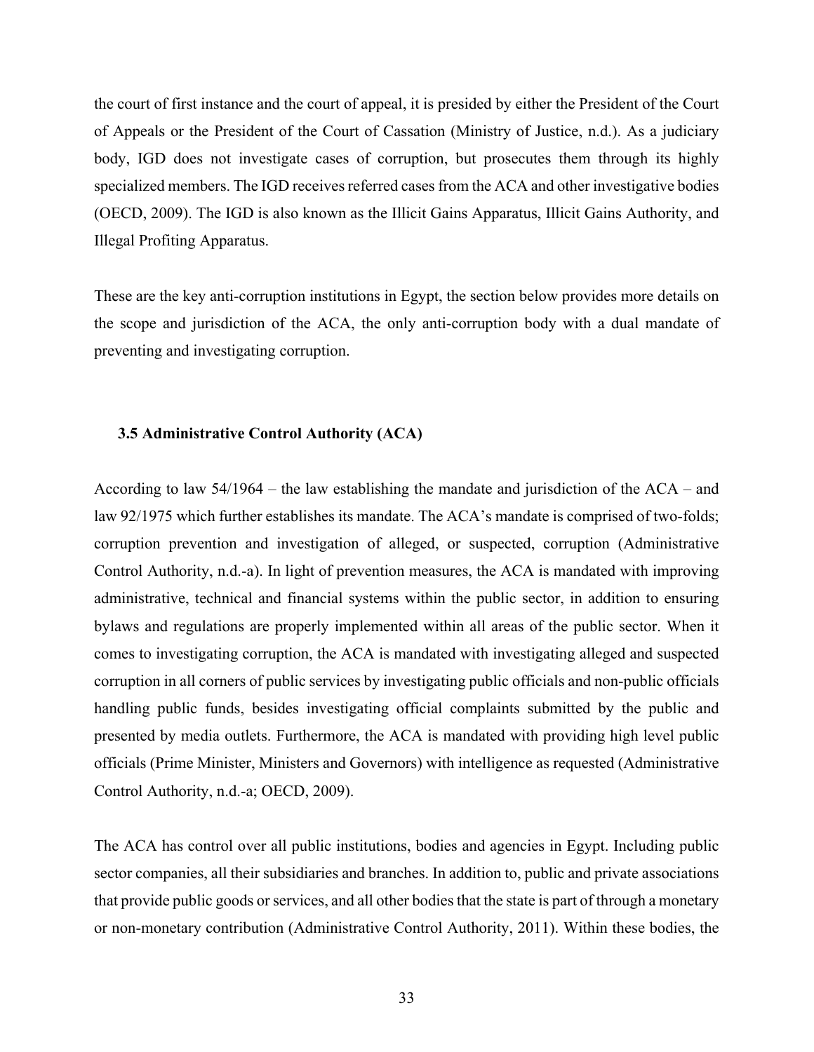the court of first instance and the court of appeal, it is presided by either the President of the Court of Appeals or the President of the Court of Cassation (Ministry of Justice, n.d.). As a judiciary body, IGD does not investigate cases of corruption, but prosecutes them through its highly specialized members. The IGD receives referred cases from the ACA and other investigative bodies (OECD, 2009). The IGD is also known as the Illicit Gains Apparatus, Illicit Gains Authority, and Illegal Profiting Apparatus.

These are the key anti-corruption institutions in Egypt, the section below provides more details on the scope and jurisdiction of the ACA, the only anti-corruption body with a dual mandate of preventing and investigating corruption.

### 3.5 Administrative Control Authority (ACA)

According to law 54/1964 – the law establishing the mandate and jurisdiction of the ACA – and law 92/1975 which further establishes its mandate. The ACA's mandate is comprised of two-folds; corruption prevention and investigation of alleged, or suspected, corruption (Administrative Control Authority, n.d.-a). In light of prevention measures, the ACA is mandated with improving administrative, technical and financial systems within the public sector, in addition to ensuring bylaws and regulations are properly implemented within all areas of the public sector. When it comes to investigating corruption, the ACA is mandated with investigating alleged and suspected corruption in all corners of public services by investigating public officials and non-public officials handling public funds, besides investigating official complaints submitted by the public and presented by media outlets. Furthermore, the ACA is mandated with providing high level public officials (Prime Minister, Ministers and Governors) with intelligence as requested (Administrative Control Authority, n.d.-a; OECD, 2009).

The ACA has control over all public institutions, bodies and agencies in Egypt. Including public sector companies, all their subsidiaries and branches. In addition to, public and private associations that provide public goods or services, and all other bodies that the state is part of through a monetary or non-monetary contribution (Administrative Control Authority, 2011). Within these bodies, the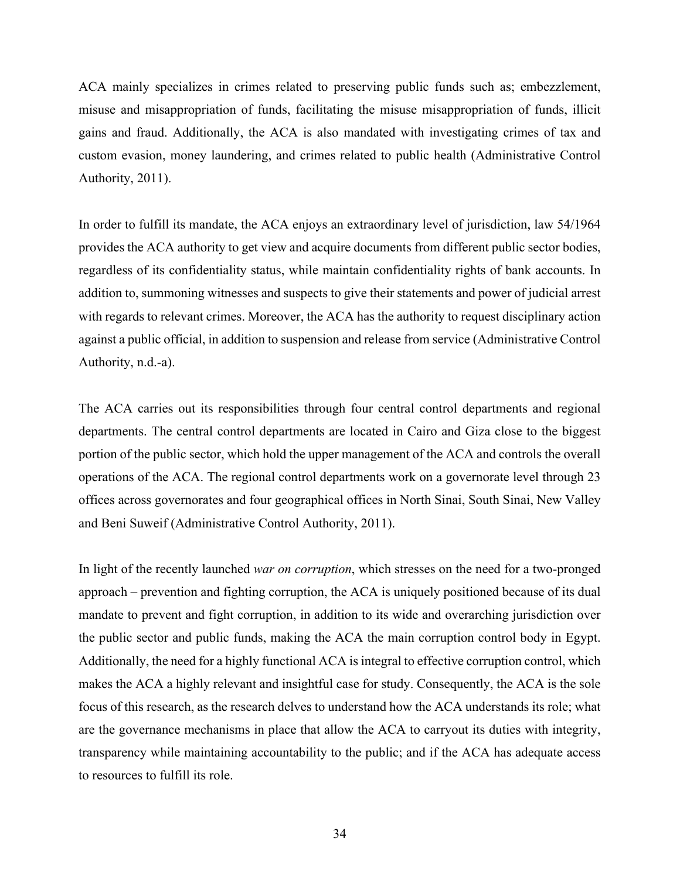ACA mainly specializes in crimes related to preserving public funds such as; embezzlement, misuse and misappropriation of funds, facilitating the misuse misappropriation of funds, illicit gains and fraud. Additionally, the ACA is also mandated with investigating crimes of tax and custom evasion, money laundering, and crimes related to public health (Administrative Control Authority, 2011).

In order to fulfill its mandate, the ACA enjoys an extraordinary level of jurisdiction, law 54/1964 provides the ACA authority to get view and acquire documents from different public sector bodies, regardless of its confidentiality status, while maintain confidentiality rights of bank accounts. In addition to, summoning witnesses and suspects to give their statements and power of judicial arrest with regards to relevant crimes. Moreover, the ACA has the authority to request disciplinary action against a public official, in addition to suspension and release from service (Administrative Control Authority, n.d.-a).

The ACA carries out its responsibilities through four central control departments and regional departments. The central control departments are located in Cairo and Giza close to the biggest portion of the public sector, which hold the upper management of the ACA and controls the overall operations of the ACA. The regional control departments work on a governorate level through 23 offices across governorates and four geographical offices in North Sinai, South Sinai, New Valley and Beni Suweif (Administrative Control Authority, 2011).

In light of the recently launched *war on corruption*, which stresses on the need for a two-pronged approach – prevention and fighting corruption, the ACA is uniquely positioned because of its dual mandate to prevent and fight corruption, in addition to its wide and overarching jurisdiction over the public sector and public funds, making the ACA the main corruption control body in Egypt. Additionally, the need for a highly functional ACA is integral to effective corruption control, which makes the ACA a highly relevant and insightful case for study. Consequently, the ACA is the sole focus of this research, as the research delves to understand how the ACA understands its role; what are the governance mechanisms in place that allow the ACA to carryout its duties with integrity, transparency while maintaining accountability to the public; and if the ACA has adequate access to resources to fulfill its role.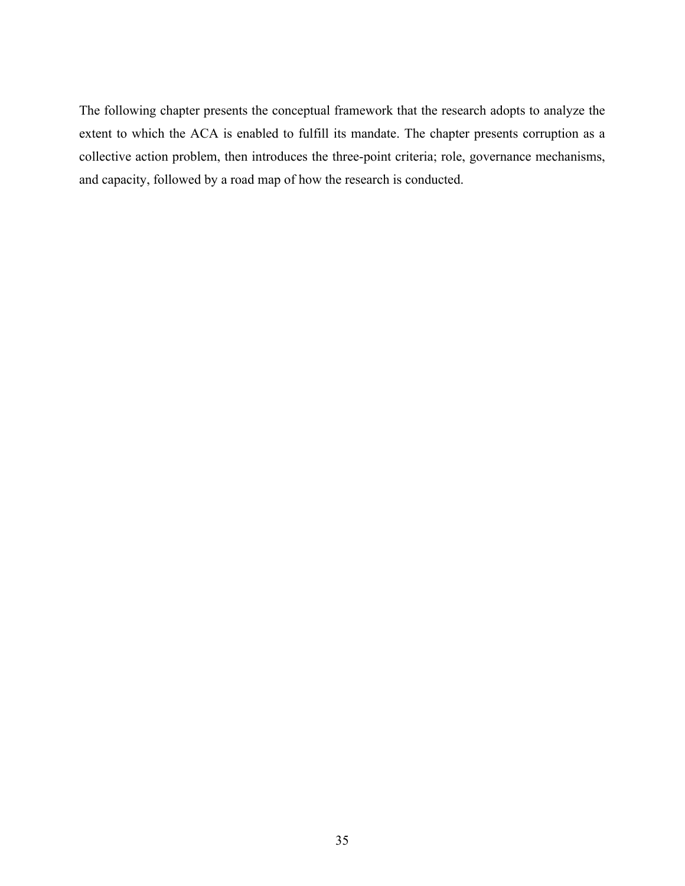The following chapter presents the conceptual framework that the research adopts to analyze the extent to which the ACA is enabled to fulfill its mandate. The chapter presents corruption as a collective action problem, then introduces the three-point criteria; role, governance mechanisms, and capacity, followed by a road map of how the research is conducted.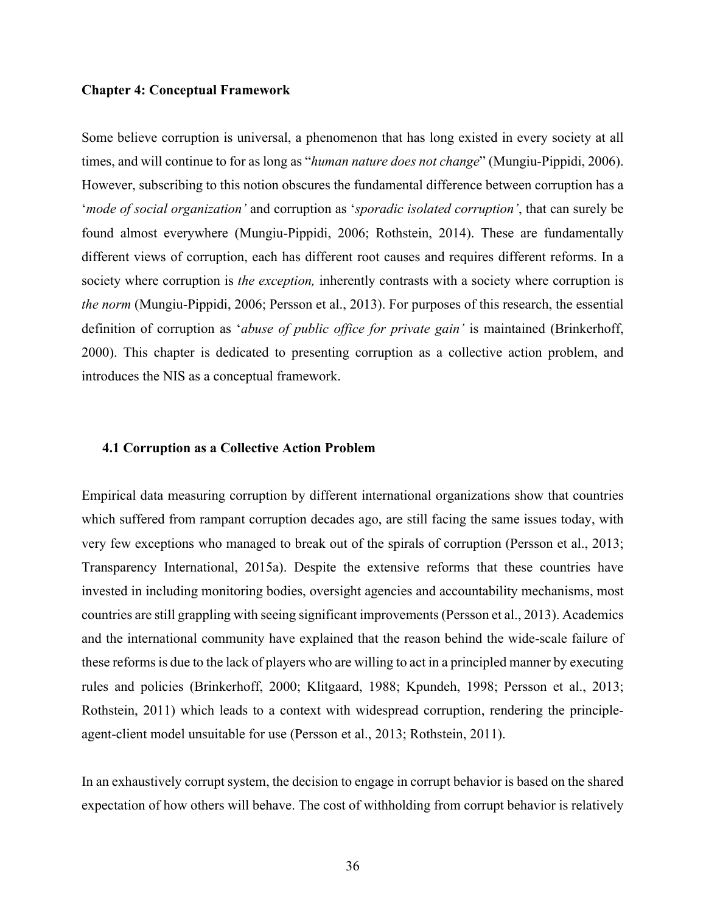## Chapter 4: Conceptual Framework

Some believe corruption is universal, a phenomenon that has long existed in every society at all times, and will continue to for as long as "*human nature does not change*" (Mungiu-Pippidi, 2006). However, subscribing to this notion obscures the fundamental difference between corruption has a '*mode of social organization'* and corruption as '*sporadic isolated corruption'*, that can surely be found almost everywhere (Mungiu-Pippidi, 2006; Rothstein, 2014). These are fundamentally different views of corruption, each has different root causes and requires different reforms. In a society where corruption is *the exception,* inherently contrasts with a society where corruption is *the norm* (Mungiu-Pippidi, 2006; Persson et al., 2013). For purposes of this research, the essential definition of corruption as '*abuse of public office for private gain'* is maintained (Brinkerhoff, 2000). This chapter is dedicated to presenting corruption as a collective action problem, and introduces the NIS as a conceptual framework.

### 4.1 Corruption as a Collective Action Problem

Empirical data measuring corruption by different international organizations show that countries which suffered from rampant corruption decades ago, are still facing the same issues today, with very few exceptions who managed to break out of the spirals of corruption (Persson et al., 2013; Transparency International, 2015a). Despite the extensive reforms that these countries have invested in including monitoring bodies, oversight agencies and accountability mechanisms, most countries are still grappling with seeing significant improvements (Persson et al., 2013). Academics and the international community have explained that the reason behind the wide-scale failure of these reforms is due to the lack of players who are willing to act in a principled manner by executing rules and policies (Brinkerhoff, 2000; Klitgaard, 1988; Kpundeh, 1998; Persson et al., 2013; Rothstein, 2011) which leads to a context with widespread corruption, rendering the principle-agent-client model unsuitable for use (Persson et al., 2013; Rothstein, 2011).

In an exhaustively corrupt system, the decision to engage in corrupt behavior is based on the shared expectation of how others will behave. The cost of withholding from corrupt behavior is relatively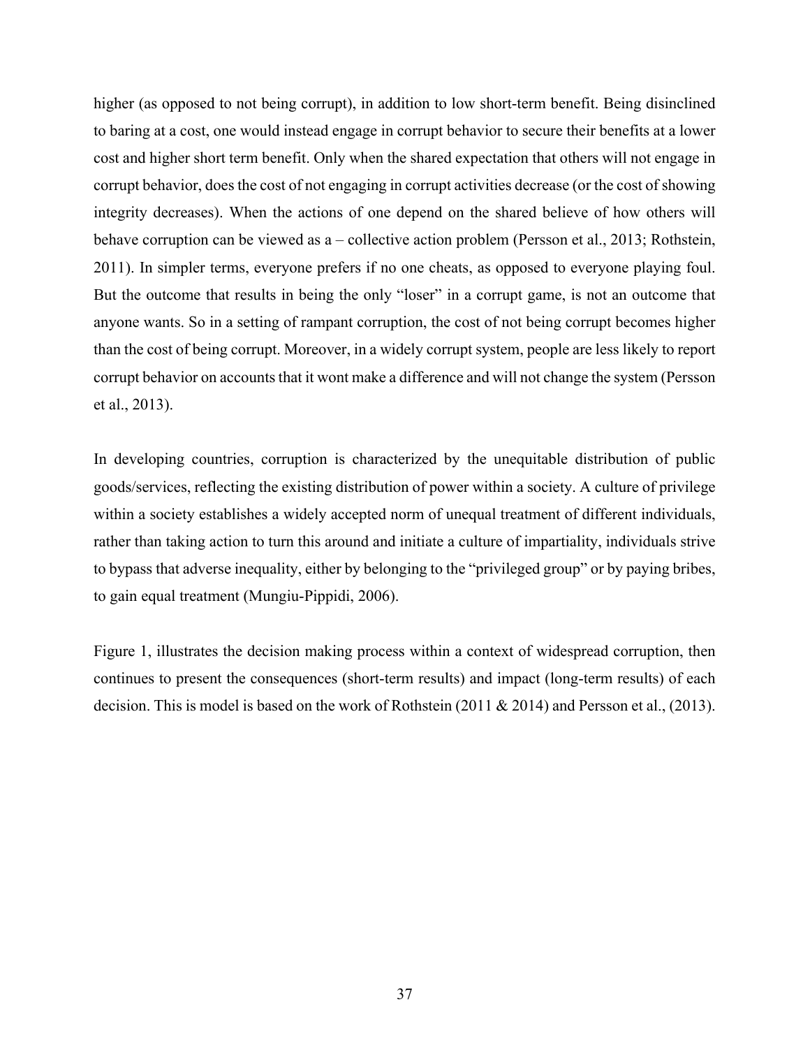higher (as opposed to not being corrupt), in addition to low short-term benefit. Being disinclined to baring at a cost, one would instead engage in corrupt behavior to secure their benefits at a lower cost and higher short term benefit. Only when the shared expectation that others will not engage in corrupt behavior, does the cost of not engaging in corrupt activities decrease (or the cost of showing integrity decreases). When the actions of one depend on the shared believe of how others will behave corruption can be viewed as a – collective action problem (Persson et al., 2013; Rothstein, 2011). In simpler terms, everyone prefers if no one cheats, as opposed to everyone playing foul. But the outcome that results in being the only "loser" in a corrupt game, is not an outcome that anyone wants. So in a setting of rampant corruption, the cost of not being corrupt becomes higher than the cost of being corrupt. Moreover, in a widely corrupt system, people are less likely to report corrupt behavior on accounts that it wont make a difference and will not change the system (Persson et al., 2013).

In developing countries, corruption is characterized by the unequitable distribution of public goods/services, reflecting the existing distribution of power within a society. A culture of privilege within a society establishes a widely accepted norm of unequal treatment of different individuals, rather than taking action to turn this around and initiate a culture of impartiality, individuals strive to bypass that adverse inequality, either by belonging to the "privileged group" or by paying bribes, to gain equal treatment (Mungiu-Pippidi, 2006).

Figure 1, illustrates the decision making process within a context of widespread corruption, then continues to present the consequences (short-term results) and impact (long-term results) of each decision. This is model is based on the work of Rothstein (2011 & 2014) and Persson et al., (2013).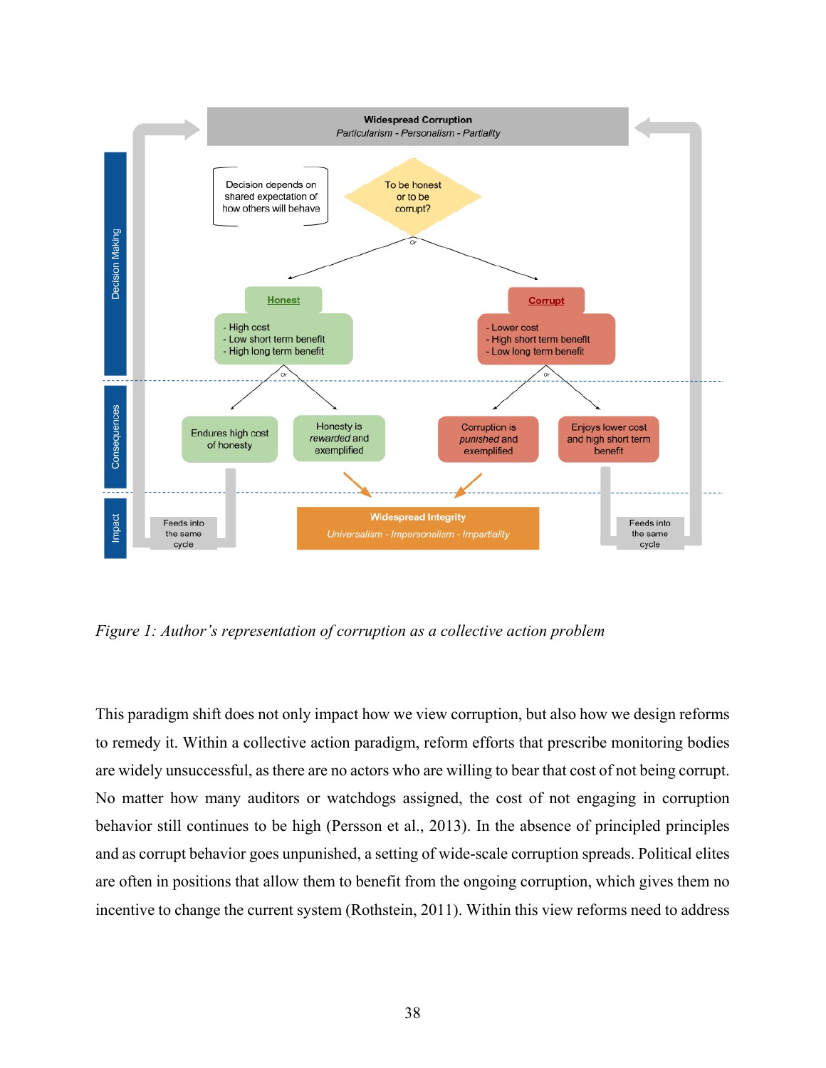Figure 1: Author's representation of corruption as a collective action problem

This paradigm shift does not only impact how we view corruption, but also how we design reforms to remedy it. Within a collective action paradigm, reform efforts that prescribe monitoring bodies are widely unsuccessful, as there are no actors who are willing to bear that cost of not being corrupt. No matter how many auditors or watchdogs assigned, the cost of not engaging in corruption behavior still continues to be high (Persson et al., 2013). In the absence of principled principles and as corrupt behavior goes unpunished, a setting of wide-scale corruption spreads. Political elites are often in positions that allow them to benefit from the ongoing corruption, which gives them no incentive to change the current system (Rothstein, 2011). Within this view reforms need to address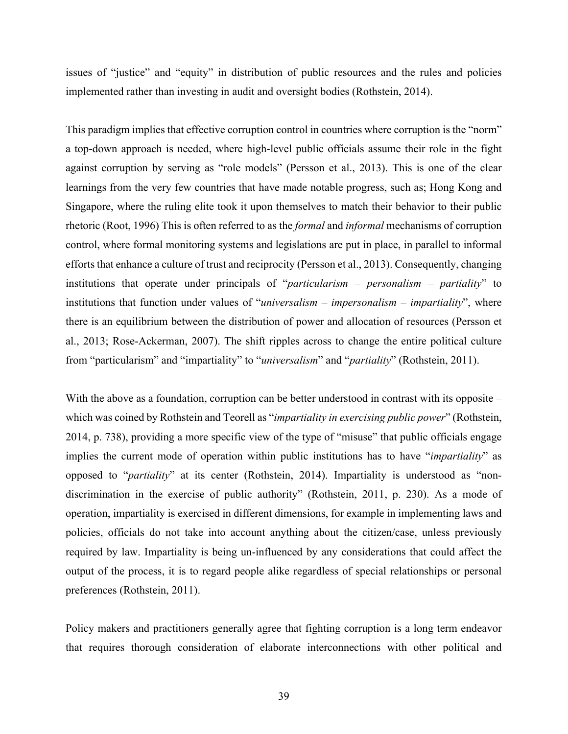issues of "justice" and "equity" in distribution of public resources and the rules and policies implemented rather than investing in audit and oversight bodies (Rothstein, 2014).

This paradigm implies that effective corruption control in countries where corruption is the "norm" a top-down approach is needed, where high-level public officials assume their role in the fight against corruption by serving as "role models" (Persson et al., 2013). This is one of the clear learnings from the very few countries that have made notable progress, such as; Hong Kong and Singapore, where the ruling elite took it upon themselves to match their behavior to their public rhetoric (Root, 1996) This is often referred to as the *formal* and *informal* mechanisms of corruption control, where formal monitoring systems and legislations are put in place, in parallel to informal efforts that enhance a culture of trust and reciprocity (Persson et al., 2013). Consequently, changing institutions that operate under principals of "*particularism – personalism – partiality*" to institutions that function under values of "*universalism – impersonalism – impartiality*", where there is an equilibrium between the distribution of power and allocation of resources (Persson et al., 2013; Rose-Ackerman, 2007). The shift ripples across to change the entire political culture from "particularism" and "impartiality" to "*universalism*" and "*partiality*" (Rothstein, 2011).

With the above as a foundation, corruption can be better understood in contrast with its opposite – which was coined by Rothstein and Teorell as "*impartiality in exercising public power*" (Rothstein, 2014, p. 738), providing a more specific view of the type of "misuse" that public officials engage implies the current mode of operation within public institutions has to have "*impartiality*" as opposed to "*partiality*" at its center (Rothstein, 2014). Impartiality is understood as "non-discrimination in the exercise of public authority" (Rothstein, 2011, p. 230). As a mode of operation, impartiality is exercised in different dimensions, for example in implementing laws and policies, officials do not take into account anything about the citizen/case, unless previously required by law. Impartiality is being un-influenced by any considerations that could affect the output of the process, it is to regard people alike regardless of special relationships or personal preferences (Rothstein, 2011).

Policy makers and practitioners generally agree that fighting corruption is a long term endeavor that requires thorough consideration of elaborate interconnections with other political and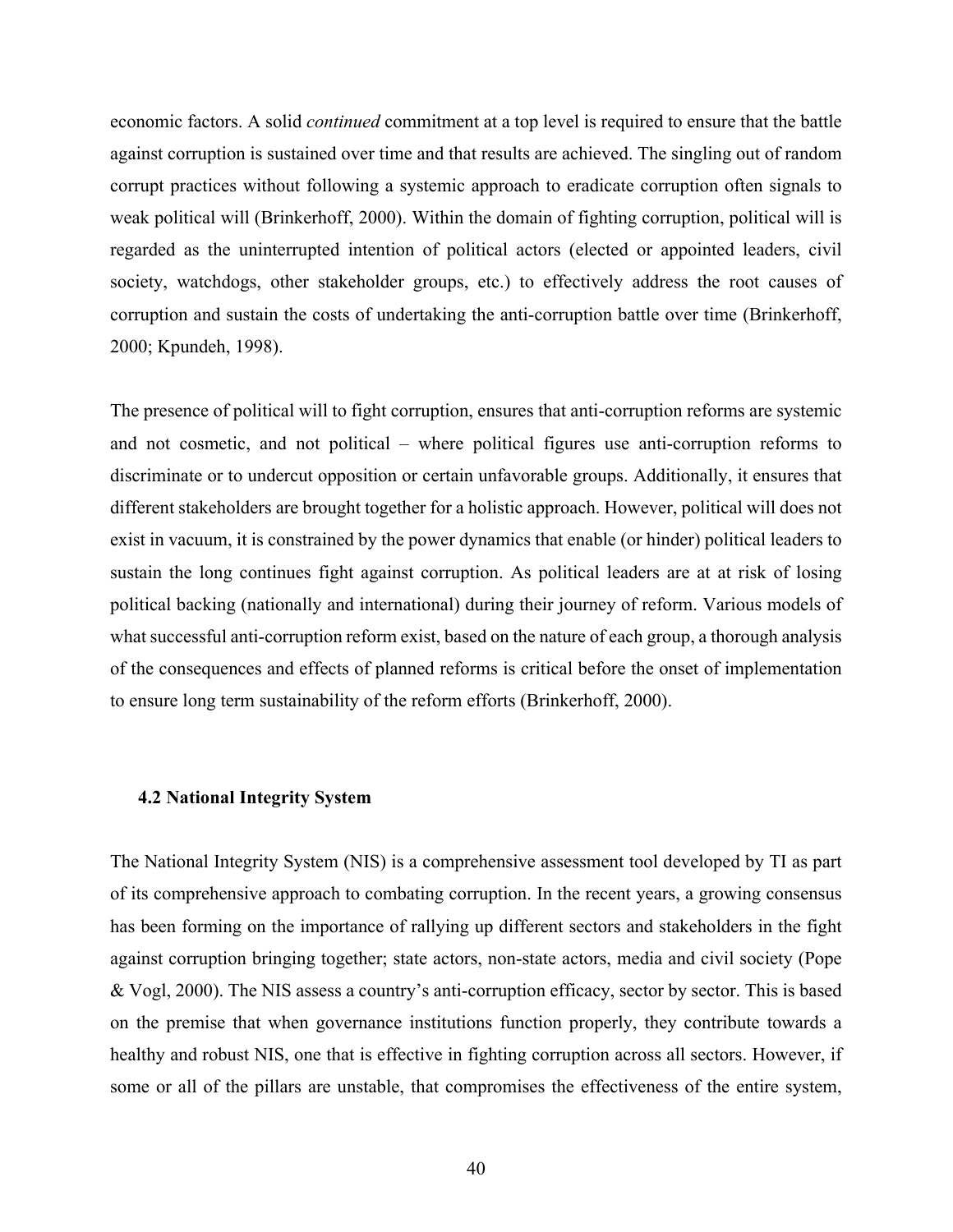economic factors. A solid *continued* commitment at a top level is required to ensure that the battle against corruption is sustained over time and that results are achieved. The singling out of random corrupt practices without following a systemic approach to eradicate corruption often signals to weak political will (Brinkerhoff, 2000). Within the domain of fighting corruption, political will is regarded as the uninterrupted intention of political actors (elected or appointed leaders, civil society, watchdogs, other stakeholder groups, etc.) to effectively address the root causes of corruption and sustain the costs of undertaking the anti-corruption battle over time (Brinkerhoff, 2000; Kpundeh, 1998).

The presence of political will to fight corruption, ensures that anti-corruption reforms are systemic and not cosmetic, and not political – where political figures use anti-corruption reforms to discriminate or to undercut opposition or certain unfavorable groups. Additionally, it ensures that different stakeholders are brought together for a holistic approach. However, political will does not exist in vacuum, it is constrained by the power dynamics that enable (or hinder) political leaders to sustain the long continues fight against corruption. As political leaders are at at risk of losing political backing (nationally and international) during their journey of reform. Various models of what successful anti-corruption reform exist, based on the nature of each group, a thorough analysis of the consequences and effects of planned reforms is critical before the onset of implementation to ensure long term sustainability of the reform efforts (Brinkerhoff, 2000).

### 4.2 National Integrity System

The National Integrity System (NIS) is a comprehensive assessment tool developed by TI as part of its comprehensive approach to combating corruption. In the recent years, a growing consensus has been forming on the importance of rallying up different sectors and stakeholders in the fight against corruption bringing together; state actors, non-state actors, media and civil society (Pope & Vogl, 2000). The NIS assess a country's anti-corruption efficacy, sector by sector. This is based on the premise that when governance institutions function properly, they contribute towards a healthy and robust NIS, one that is effective in fighting corruption across all sectors. However, if some or all of the pillars are unstable, that compromises the effectiveness of the entire system,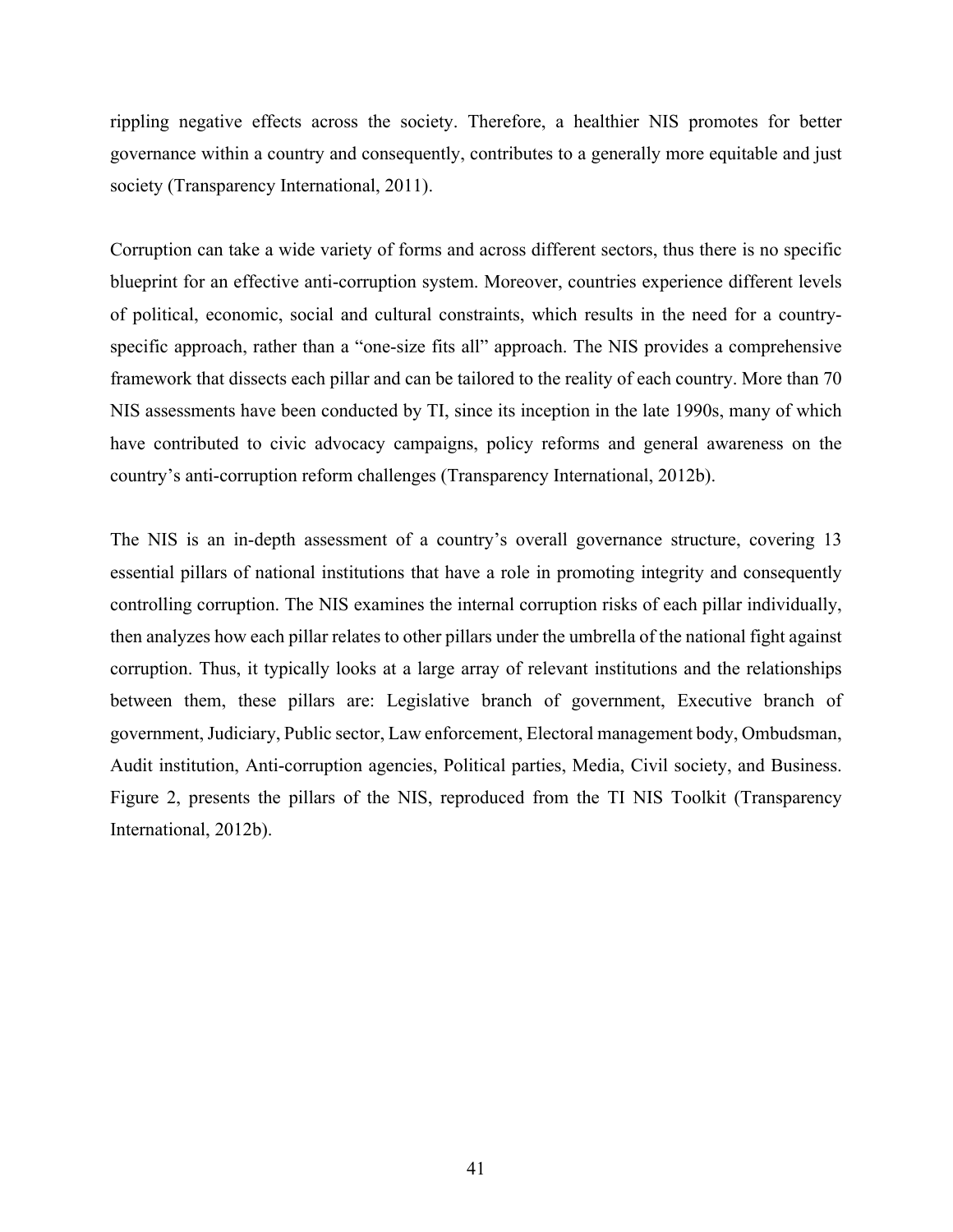rippling negative effects across the society. Therefore, a healthier NIS promotes for better governance within a country and consequently, contributes to a generally more equitable and just society (Transparency International, 2011).

Corruption can take a wide variety of forms and across different sectors, thus there is no specific blueprint for an effective anti-corruption system. Moreover, countries experience different levels of political, economic, social and cultural constraints, which results in the need for a country-specific approach, rather than a "one-size fits all" approach. The NIS provides a comprehensive framework that dissects each pillar and can be tailored to the reality of each country. More than 70 NIS assessments have been conducted by TI, since its inception in the late 1990s, many of which have contributed to civic advocacy campaigns, policy reforms and general awareness on the country's anti-corruption reform challenges (Transparency International, 2012b).

The NIS is an in-depth assessment of a country's overall governance structure, covering 13 essential pillars of national institutions that have a role in promoting integrity and consequently controlling corruption. The NIS examines the internal corruption risks of each pillar individually, then analyzes how each pillar relates to other pillars under the umbrella of the national fight against corruption. Thus, it typically looks at a large array of relevant institutions and the relationships between them, these pillars are: Legislative branch of government, Executive branch of government, Judiciary, Public sector, Law enforcement, Electoral management body, Ombudsman, Audit institution, Anti-corruption agencies, Political parties, Media, Civil society, and Business. Figure 2, presents the pillars of the NIS, reproduced from the TI NIS Toolkit (Transparency International, 2012b).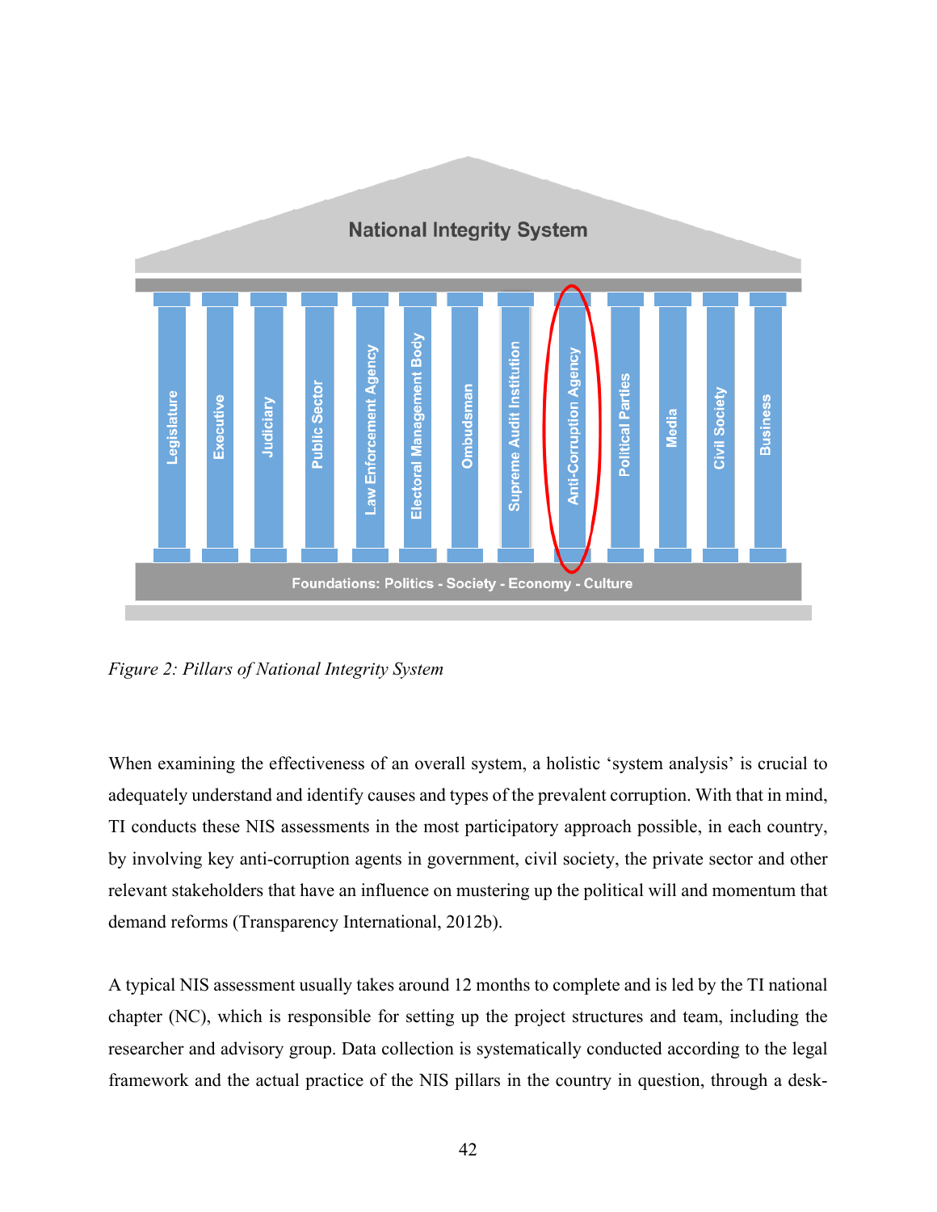National Integrity System

Legislature | Executive | Judiciary | Public Sector | Law Enforcement Agency | Electoral Management Body | Ombudsman | Supreme Audit Institution | Anti-Corruption Agency | Political Parties | Media | Civil Society | Business

Foundations: Politics - Society - Economy - Culture

*Figure 2: Pillars of National Integrity System*

When examining the effectiveness of an overall system, a holistic 'system analysis' is crucial to adequately understand and identify causes and types of the prevalent corruption. With that in mind, TI conducts these NIS assessments in the most participatory approach possible, in each country, by involving key anti-corruption agents in government, civil society, the private sector and other relevant stakeholders that have an influence on mustering up the political will and momentum that demand reforms (Transparency International, 2012b).

A typical NIS assessment usually takes around 12 months to complete and is led by the TI national chapter (NC), which is responsible for setting up the project structures and team, including the researcher and advisory group. Data collection is systematically conducted according to the legal framework and the actual practice of the NIS pillars in the country in question, through a desk-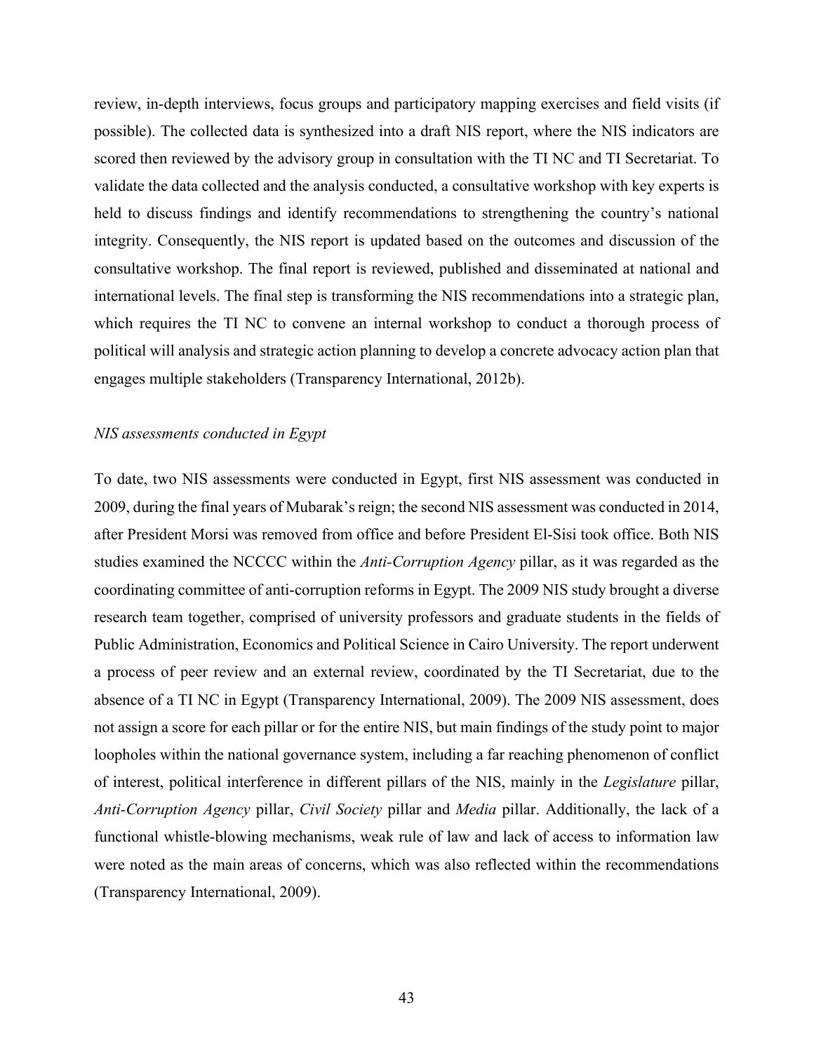review, in-depth interviews, focus groups and participatory mapping exercises and field visits (if possible). The collected data is synthesized into a draft NIS report, where the NIS indicators are scored then reviewed by the advisory group in consultation with the TI NC and TI Secretariat. To validate the data collected and the analysis conducted, a consultative workshop with key experts is held to discuss findings and identify recommendations to strengthening the country's national integrity. Consequently, the NIS report is updated based on the outcomes and discussion of the consultative workshop. The final report is reviewed, published and disseminated at national and international levels. The final step is transforming the NIS recommendations into a strategic plan, which requires the TI NC to convene an internal workshop to conduct a thorough process of political will analysis and strategic action planning to develop a concrete advocacy action plan that engages multiple stakeholders (Transparency International, 2012b).

*NIS assessments conducted in Egypt*

To date, two NIS assessments were conducted in Egypt, first NIS assessment was conducted in 2009, during the final years of Mubarak's reign; the second NIS assessment was conducted in 2014, after President Morsi was removed from office and before President El-Sisi took office. Both NIS studies examined the NCCCC within the *Anti-Corruption Agency* pillar, as it was regarded as the coordinating committee of anti-corruption reforms in Egypt. The 2009 NIS study brought a diverse research team together, comprised of university professors and graduate students in the fields of Public Administration, Economics and Political Science in Cairo University. The report underwent a process of peer review and an external review, coordinated by the TI Secretariat, due to the absence of a TI NC in Egypt (Transparency International, 2009). The 2009 NIS assessment, does not assign a score for each pillar or for the entire NIS, but main findings of the study point to major loopholes within the national governance system, including a far reaching phenomenon of conflict of interest, political interference in different pillars of the NIS, mainly in the *Legislature* pillar, *Anti-Corruption Agency* pillar, *Civil Society* pillar and *Media* pillar. Additionally, the lack of a functional whistle-blowing mechanisms, weak rule of law and lack of access to information law were noted as the main areas of concerns, which was also reflected within the recommendations (Transparency International, 2009).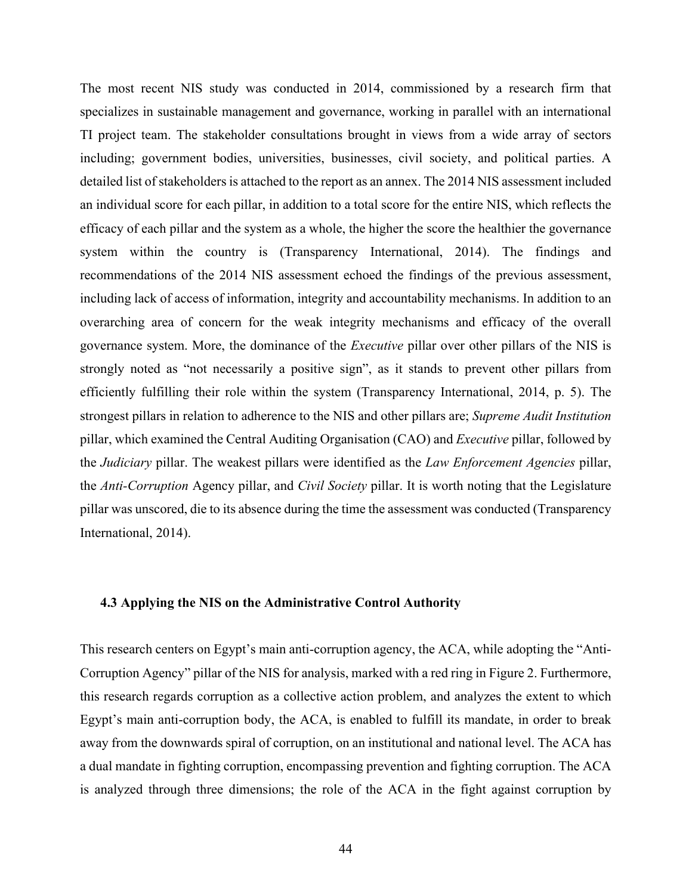The most recent NIS study was conducted in 2014, commissioned by a research firm that specializes in sustainable management and governance, working in parallel with an international TI project team. The stakeholder consultations brought in views from a wide array of sectors including; government bodies, universities, businesses, civil society, and political parties. A detailed list of stakeholders is attached to the report as an annex. The 2014 NIS assessment included an individual score for each pillar, in addition to a total score for the entire NIS, which reflects the efficacy of each pillar and the system as a whole, the higher the score the healthier the governance system within the country is (Transparency International, 2014). The findings and recommendations of the 2014 NIS assessment echoed the findings of the previous assessment, including lack of access of information, integrity and accountability mechanisms. In addition to an overarching area of concern for the weak integrity mechanisms and efficacy of the overall governance system. More, the dominance of the *Executive* pillar over other pillars of the NIS is strongly noted as "not necessarily a positive sign", as it stands to prevent other pillars from efficiently fulfilling their role within the system (Transparency International, 2014, p. 5). The strongest pillars in relation to adherence to the NIS and other pillars are; *Supreme Audit Institution* pillar, which examined the Central Auditing Organisation (CAO) and *Executive* pillar, followed by the *Judiciary* pillar. The weakest pillars were identified as the *Law Enforcement Agencies* pillar, the *Anti-Corruption* Agency pillar, and *Civil Society* pillar. It is worth noting that the Legislature pillar was unscored, die to its absence during the time the assessment was conducted (Transparency International, 2014).

### 4.3 Applying the NIS on the Administrative Control Authority

This research centers on Egypt's main anti-corruption agency, the ACA, while adopting the "Anti-Corruption Agency" pillar of the NIS for analysis, marked with a red ring in Figure 2. Furthermore, this research regards corruption as a collective action problem, and analyzes the extent to which Egypt's main anti-corruption body, the ACA, is enabled to fulfill its mandate, in order to break away from the downwards spiral of corruption, on an institutional and national level. The ACA has a dual mandate in fighting corruption, encompassing prevention and fighting corruption. The ACA is analyzed through three dimensions; the role of the ACA in the fight against corruption by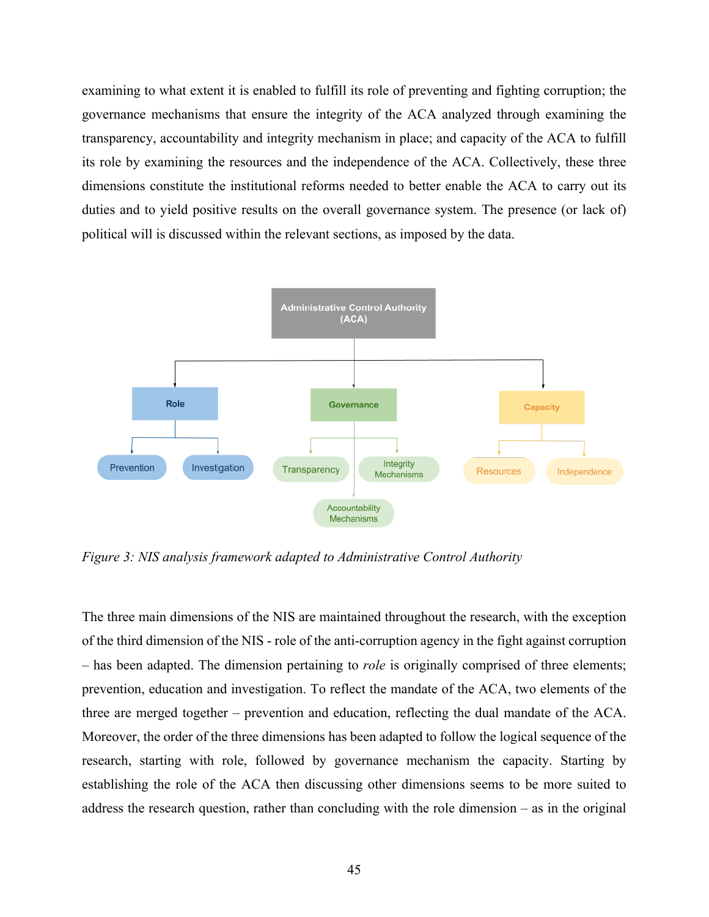examining to what extent it is enabled to fulfill its role of preventing and fighting corruption; the governance mechanisms that ensure the integrity of the ACA analyzed through examining the transparency, accountability and integrity mechanism in place; and capacity of the ACA to fulfill its role by examining the resources and the independence of the ACA. Collectively, these three dimensions constitute the institutional reforms needed to better enable the ACA to carry out its duties and to yield positive results on the overall governance system. The presence (or lack of) political will is discussed within the relevant sections, as imposed by the data.

*Figure 3: NIS analysis framework adapted to Administrative Control Authority*

The three main dimensions of the NIS are maintained throughout the research, with the exception of the third dimension of the NIS - role of the anti-corruption agency in the fight against corruption – has been adapted. The dimension pertaining to *role* is originally comprised of three elements; prevention, education and investigation. To reflect the mandate of the ACA, two elements of the three are merged together – prevention and education, reflecting the dual mandate of the ACA. Moreover, the order of the three dimensions has been adapted to follow the logical sequence of the research, starting with role, followed by governance mechanism the capacity. Starting by establishing the role of the ACA then discussing other dimensions seems to be more suited to address the research question, rather than concluding with the role dimension – as in the original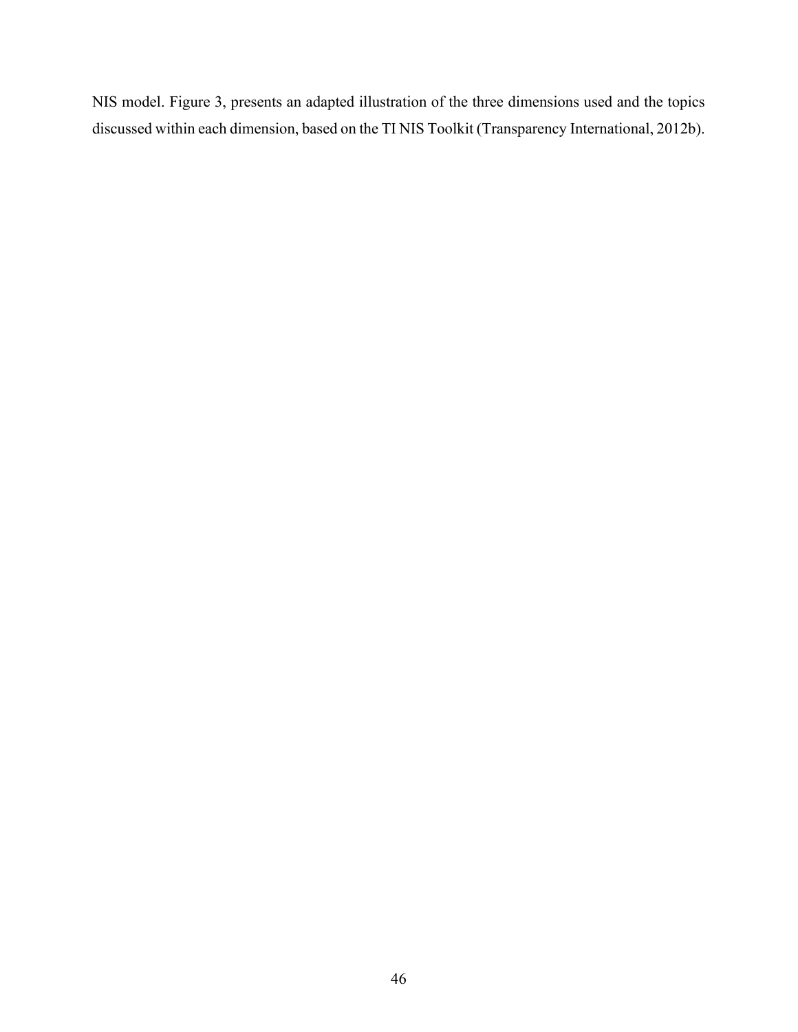NIS model. Figure 3, presents an adapted illustration of the three dimensions used and the topics discussed within each dimension, based on the TI NIS Toolkit (Transparency International, 2012b).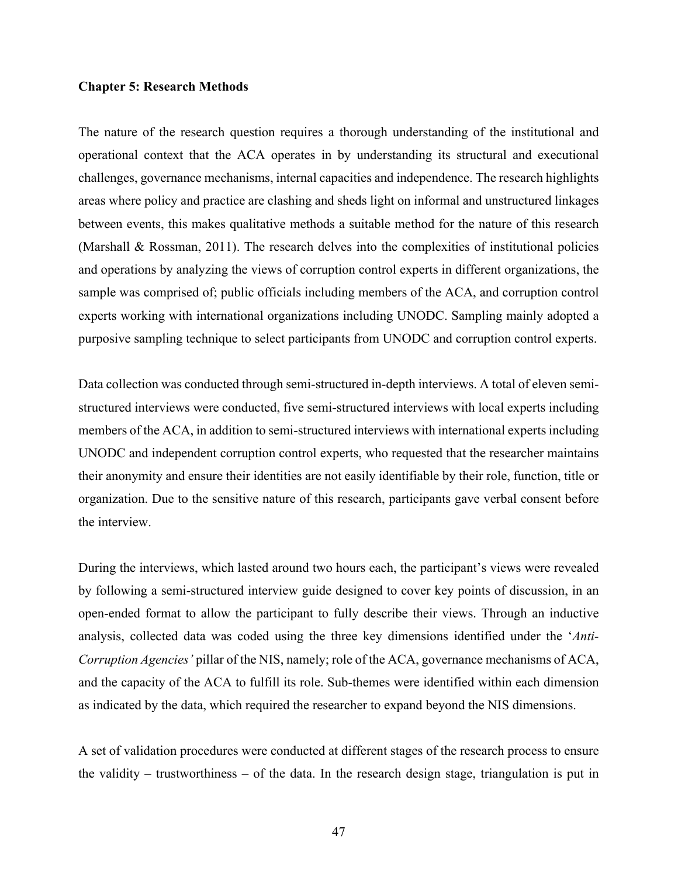**Chapter 5: Research Methods**

The nature of the research question requires a thorough understanding of the institutional and operational context that the ACA operates in by understanding its structural and executional challenges, governance mechanisms, internal capacities and independence. The research highlights areas where policy and practice are clashing and sheds light on informal and unstructured linkages between events, this makes qualitative methods a suitable method for the nature of this research (Marshall & Rossman, 2011). The research delves into the complexities of institutional policies and operations by analyzing the views of corruption control experts in different organizations, the sample was comprised of; public officials including members of the ACA, and corruption control experts working with international organizations including UNODC. Sampling mainly adopted a purposive sampling technique to select participants from UNODC and corruption control experts.

Data collection was conducted through semi-structured in-depth interviews. A total of eleven semi-structured interviews were conducted, five semi-structured interviews with local experts including members of the ACA, in addition to semi-structured interviews with international experts including UNODC and independent corruption control experts, who requested that the researcher maintains their anonymity and ensure their identities are not easily identifiable by their role, function, title or organization. Due to the sensitive nature of this research, participants gave verbal consent before the interview.

During the interviews, which lasted around two hours each, the participant's views were revealed by following a semi-structured interview guide designed to cover key points of discussion, in an open-ended format to allow the participant to fully describe their views. Through an inductive analysis, collected data was coded using the three key dimensions identified under the '*Anti-Corruption Agencies'* pillar of the NIS, namely; role of the ACA, governance mechanisms of ACA, and the capacity of the ACA to fulfill its role. Sub-themes were identified within each dimension as indicated by the data, which required the researcher to expand beyond the NIS dimensions.

A set of validation procedures were conducted at different stages of the research process to ensure the validity – trustworthiness – of the data. In the research design stage, triangulation is put in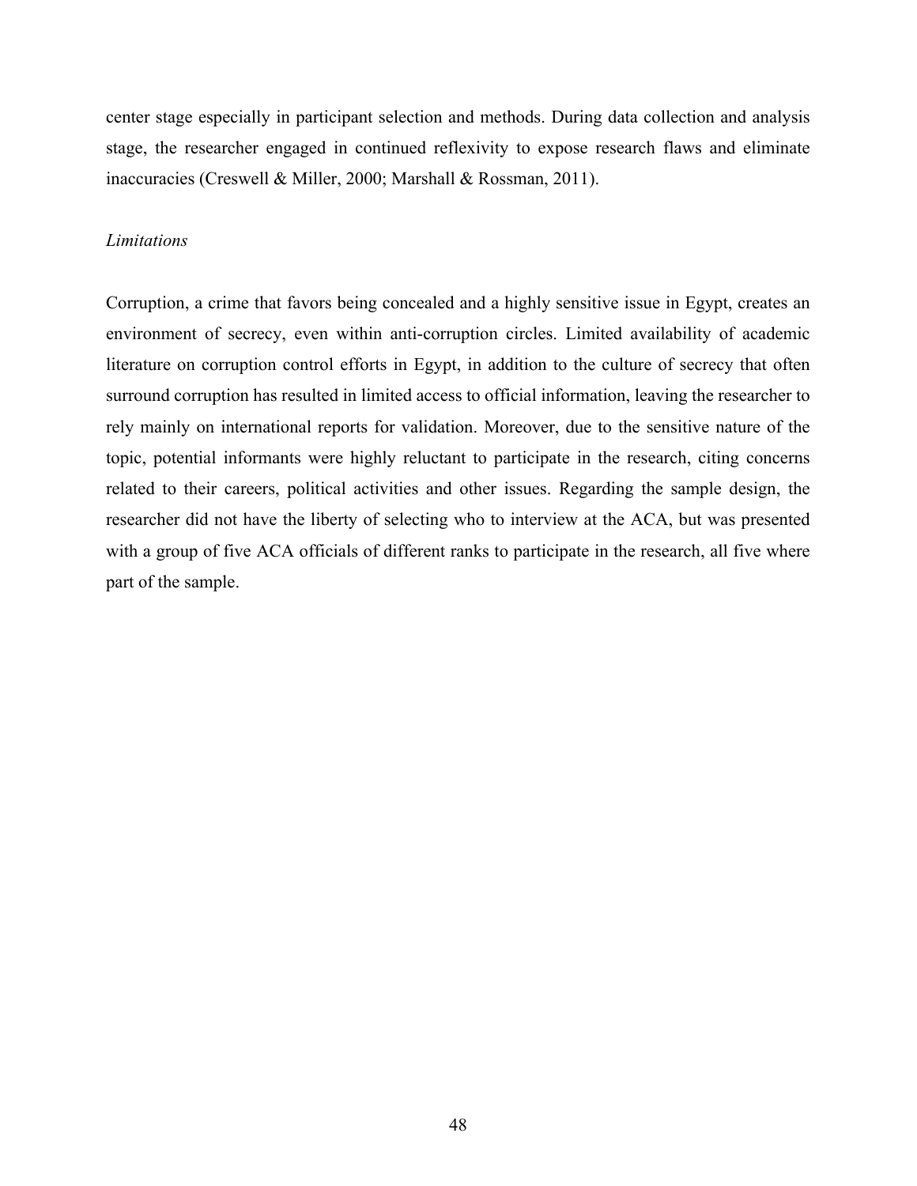center stage especially in participant selection and methods. During data collection and analysis stage, the researcher engaged in continued reflexivity to expose research flaws and eliminate inaccuracies (Creswell & Miller, 2000; Marshall & Rossman, 2011).

*Limitations*

Corruption, a crime that favors being concealed and a highly sensitive issue in Egypt, creates an environment of secrecy, even within anti-corruption circles. Limited availability of academic literature on corruption control efforts in Egypt, in addition to the culture of secrecy that often surround corruption has resulted in limited access to official information, leaving the researcher to rely mainly on international reports for validation. Moreover, due to the sensitive nature of the topic, potential informants were highly reluctant to participate in the research, citing concerns related to their careers, political activities and other issues. Regarding the sample design, the researcher did not have the liberty of selecting who to interview at the ACA, but was presented with a group of five ACA officials of different ranks to participate in the research, all five where part of the sample.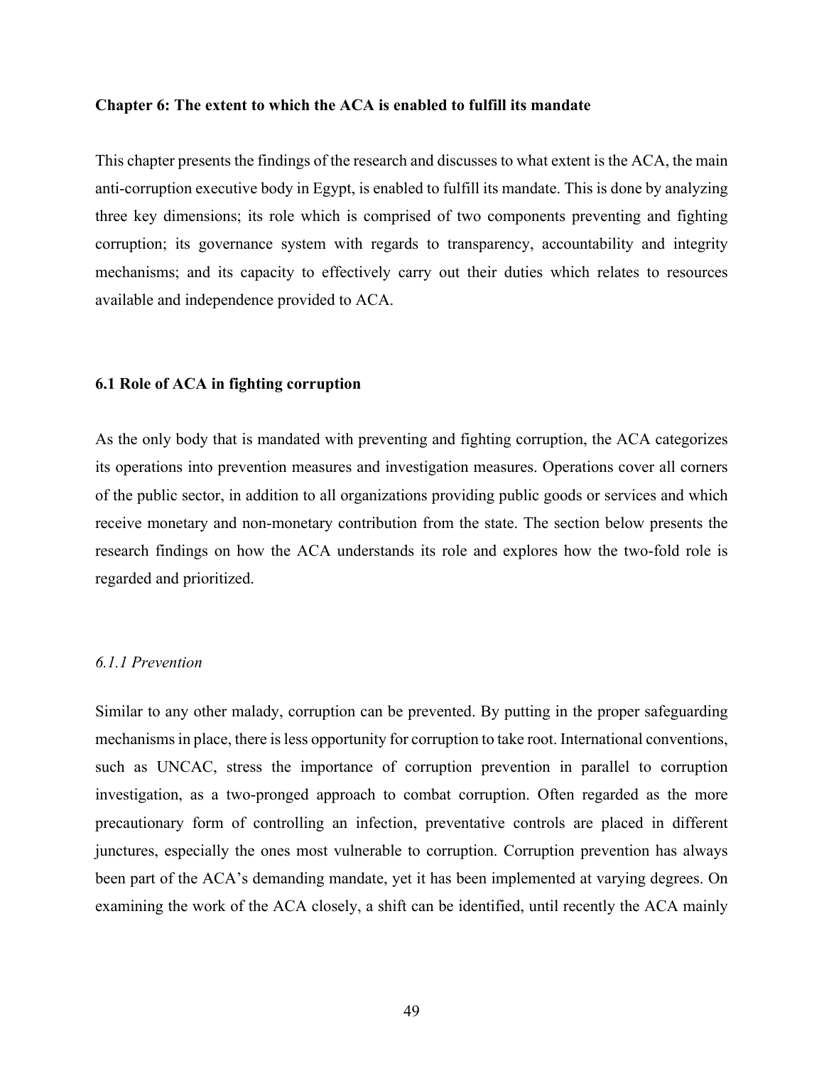## Chapter 6: The extent to which the ACA is enabled to fulfill its mandate

This chapter presents the findings of the research and discusses to what extent is the ACA, the main anti-corruption executive body in Egypt, is enabled to fulfill its mandate. This is done by analyzing three key dimensions; its role which is comprised of two components preventing and fighting corruption; its governance system with regards to transparency, accountability and integrity mechanisms; and its capacity to effectively carry out their duties which relates to resources available and independence provided to ACA.

### 6.1 Role of ACA in fighting corruption

As the only body that is mandated with preventing and fighting corruption, the ACA categorizes its operations into prevention measures and investigation measures. Operations cover all corners of the public sector, in addition to all organizations providing public goods or services and which receive monetary and non-monetary contribution from the state. The section below presents the research findings on how the ACA understands its role and explores how the two-fold role is regarded and prioritized.

#### *6.1.1 Prevention*

Similar to any other malady, corruption can be prevented. By putting in the proper safeguarding mechanisms in place, there is less opportunity for corruption to take root. International conventions, such as UNCAC, stress the importance of corruption prevention in parallel to corruption investigation, as a two-pronged approach to combat corruption. Often regarded as the more precautionary form of controlling an infection, preventative controls are placed in different junctures, especially the ones most vulnerable to corruption. Corruption prevention has always been part of the ACA's demanding mandate, yet it has been implemented at varying degrees. On examining the work of the ACA closely, a shift can be identified, until recently the ACA mainly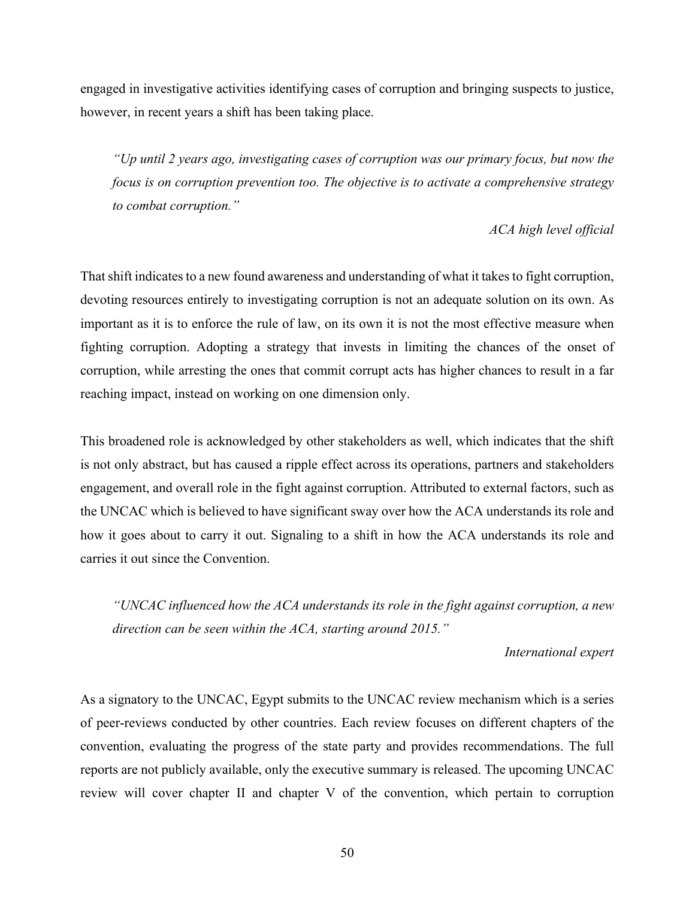engaged in investigative activities identifying cases of corruption and bringing suspects to justice, however, in recent years a shift has been taking place.

> *"Up until 2 years ago, investigating cases of corruption was our primary focus, but now the focus is on corruption prevention too. The objective is to activate a comprehensive strategy to combat corruption."*
>
> *ACA high level official*

That shift indicates to a new found awareness and understanding of what it takes to fight corruption, devoting resources entirely to investigating corruption is not an adequate solution on its own. As important as it is to enforce the rule of law, on its own it is not the most effective measure when fighting corruption. Adopting a strategy that invests in limiting the chances of the onset of corruption, while arresting the ones that commit corrupt acts has higher chances to result in a far reaching impact, instead on working on one dimension only.

This broadened role is acknowledged by other stakeholders as well, which indicates that the shift is not only abstract, but has caused a ripple effect across its operations, partners and stakeholders engagement, and overall role in the fight against corruption. Attributed to external factors, such as the UNCAC which is believed to have significant sway over how the ACA understands its role and how it goes about to carry it out. Signaling to a shift in how the ACA understands its role and carries it out since the Convention.

> *"UNCAC influenced how the ACA understands its role in the fight against corruption, a new direction can be seen within the ACA, starting around 2015."*
>
> *International expert*

As a signatory to the UNCAC, Egypt submits to the UNCAC review mechanism which is a series of peer-reviews conducted by other countries. Each review focuses on different chapters of the convention, evaluating the progress of the state party and provides recommendations. The full reports are not publicly available, only the executive summary is released. The upcoming UNCAC review will cover chapter II and chapter V of the convention, which pertain to corruption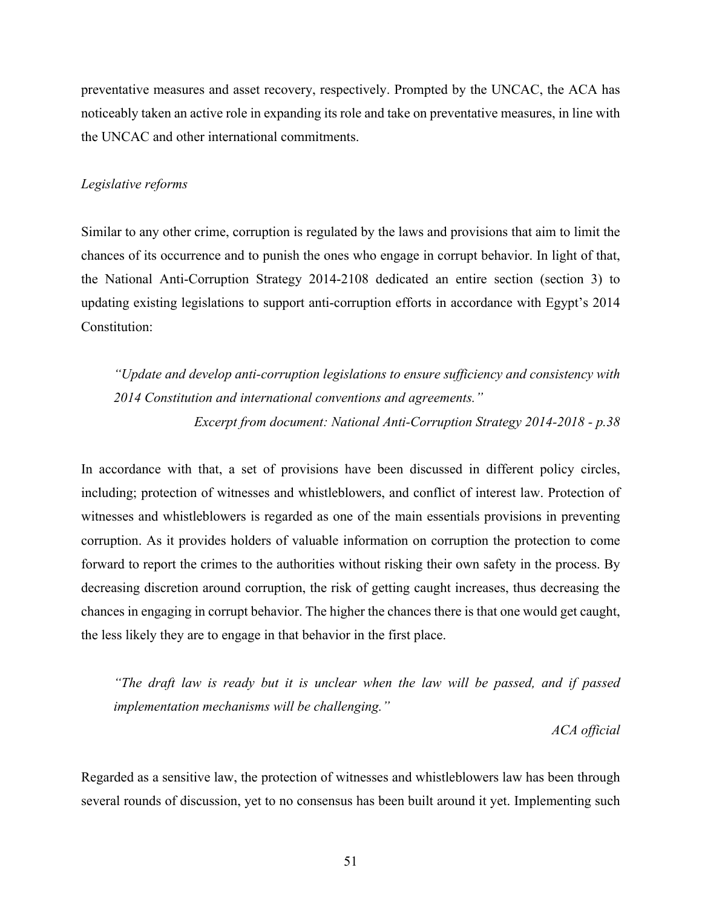preventative measures and asset recovery, respectively. Prompted by the UNCAC, the ACA has noticeably taken an active role in expanding its role and take on preventative measures, in line with the UNCAC and other international commitments.

*Legislative reforms*

Similar to any other crime, corruption is regulated by the laws and provisions that aim to limit the chances of its occurrence and to punish the ones who engage in corrupt behavior. In light of that, the National Anti-Corruption Strategy 2014-2108 dedicated an entire section (section 3) to updating existing legislations to support anti-corruption efforts in accordance with Egypt's 2014 Constitution:

> *"Update and develop anti-corruption legislations to ensure sufficiency and consistency with 2014 Constitution and international conventions and agreements."*
>
> *Excerpt from document: National Anti-Corruption Strategy 2014-2018 - p.38*

In accordance with that, a set of provisions have been discussed in different policy circles, including; protection of witnesses and whistleblowers, and conflict of interest law. Protection of witnesses and whistleblowers is regarded as one of the main essentials provisions in preventing corruption. As it provides holders of valuable information on corruption the protection to come forward to report the crimes to the authorities without risking their own safety in the process. By decreasing discretion around corruption, the risk of getting caught increases, thus decreasing the chances in engaging in corrupt behavior. The higher the chances there is that one would get caught, the less likely they are to engage in that behavior in the first place.

> *"The draft law is ready but it is unclear when the law will be passed, and if passed implementation mechanisms will be challenging."*
>
> *ACA official*

Regarded as a sensitive law, the protection of witnesses and whistleblowers law has been through several rounds of discussion, yet to no consensus has been built around it yet. Implementing such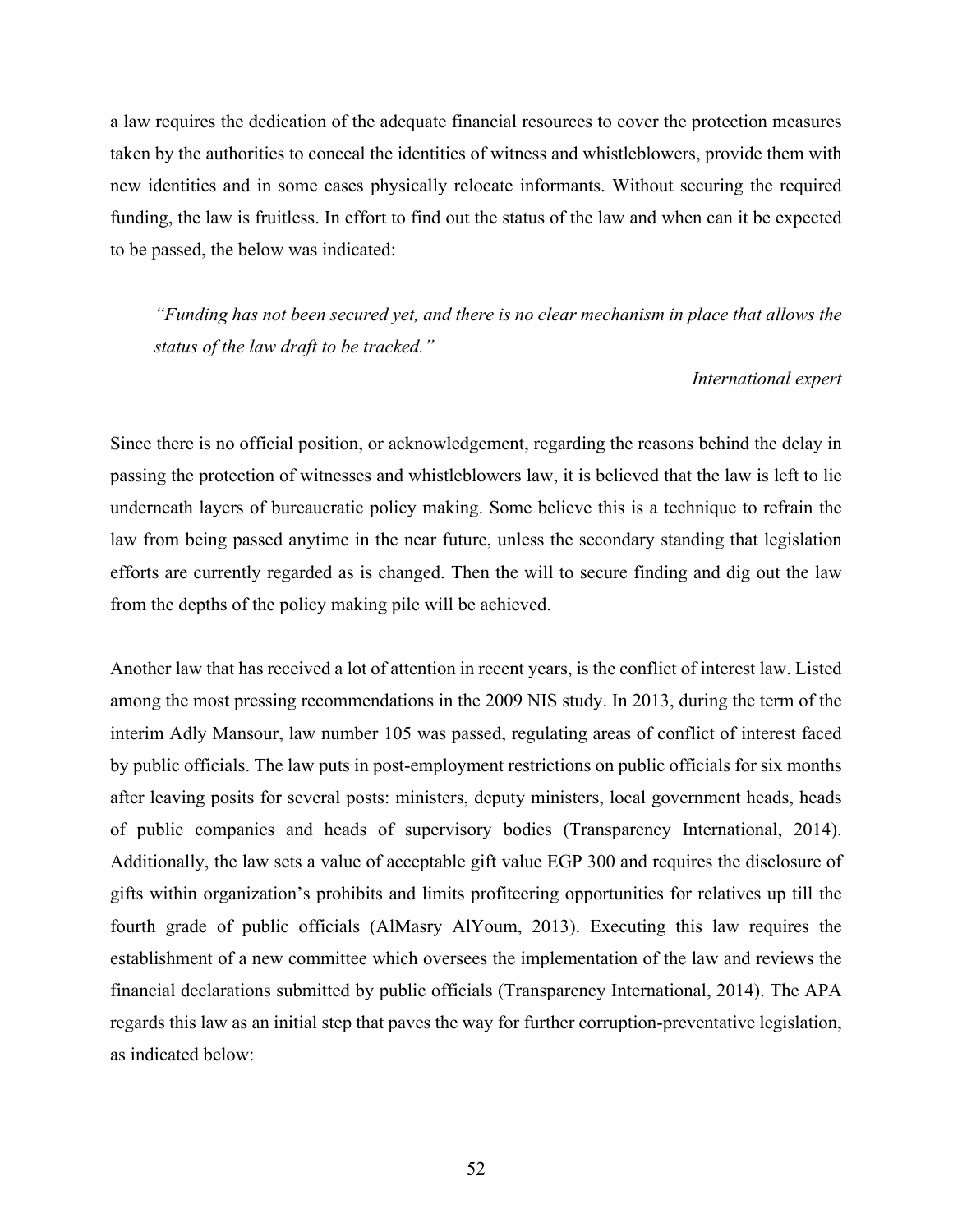a law requires the dedication of the adequate financial resources to cover the protection measures taken by the authorities to conceal the identities of witness and whistleblowers, provide them with new identities and in some cases physically relocate informants. Without securing the required funding, the law is fruitless. In effort to find out the status of the law and when can it be expected to be passed, the below was indicated:

> *"Funding has not been secured yet, and there is no clear mechanism in place that allows the status of the law draft to be tracked."*
>
> *International expert*

Since there is no official position, or acknowledgement, regarding the reasons behind the delay in passing the protection of witnesses and whistleblowers law, it is believed that the law is left to lie underneath layers of bureaucratic policy making. Some believe this is a technique to refrain the law from being passed anytime in the near future, unless the secondary standing that legislation efforts are currently regarded as is changed. Then the will to secure finding and dig out the law from the depths of the policy making pile will be achieved.

Another law that has received a lot of attention in recent years, is the conflict of interest law. Listed among the most pressing recommendations in the 2009 NIS study. In 2013, during the term of the interim Adly Mansour, law number 105 was passed, regulating areas of conflict of interest faced by public officials. The law puts in post-employment restrictions on public officials for six months after leaving posits for several posts: ministers, deputy ministers, local government heads, heads of public companies and heads of supervisory bodies (Transparency International, 2014). Additionally, the law sets a value of acceptable gift value EGP 300 and requires the disclosure of gifts within organization's prohibits and limits profiteering opportunities for relatives up till the fourth grade of public officials (AlMasry AlYoum, 2013). Executing this law requires the establishment of a new committee which oversees the implementation of the law and reviews the financial declarations submitted by public officials (Transparency International, 2014). The APA regards this law as an initial step that paves the way for further corruption-preventative legislation, as indicated below: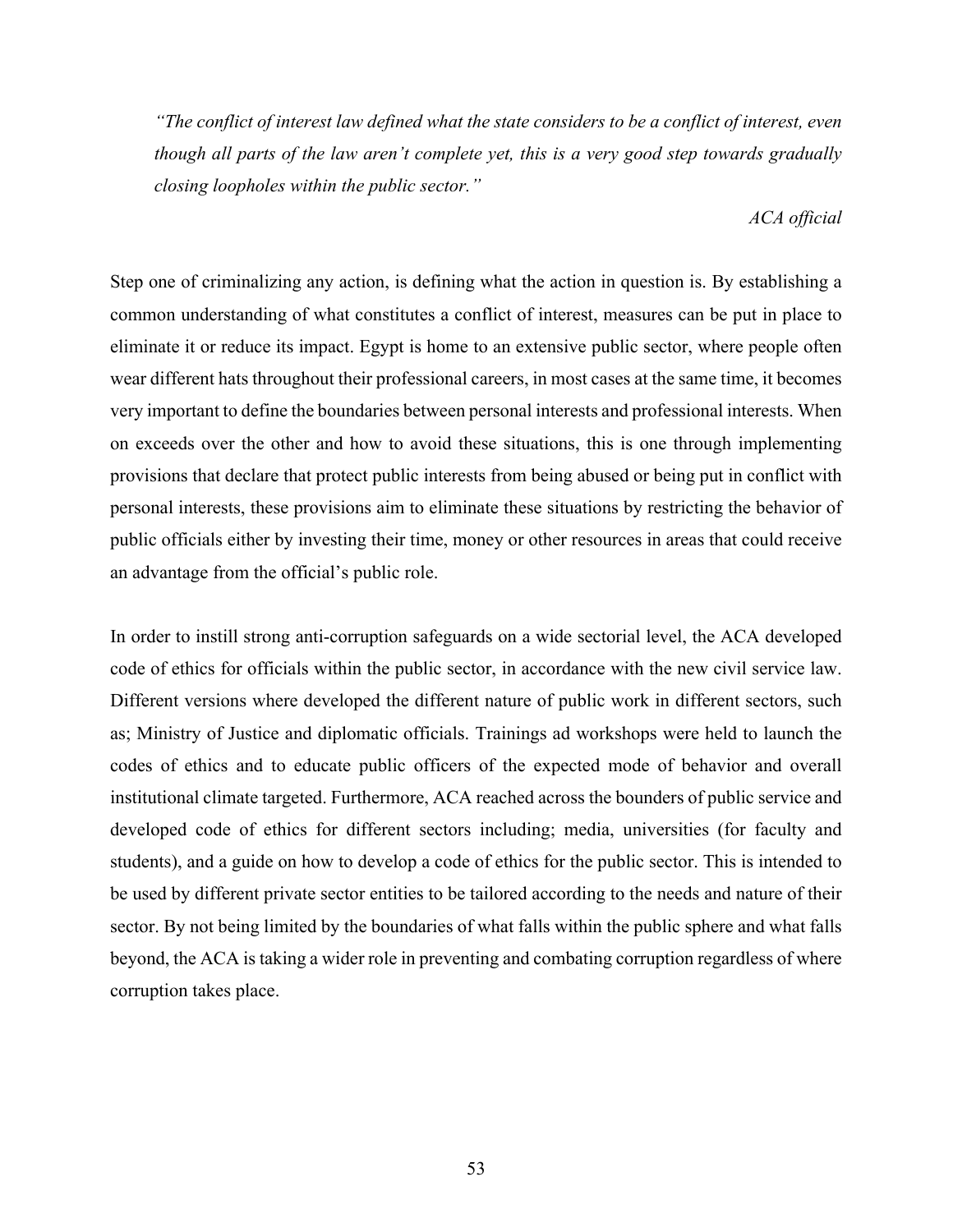*"The conflict of interest law defined what the state considers to be a conflict of interest, even though all parts of the law aren't complete yet, this is a very good step towards gradually closing loopholes within the public sector."*

*ACA official*

Step one of criminalizing any action, is defining what the action in question is. By establishing a common understanding of what constitutes a conflict of interest, measures can be put in place to eliminate it or reduce its impact. Egypt is home to an extensive public sector, where people often wear different hats throughout their professional careers, in most cases at the same time, it becomes very important to define the boundaries between personal interests and professional interests. When on exceeds over the other and how to avoid these situations, this is one through implementing provisions that declare that protect public interests from being abused or being put in conflict with personal interests, these provisions aim to eliminate these situations by restricting the behavior of public officials either by investing their time, money or other resources in areas that could receive an advantage from the official's public role.

In order to instill strong anti-corruption safeguards on a wide sectorial level, the ACA developed code of ethics for officials within the public sector, in accordance with the new civil service law. Different versions where developed the different nature of public work in different sectors, such as; Ministry of Justice and diplomatic officials. Trainings ad workshops were held to launch the codes of ethics and to educate public officers of the expected mode of behavior and overall institutional climate targeted. Furthermore, ACA reached across the bounders of public service and developed code of ethics for different sectors including; media, universities (for faculty and students), and a guide on how to develop a code of ethics for the public sector. This is intended to be used by different private sector entities to be tailored according to the needs and nature of their sector. By not being limited by the boundaries of what falls within the public sphere and what falls beyond, the ACA is taking a wider role in preventing and combating corruption regardless of where corruption takes place.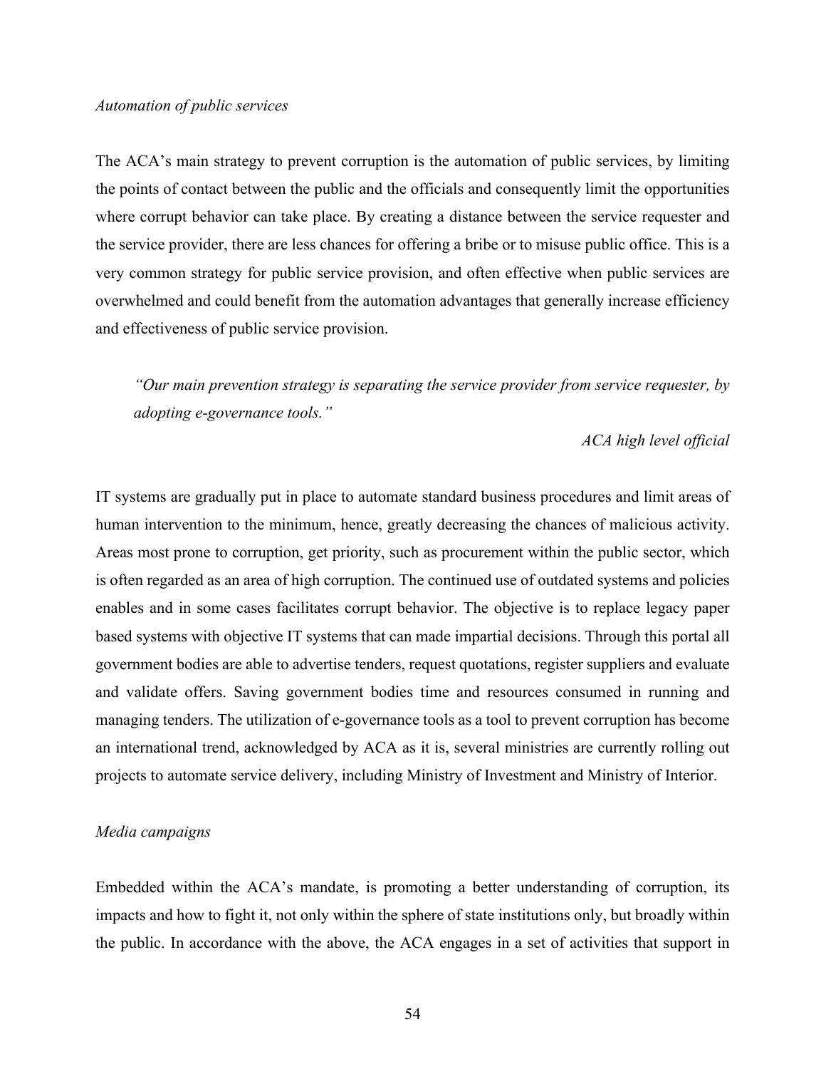*Automation of public services*

The ACA's main strategy to prevent corruption is the automation of public services, by limiting the points of contact between the public and the officials and consequently limit the opportunities where corrupt behavior can take place. By creating a distance between the service requester and the service provider, there are less chances for offering a bribe or to misuse public office. This is a very common strategy for public service provision, and often effective when public services are overwhelmed and could benefit from the automation advantages that generally increase efficiency and effectiveness of public service provision.

> *"Our main prevention strategy is separating the service provider from service requester, by adopting e-governance tools."*
>
> *ACA high level official*

IT systems are gradually put in place to automate standard business procedures and limit areas of human intervention to the minimum, hence, greatly decreasing the chances of malicious activity. Areas most prone to corruption, get priority, such as procurement within the public sector, which is often regarded as an area of high corruption. The continued use of outdated systems and policies enables and in some cases facilitates corrupt behavior. The objective is to replace legacy paper based systems with objective IT systems that can made impartial decisions. Through this portal all government bodies are able to advertise tenders, request quotations, register suppliers and evaluate and validate offers. Saving government bodies time and resources consumed in running and managing tenders. The utilization of e-governance tools as a tool to prevent corruption has become an international trend, acknowledged by ACA as it is, several ministries are currently rolling out projects to automate service delivery, including Ministry of Investment and Ministry of Interior.

*Media campaigns*

Embedded within the ACA's mandate, is promoting a better understanding of corruption, its impacts and how to fight it, not only within the sphere of state institutions only, but broadly within the public. In accordance with the above, the ACA engages in a set of activities that support in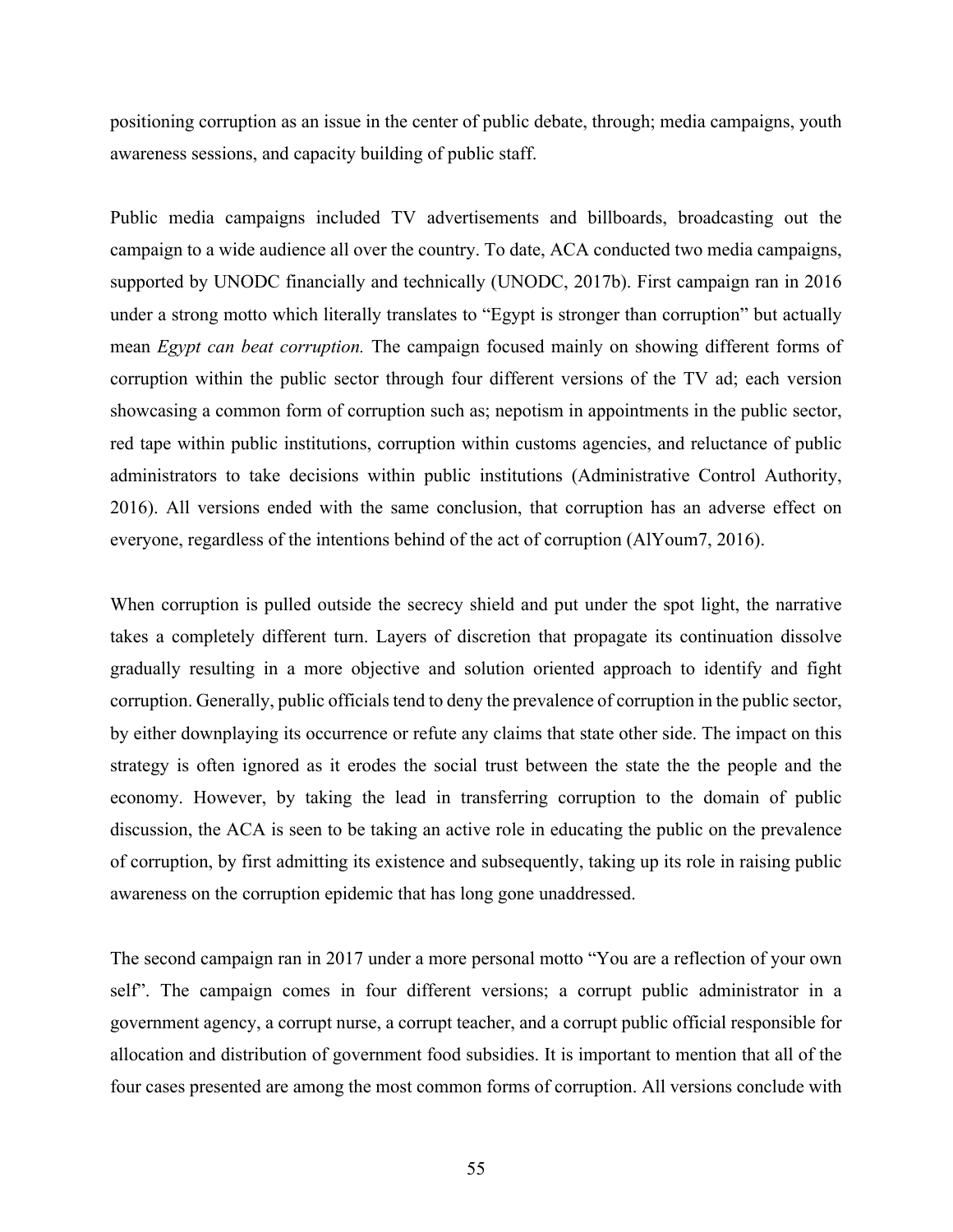positioning corruption as an issue in the center of public debate, through; media campaigns, youth awareness sessions, and capacity building of public staff.

Public media campaigns included TV advertisements and billboards, broadcasting out the campaign to a wide audience all over the country. To date, ACA conducted two media campaigns, supported by UNODC financially and technically (UNODC, 2017b). First campaign ran in 2016 under a strong motto which literally translates to "Egypt is stronger than corruption" but actually mean *Egypt can beat corruption.* The campaign focused mainly on showing different forms of corruption within the public sector through four different versions of the TV ad; each version showcasing a common form of corruption such as; nepotism in appointments in the public sector, red tape within public institutions, corruption within customs agencies, and reluctance of public administrators to take decisions within public institutions (Administrative Control Authority, 2016). All versions ended with the same conclusion, that corruption has an adverse effect on everyone, regardless of the intentions behind of the act of corruption (AlYoum7, 2016).

When corruption is pulled outside the secrecy shield and put under the spot light, the narrative takes a completely different turn. Layers of discretion that propagate its continuation dissolve gradually resulting in a more objective and solution oriented approach to identify and fight corruption. Generally, public officials tend to deny the prevalence of corruption in the public sector, by either downplaying its occurrence or refute any claims that state other side. The impact on this strategy is often ignored as it erodes the social trust between the state the the people and the economy. However, by taking the lead in transferring corruption to the domain of public discussion, the ACA is seen to be taking an active role in educating the public on the prevalence of corruption, by first admitting its existence and subsequently, taking up its role in raising public awareness on the corruption epidemic that has long gone unaddressed.

The second campaign ran in 2017 under a more personal motto "You are a reflection of your own self". The campaign comes in four different versions; a corrupt public administrator in a government agency, a corrupt nurse, a corrupt teacher, and a corrupt public official responsible for allocation and distribution of government food subsidies. It is important to mention that all of the four cases presented are among the most common forms of corruption. All versions conclude with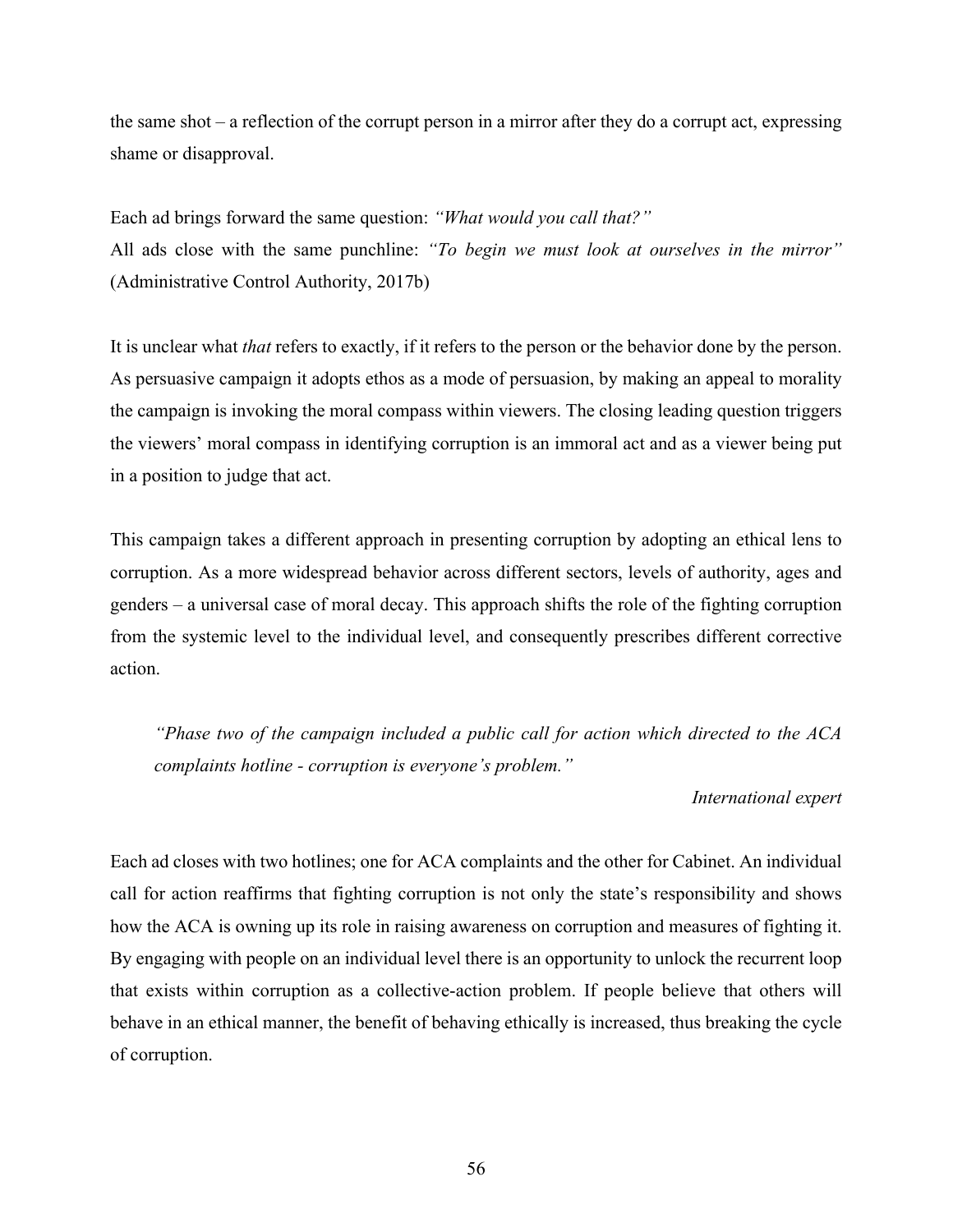the same shot – a reflection of the corrupt person in a mirror after they do a corrupt act, expressing shame or disapproval.

Each ad brings forward the same question: *"What would you call that?"*
All ads close with the same punchline: *"To begin we must look at ourselves in the mirror"* (Administrative Control Authority, 2017b)

It is unclear what *that* refers to exactly, if it refers to the person or the behavior done by the person. As persuasive campaign it adopts ethos as a mode of persuasion, by making an appeal to morality the campaign is invoking the moral compass within viewers. The closing leading question triggers the viewers' moral compass in identifying corruption is an immoral act and as a viewer being put in a position to judge that act.

This campaign takes a different approach in presenting corruption by adopting an ethical lens to corruption. As a more widespread behavior across different sectors, levels of authority, ages and genders – a universal case of moral decay. This approach shifts the role of the fighting corruption from the systemic level to the individual level, and consequently prescribes different corrective action.

> *"Phase two of the campaign included a public call for action which directed to the ACA complaints hotline - corruption is everyone's problem."*
>
> *International expert*

Each ad closes with two hotlines; one for ACA complaints and the other for Cabinet. An individual call for action reaffirms that fighting corruption is not only the state's responsibility and shows how the ACA is owning up its role in raising awareness on corruption and measures of fighting it. By engaging with people on an individual level there is an opportunity to unlock the recurrent loop that exists within corruption as a collective-action problem. If people believe that others will behave in an ethical manner, the benefit of behaving ethically is increased, thus breaking the cycle of corruption.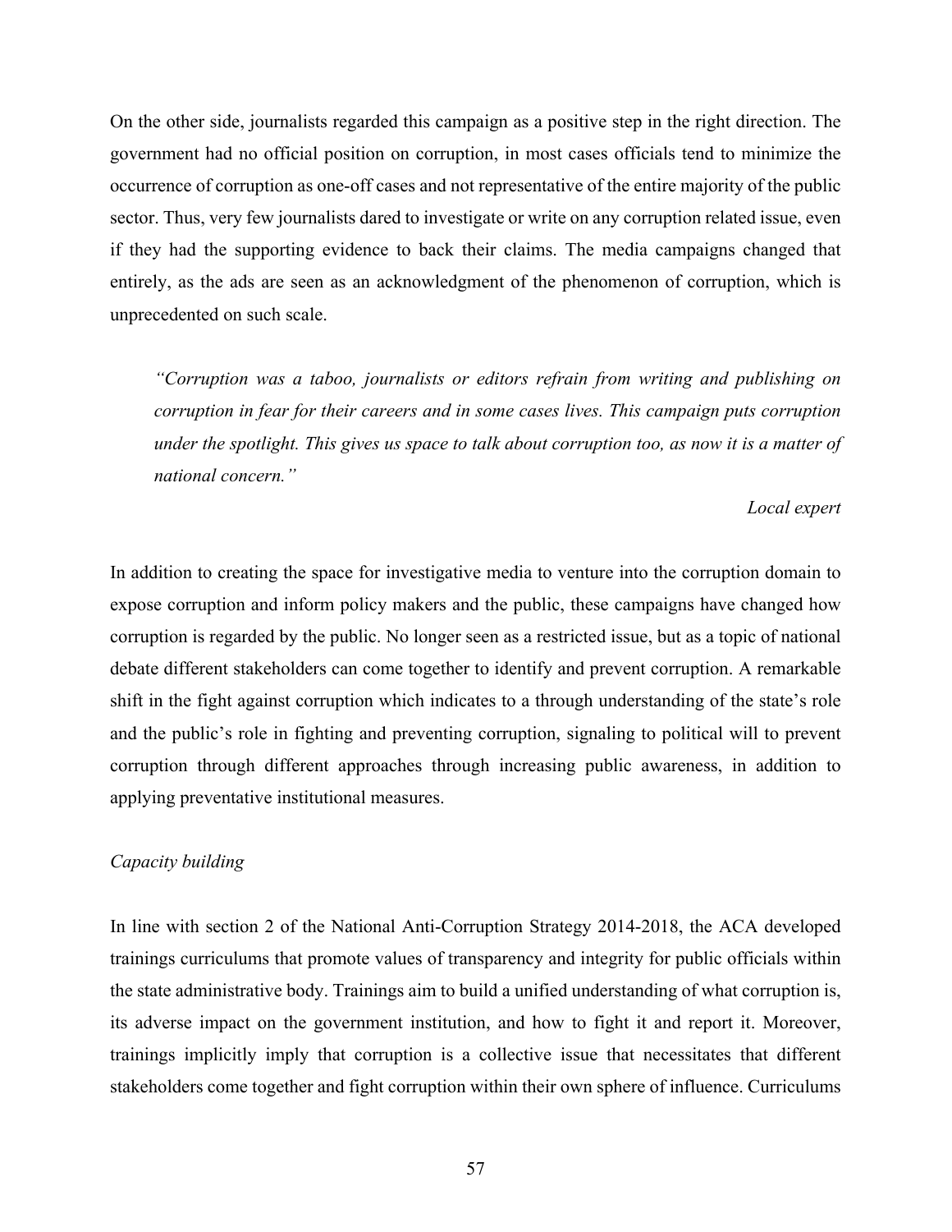On the other side, journalists regarded this campaign as a positive step in the right direction. The government had no official position on corruption, in most cases officials tend to minimize the occurrence of corruption as one-off cases and not representative of the entire majority of the public sector. Thus, very few journalists dared to investigate or write on any corruption related issue, even if they had the supporting evidence to back their claims. The media campaigns changed that entirely, as the ads are seen as an acknowledgment of the phenomenon of corruption, which is unprecedented on such scale.

> *"Corruption was a taboo, journalists or editors refrain from writing and publishing on corruption in fear for their careers and in some cases lives. This campaign puts corruption under the spotlight. This gives us space to talk about corruption too, as now it is a matter of national concern."*
>
> *Local expert*

In addition to creating the space for investigative media to venture into the corruption domain to expose corruption and inform policy makers and the public, these campaigns have changed how corruption is regarded by the public. No longer seen as a restricted issue, but as a topic of national debate different stakeholders can come together to identify and prevent corruption. A remarkable shift in the fight against corruption which indicates to a through understanding of the state's role and the public's role in fighting and preventing corruption, signaling to political will to prevent corruption through different approaches through increasing public awareness, in addition to applying preventative institutional measures.

*Capacity building*

In line with section 2 of the National Anti-Corruption Strategy 2014-2018, the ACA developed trainings curriculums that promote values of transparency and integrity for public officials within the state administrative body. Trainings aim to build a unified understanding of what corruption is, its adverse impact on the government institution, and how to fight it and report it. Moreover, trainings implicitly imply that corruption is a collective issue that necessitates that different stakeholders come together and fight corruption within their own sphere of influence. Curriculums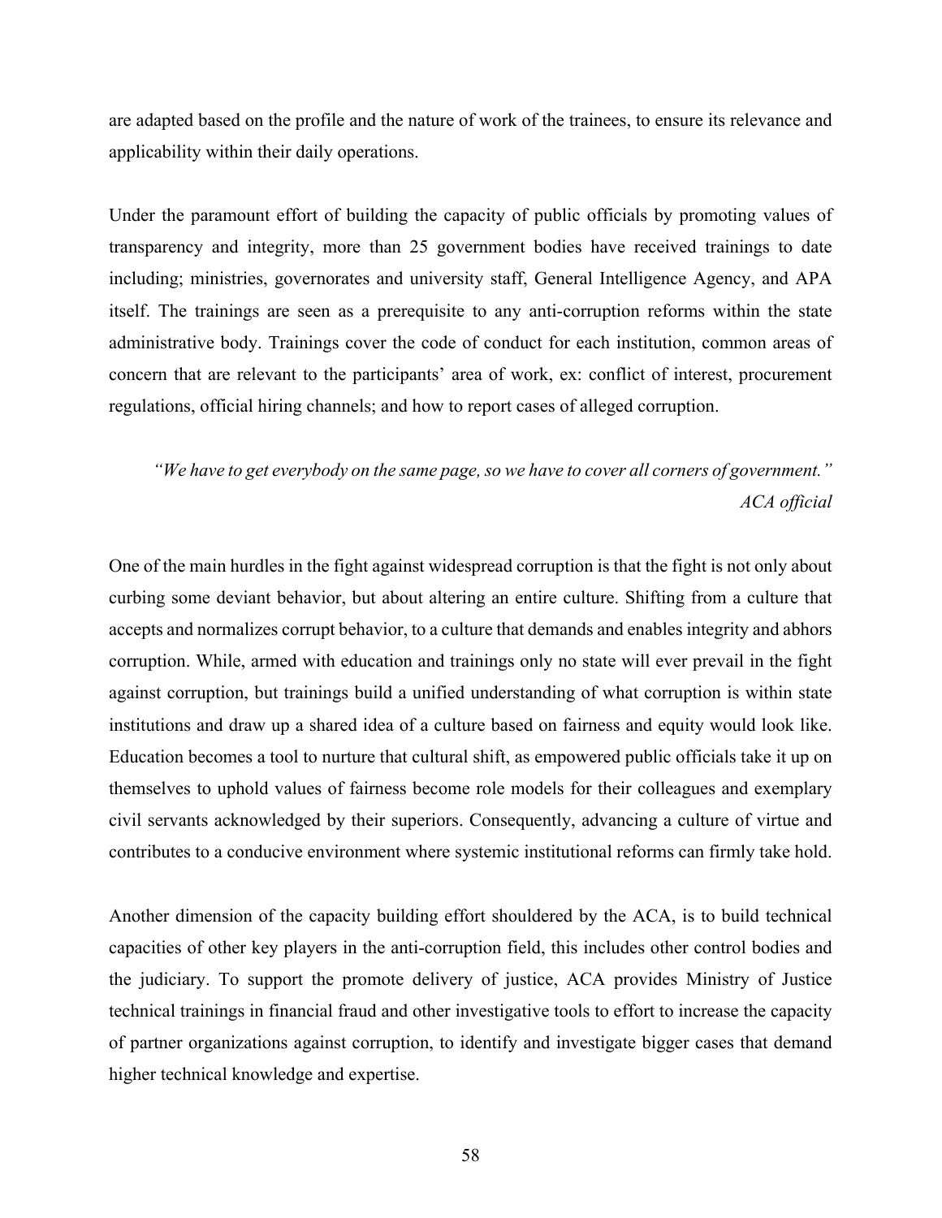are adapted based on the profile and the nature of work of the trainees, to ensure its relevance and applicability within their daily operations.

Under the paramount effort of building the capacity of public officials by promoting values of transparency and integrity, more than 25 government bodies have received trainings to date including; ministries, governorates and university staff, General Intelligence Agency, and APA itself. The trainings are seen as a prerequisite to any anti-corruption reforms within the state administrative body. Trainings cover the code of conduct for each institution, common areas of concern that are relevant to the participants' area of work, ex: conflict of interest, procurement regulations, official hiring channels; and how to report cases of alleged corruption.

> *"We have to get everybody on the same page, so we have to cover all corners of government."*
> *ACA official*

One of the main hurdles in the fight against widespread corruption is that the fight is not only about curbing some deviant behavior, but about altering an entire culture. Shifting from a culture that accepts and normalizes corrupt behavior, to a culture that demands and enables integrity and abhors corruption. While, armed with education and trainings only no state will ever prevail in the fight against corruption, but trainings build a unified understanding of what corruption is within state institutions and draw up a shared idea of a culture based on fairness and equity would look like. Education becomes a tool to nurture that cultural shift, as empowered public officials take it up on themselves to uphold values of fairness become role models for their colleagues and exemplary civil servants acknowledged by their superiors. Consequently, advancing a culture of virtue and contributes to a conducive environment where systemic institutional reforms can firmly take hold.

Another dimension of the capacity building effort shouldered by the ACA, is to build technical capacities of other key players in the anti-corruption field, this includes other control bodies and the judiciary. To support the promote delivery of justice, ACA provides Ministry of Justice technical trainings in financial fraud and other investigative tools to effort to increase the capacity of partner organizations against corruption, to identify and investigate bigger cases that demand higher technical knowledge and expertise.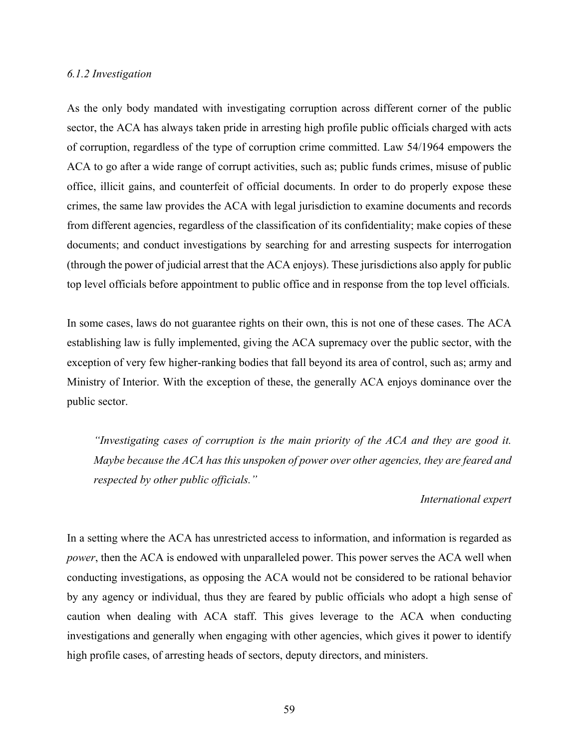*6.1.2 Investigation*

As the only body mandated with investigating corruption across different corner of the public sector, the ACA has always taken pride in arresting high profile public officials charged with acts of corruption, regardless of the type of corruption crime committed. Law 54/1964 empowers the ACA to go after a wide range of corrupt activities, such as; public funds crimes, misuse of public office, illicit gains, and counterfeit of official documents. In order to do properly expose these crimes, the same law provides the ACA with legal jurisdiction to examine documents and records from different agencies, regardless of the classification of its confidentiality; make copies of these documents; and conduct investigations by searching for and arresting suspects for interrogation (through the power of judicial arrest that the ACA enjoys). These jurisdictions also apply for public top level officials before appointment to public office and in response from the top level officials.

In some cases, laws do not guarantee rights on their own, this is not one of these cases. The ACA establishing law is fully implemented, giving the ACA supremacy over the public sector, with the exception of very few higher-ranking bodies that fall beyond its area of control, such as; army and Ministry of Interior. With the exception of these, the generally ACA enjoys dominance over the public sector.

> *"Investigating cases of corruption is the main priority of the ACA and they are good it. Maybe because the ACA has this unspoken of power over other agencies, they are feared and respected by other public officials."*
>
> *International expert*

In a setting where the ACA has unrestricted access to information, and information is regarded as *power*, then the ACA is endowed with unparalleled power. This power serves the ACA well when conducting investigations, as opposing the ACA would not be considered to be rational behavior by any agency or individual, thus they are feared by public officials who adopt a high sense of caution when dealing with ACA staff. This gives leverage to the ACA when conducting investigations and generally when engaging with other agencies, which gives it power to identify high profile cases, of arresting heads of sectors, deputy directors, and ministers.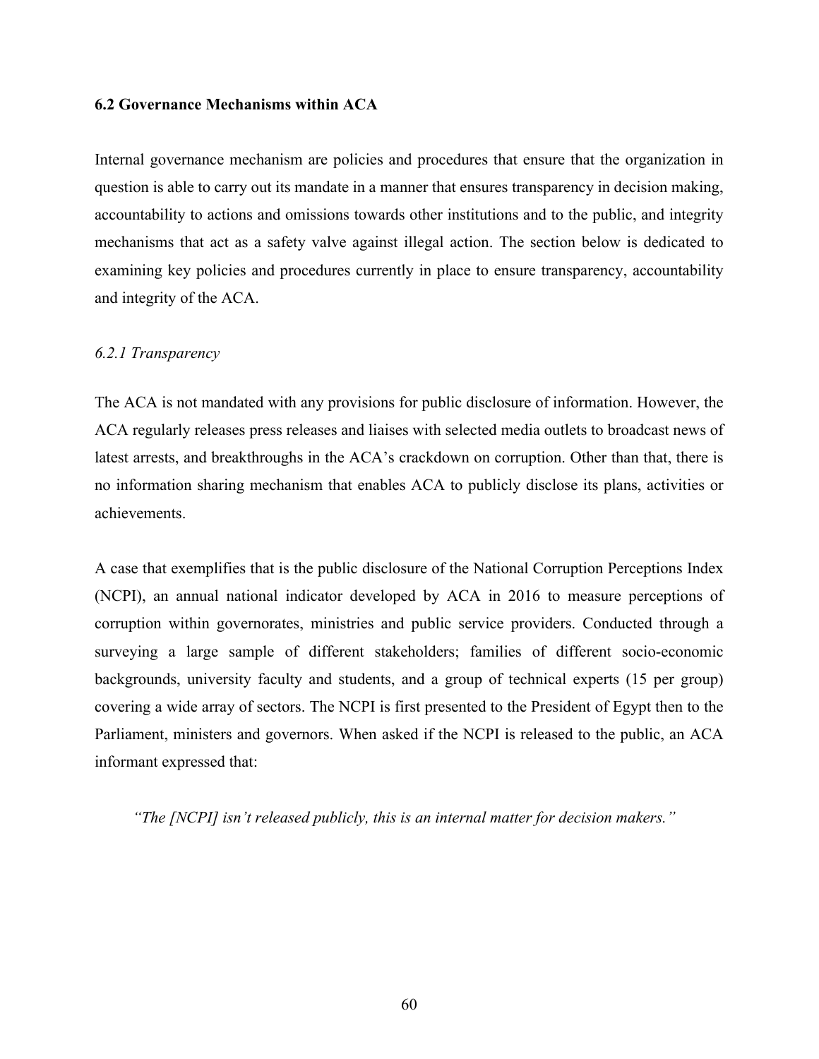### 6.2 Governance Mechanisms within ACA

Internal governance mechanism are policies and procedures that ensure that the organization in question is able to carry out its mandate in a manner that ensures transparency in decision making, accountability to actions and omissions towards other institutions and to the public, and integrity mechanisms that act as a safety valve against illegal action. The section below is dedicated to examining key policies and procedures currently in place to ensure transparency, accountability and integrity of the ACA.

#### *6.2.1 Transparency*

The ACA is not mandated with any provisions for public disclosure of information. However, the ACA regularly releases press releases and liaises with selected media outlets to broadcast news of latest arrests, and breakthroughs in the ACA's crackdown on corruption. Other than that, there is no information sharing mechanism that enables ACA to publicly disclose its plans, activities or achievements.

A case that exemplifies that is the public disclosure of the National Corruption Perceptions Index (NCPI), an annual national indicator developed by ACA in 2016 to measure perceptions of corruption within governorates, ministries and public service providers. Conducted through a surveying a large sample of different stakeholders; families of different socio-economic backgrounds, university faculty and students, and a group of technical experts (15 per group) covering a wide array of sectors. The NCPI is first presented to the President of Egypt then to the Parliament, ministers and governors. When asked if the NCPI is released to the public, an ACA informant expressed that:

> *"The [NCPI] isn't released publicly, this is an internal matter for decision makers."*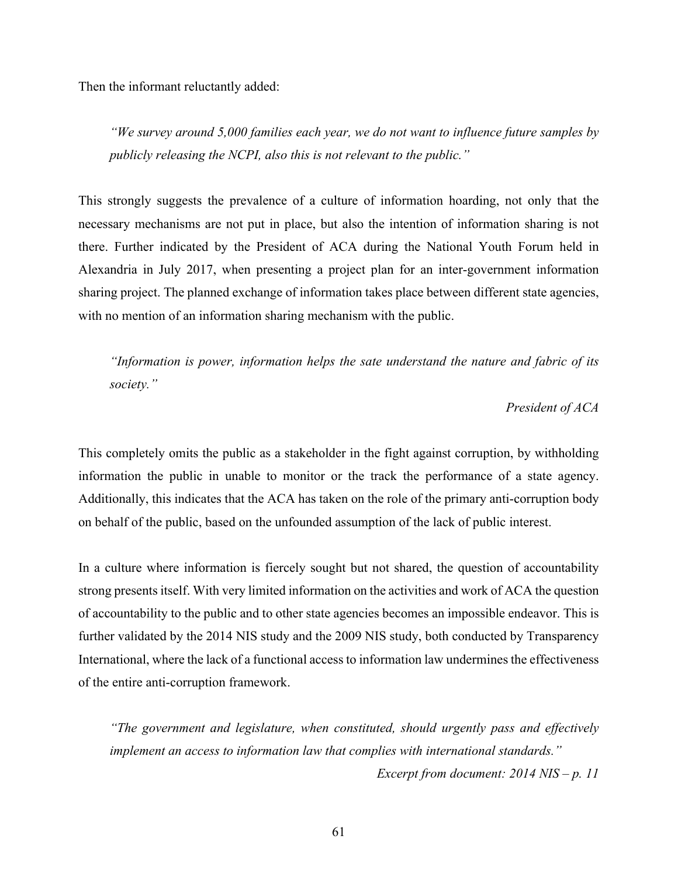Then the informant reluctantly added:

> *"We survey around 5,000 families each year, we do not want to influence future samples by publicly releasing the NCPI, also this is not relevant to the public."*

This strongly suggests the prevalence of a culture of information hoarding, not only that the necessary mechanisms are not put in place, but also the intention of information sharing is not there. Further indicated by the President of ACA during the National Youth Forum held in Alexandria in July 2017, when presenting a project plan for an inter-government information sharing project. The planned exchange of information takes place between different state agencies, with no mention of an information sharing mechanism with the public.

> *"Information is power, information helps the sate understand the nature and fabric of its society."*
>
> *President of ACA*

This completely omits the public as a stakeholder in the fight against corruption, by withholding information the public in unable to monitor or the track the performance of a state agency. Additionally, this indicates that the ACA has taken on the role of the primary anti-corruption body on behalf of the public, based on the unfounded assumption of the lack of public interest.

In a culture where information is fiercely sought but not shared, the question of accountability strong presents itself. With very limited information on the activities and work of ACA the question of accountability to the public and to other state agencies becomes an impossible endeavor. This is further validated by the 2014 NIS study and the 2009 NIS study, both conducted by Transparency International, where the lack of a functional access to information law undermines the effectiveness of the entire anti-corruption framework.

> *"The government and legislature, when constituted, should urgently pass and effectively implement an access to information law that complies with international standards."*
>
> *Excerpt from document: 2014 NIS – p. 11*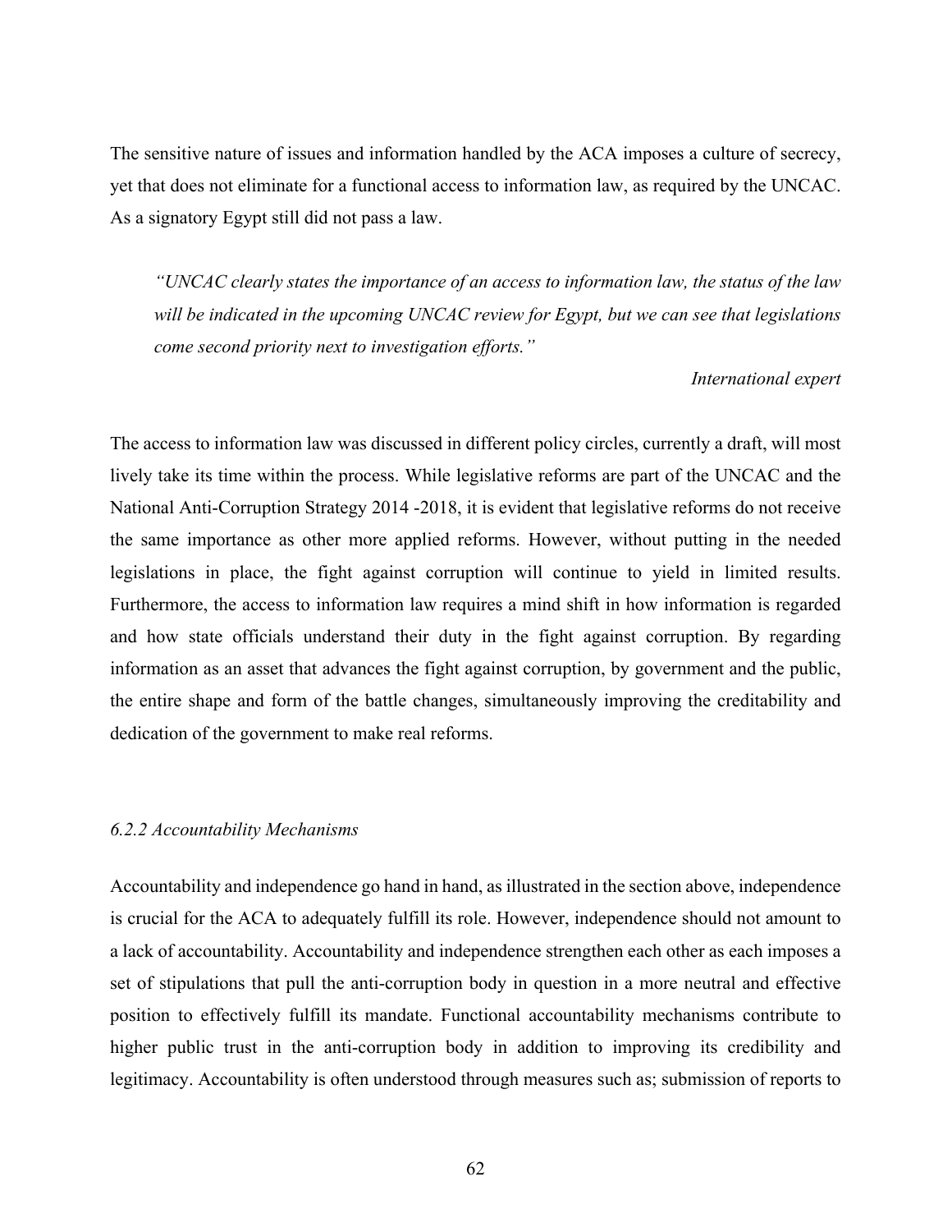The sensitive nature of issues and information handled by the ACA imposes a culture of secrecy, yet that does not eliminate for a functional access to information law, as required by the UNCAC. As a signatory Egypt still did not pass a law.

> *"UNCAC clearly states the importance of an access to information law, the status of the law will be indicated in the upcoming UNCAC review for Egypt, but we can see that legislations come second priority next to investigation efforts."*
>
> *International expert*

The access to information law was discussed in different policy circles, currently a draft, will most lively take its time within the process. While legislative reforms are part of the UNCAC and the National Anti-Corruption Strategy 2014 -2018, it is evident that legislative reforms do not receive the same importance as other more applied reforms. However, without putting in the needed legislations in place, the fight against corruption will continue to yield in limited results. Furthermore, the access to information law requires a mind shift in how information is regarded and how state officials understand their duty in the fight against corruption. By regarding information as an asset that advances the fight against corruption, by government and the public, the entire shape and form of the battle changes, simultaneously improving the creditability and dedication of the government to make real reforms.

#### *6.2.2 Accountability Mechanisms*

Accountability and independence go hand in hand, as illustrated in the section above, independence is crucial for the ACA to adequately fulfill its role. However, independence should not amount to a lack of accountability. Accountability and independence strengthen each other as each imposes a set of stipulations that pull the anti-corruption body in question in a more neutral and effective position to effectively fulfill its mandate. Functional accountability mechanisms contribute to higher public trust in the anti-corruption body in addition to improving its credibility and legitimacy. Accountability is often understood through measures such as; submission of reports to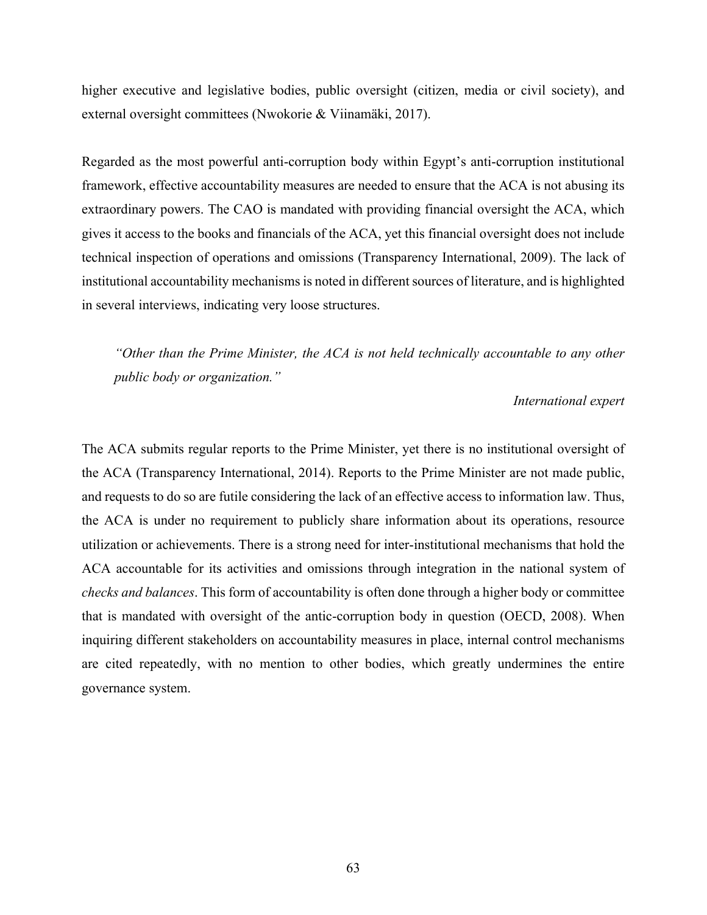higher executive and legislative bodies, public oversight (citizen, media or civil society), and external oversight committees (Nwokorie & Viinamäki, 2017).

Regarded as the most powerful anti-corruption body within Egypt's anti-corruption institutional framework, effective accountability measures are needed to ensure that the ACA is not abusing its extraordinary powers. The CAO is mandated with providing financial oversight the ACA, which gives it access to the books and financials of the ACA, yet this financial oversight does not include technical inspection of operations and omissions (Transparency International, 2009). The lack of institutional accountability mechanisms is noted in different sources of literature, and is highlighted in several interviews, indicating very loose structures.

> *"Other than the Prime Minister, the ACA is not held technically accountable to any other public body or organization."*
>
> *International expert*

The ACA submits regular reports to the Prime Minister, yet there is no institutional oversight of the ACA (Transparency International, 2014). Reports to the Prime Minister are not made public, and requests to do so are futile considering the lack of an effective access to information law. Thus, the ACA is under no requirement to publicly share information about its operations, resource utilization or achievements. There is a strong need for inter-institutional mechanisms that hold the ACA accountable for its activities and omissions through integration in the national system of *checks and balances*. This form of accountability is often done through a higher body or committee that is mandated with oversight of the antic-corruption body in question (OECD, 2008). When inquiring different stakeholders on accountability measures in place, internal control mechanisms are cited repeatedly, with no mention to other bodies, which greatly undermines the entire governance system.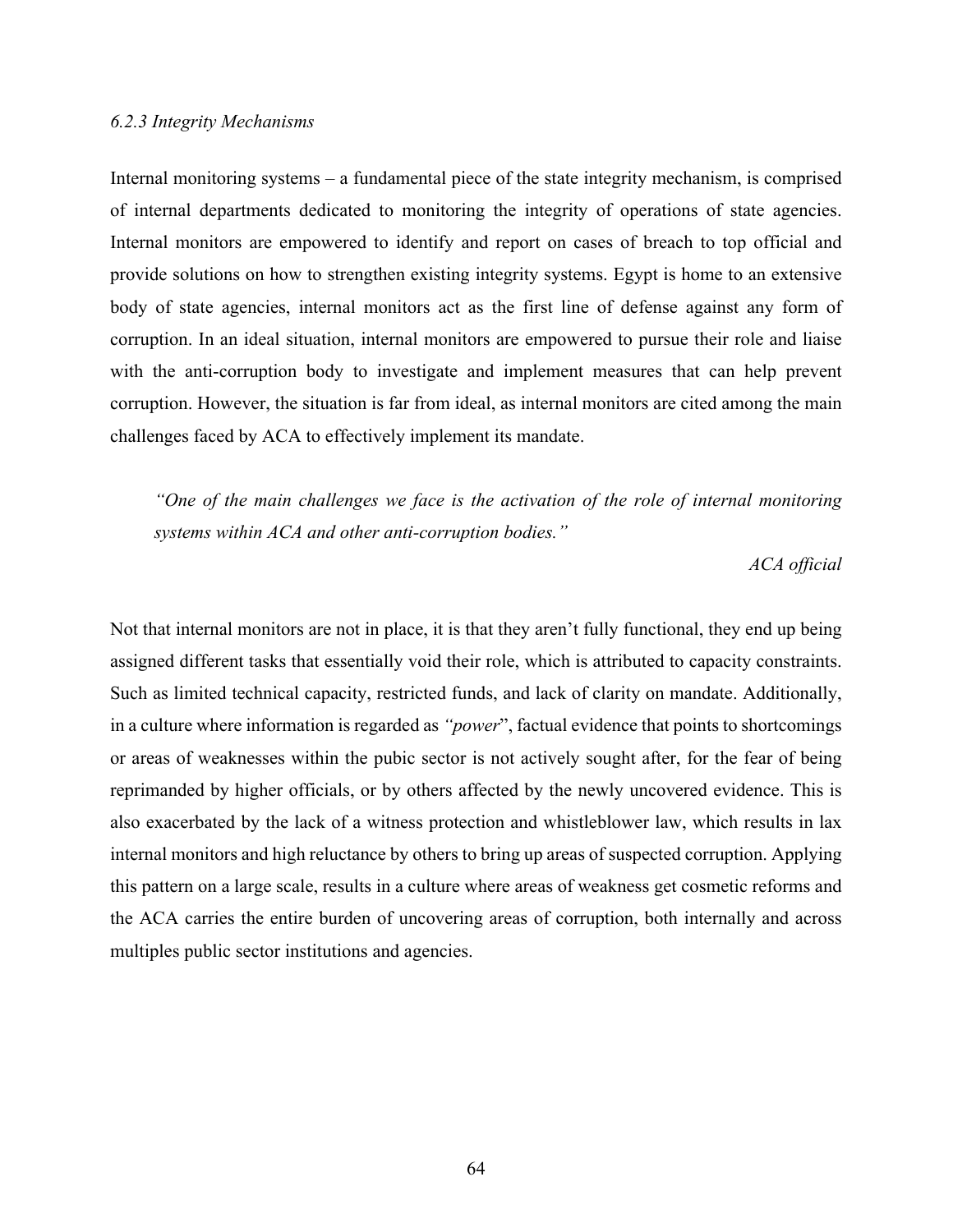*6.2.3 Integrity Mechanisms*

Internal monitoring systems – a fundamental piece of the state integrity mechanism, is comprised of internal departments dedicated to monitoring the integrity of operations of state agencies. Internal monitors are empowered to identify and report on cases of breach to top official and provide solutions on how to strengthen existing integrity systems. Egypt is home to an extensive body of state agencies, internal monitors act as the first line of defense against any form of corruption. In an ideal situation, internal monitors are empowered to pursue their role and liaise with the anti-corruption body to investigate and implement measures that can help prevent corruption. However, the situation is far from ideal, as internal monitors are cited among the main challenges faced by ACA to effectively implement its mandate.

> *"One of the main challenges we face is the activation of the role of internal monitoring systems within ACA and other anti-corruption bodies."*
>
> *ACA official*

Not that internal monitors are not in place, it is that they aren't fully functional, they end up being assigned different tasks that essentially void their role, which is attributed to capacity constraints. Such as limited technical capacity, restricted funds, and lack of clarity on mandate. Additionally, in a culture where information is regarded as *"power*", factual evidence that points to shortcomings or areas of weaknesses within the pubic sector is not actively sought after, for the fear of being reprimanded by higher officials, or by others affected by the newly uncovered evidence. This is also exacerbated by the lack of a witness protection and whistleblower law, which results in lax internal monitors and high reluctance by others to bring up areas of suspected corruption. Applying this pattern on a large scale, results in a culture where areas of weakness get cosmetic reforms and the ACA carries the entire burden of uncovering areas of corruption, both internally and across multiples public sector institutions and agencies.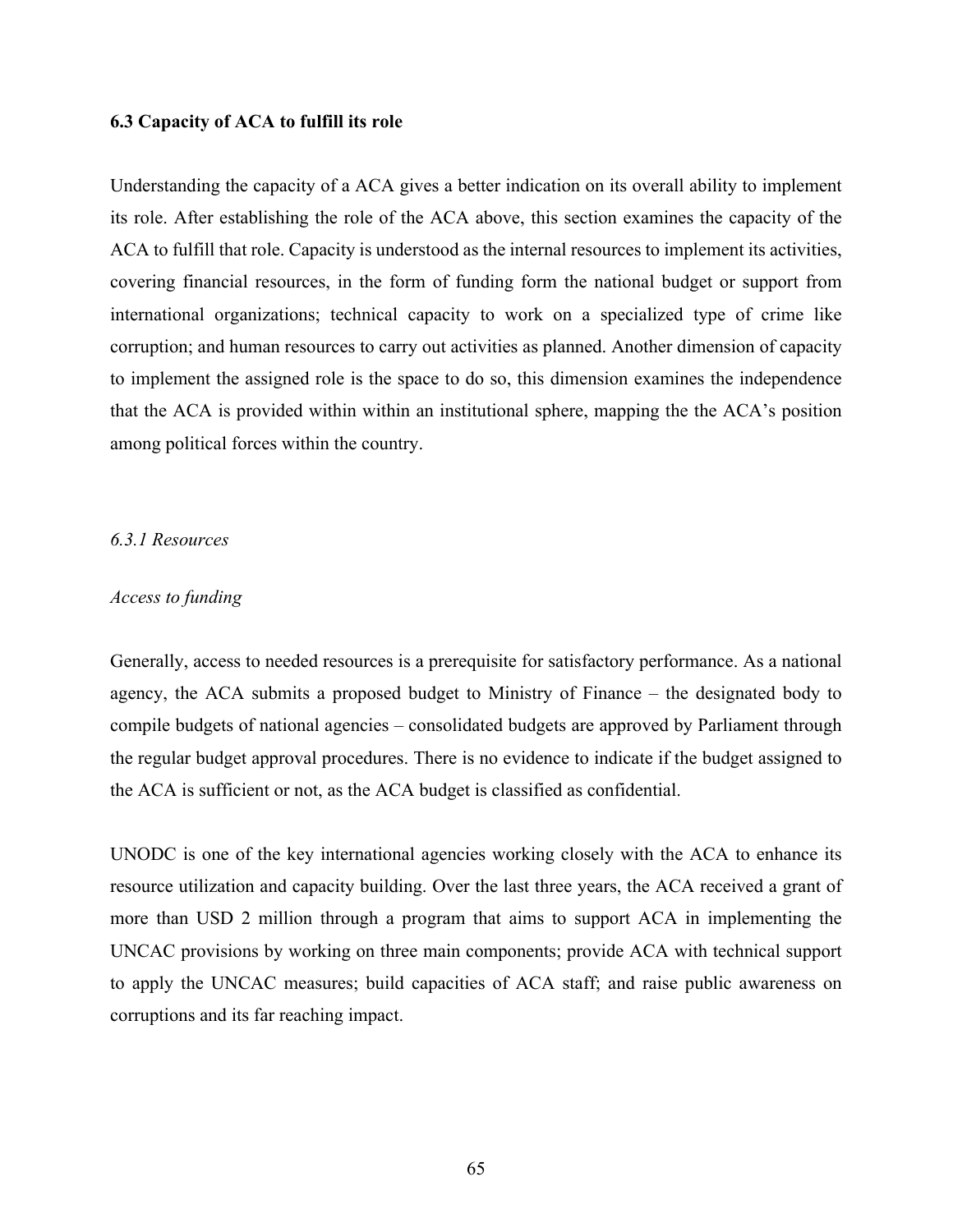### 6.3 Capacity of ACA to fulfill its role

Understanding the capacity of a ACA gives a better indication on its overall ability to implement its role. After establishing the role of the ACA above, this section examines the capacity of the ACA to fulfill that role. Capacity is understood as the internal resources to implement its activities, covering financial resources, in the form of funding form the national budget or support from international organizations; technical capacity to work on a specialized type of crime like corruption; and human resources to carry out activities as planned. Another dimension of capacity to implement the assigned role is the space to do so, this dimension examines the independence that the ACA is provided within within an institutional sphere, mapping the the ACA's position among political forces within the country.

#### *6.3.1 Resources*

*Access to funding*

Generally, access to needed resources is a prerequisite for satisfactory performance. As a national agency, the ACA submits a proposed budget to Ministry of Finance – the designated body to compile budgets of national agencies – consolidated budgets are approved by Parliament through the regular budget approval procedures. There is no evidence to indicate if the budget assigned to the ACA is sufficient or not, as the ACA budget is classified as confidential.

UNODC is one of the key international agencies working closely with the ACA to enhance its resource utilization and capacity building. Over the last three years, the ACA received a grant of more than USD 2 million through a program that aims to support ACA in implementing the UNCAC provisions by working on three main components; provide ACA with technical support to apply the UNCAC measures; build capacities of ACA staff; and raise public awareness on corruptions and its far reaching impact.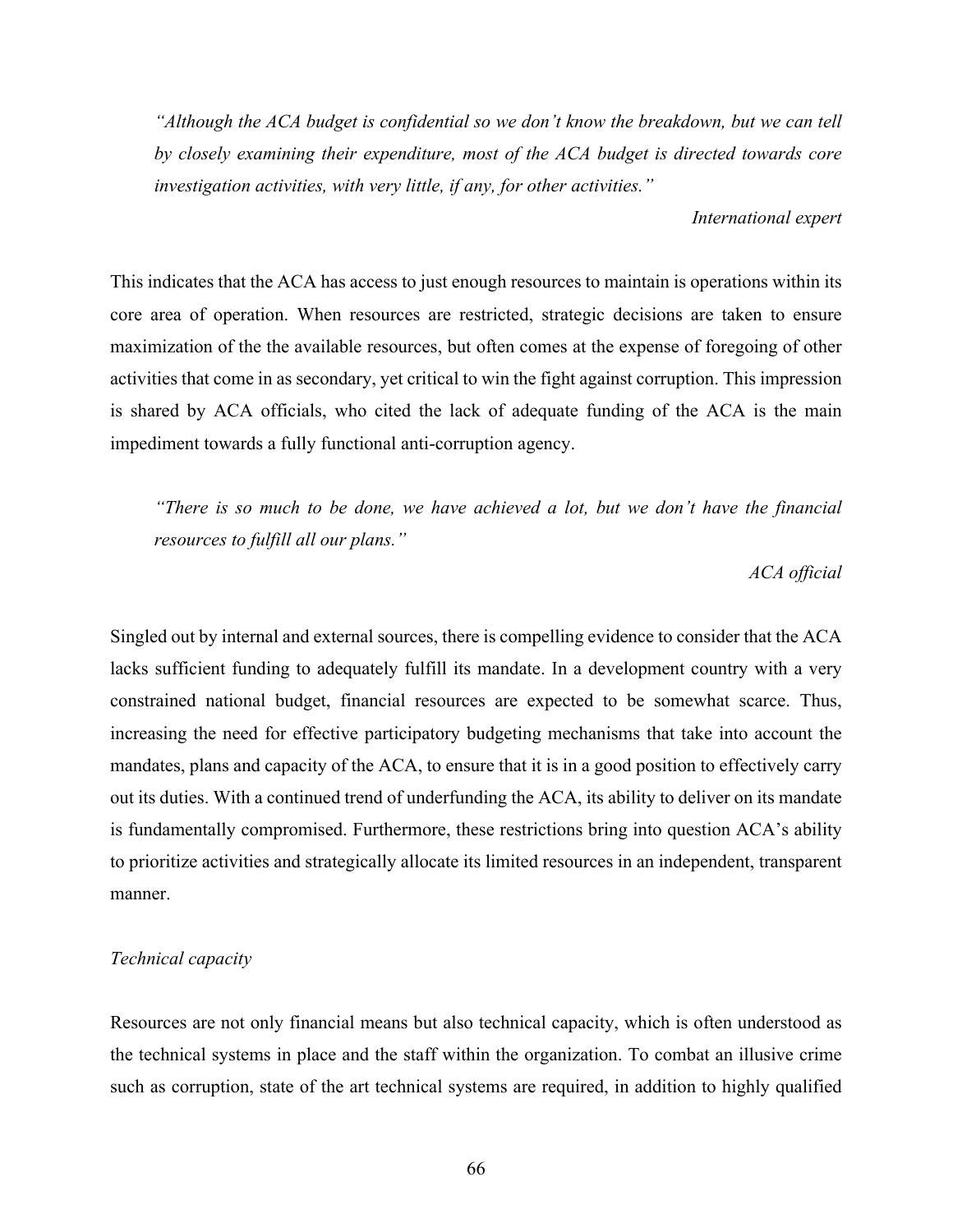*"Although the ACA budget is confidential so we don't know the breakdown, but we can tell by closely examining their expenditure, most of the ACA budget is directed towards core investigation activities, with very little, if any, for other activities."*

*International expert*

This indicates that the ACA has access to just enough resources to maintain is operations within its core area of operation. When resources are restricted, strategic decisions are taken to ensure maximization of the the available resources, but often comes at the expense of foregoing of other activities that come in as secondary, yet critical to win the fight against corruption. This impression is shared by ACA officials, who cited the lack of adequate funding of the ACA is the main impediment towards a fully functional anti-corruption agency.

*"There is so much to be done, we have achieved a lot, but we don't have the financial resources to fulfill all our plans."*

*ACA official*

Singled out by internal and external sources, there is compelling evidence to consider that the ACA lacks sufficient funding to adequately fulfill its mandate. In a development country with a very constrained national budget, financial resources are expected to be somewhat scarce. Thus, increasing the need for effective participatory budgeting mechanisms that take into account the mandates, plans and capacity of the ACA, to ensure that it is in a good position to effectively carry out its duties. With a continued trend of underfunding the ACA, its ability to deliver on its mandate is fundamentally compromised. Furthermore, these restrictions bring into question ACA's ability to prioritize activities and strategically allocate its limited resources in an independent, transparent manner.

*Technical capacity*

Resources are not only financial means but also technical capacity, which is often understood as the technical systems in place and the staff within the organization. To combat an illusive crime such as corruption, state of the art technical systems are required, in addition to highly qualified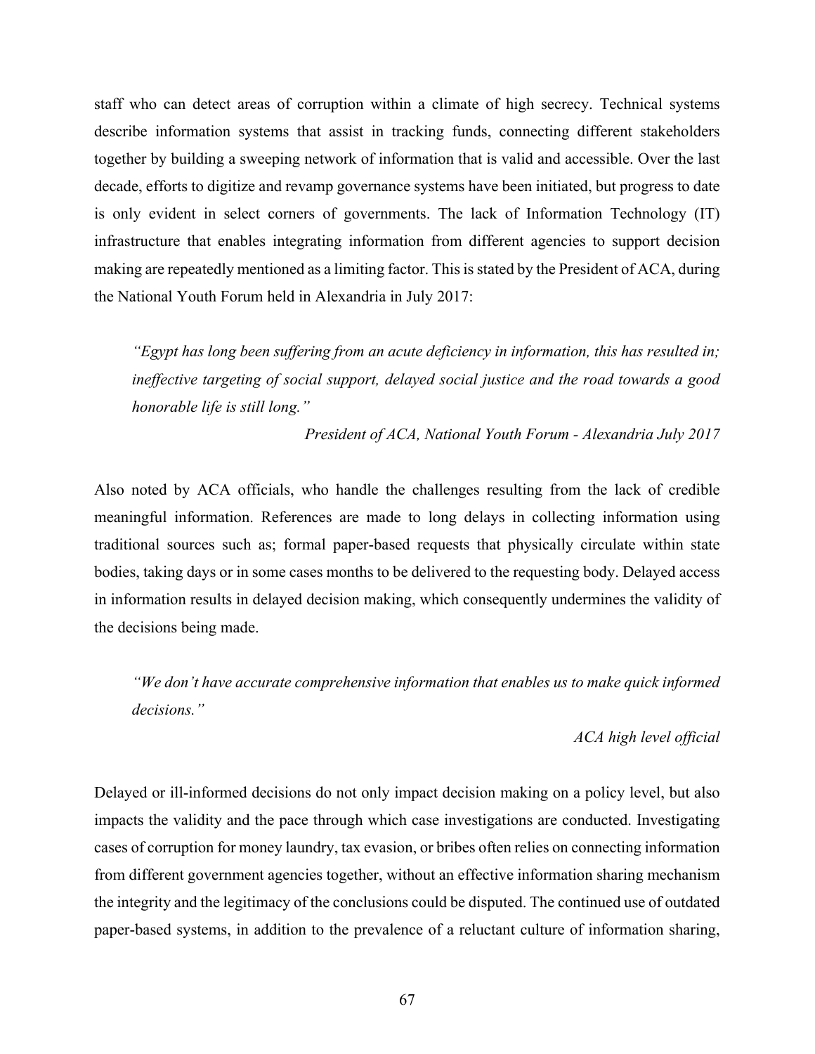staff who can detect areas of corruption within a climate of high secrecy. Technical systems describe information systems that assist in tracking funds, connecting different stakeholders together by building a sweeping network of information that is valid and accessible. Over the last decade, efforts to digitize and revamp governance systems have been initiated, but progress to date is only evident in select corners of governments. The lack of Information Technology (IT) infrastructure that enables integrating information from different agencies to support decision making are repeatedly mentioned as a limiting factor. This is stated by the President of ACA, during the National Youth Forum held in Alexandria in July 2017:

> *"Egypt has long been suffering from an acute deficiency in information, this has resulted in; ineffective targeting of social support, delayed social justice and the road towards a good honorable life is still long."*
>
> *President of ACA, National Youth Forum - Alexandria July 2017*

Also noted by ACA officials, who handle the challenges resulting from the lack of credible meaningful information. References are made to long delays in collecting information using traditional sources such as; formal paper-based requests that physically circulate within state bodies, taking days or in some cases months to be delivered to the requesting body. Delayed access in information results in delayed decision making, which consequently undermines the validity of the decisions being made.

> *"We don't have accurate comprehensive information that enables us to make quick informed decisions."*
>
> *ACA high level official*

Delayed or ill-informed decisions do not only impact decision making on a policy level, but also impacts the validity and the pace through which case investigations are conducted. Investigating cases of corruption for money laundry, tax evasion, or bribes often relies on connecting information from different government agencies together, without an effective information sharing mechanism the integrity and the legitimacy of the conclusions could be disputed. The continued use of outdated paper-based systems, in addition to the prevalence of a reluctant culture of information sharing,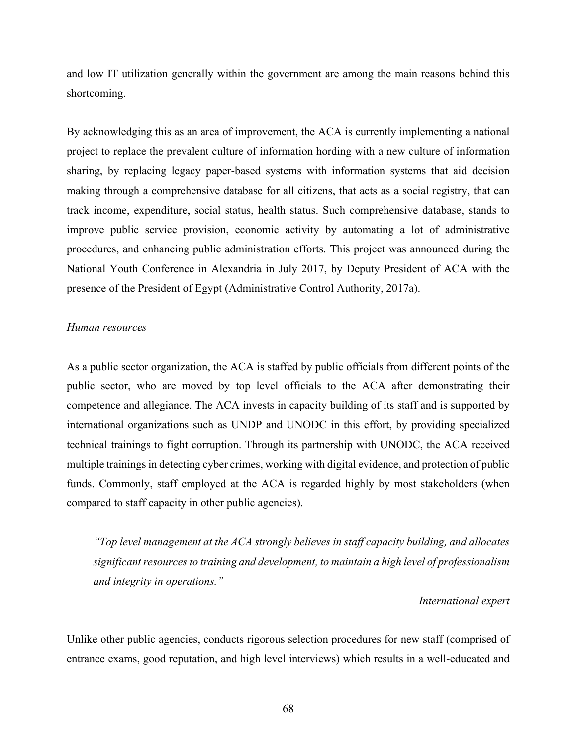and low IT utilization generally within the government are among the main reasons behind this shortcoming.

By acknowledging this as an area of improvement, the ACA is currently implementing a national project to replace the prevalent culture of information hording with a new culture of information sharing, by replacing legacy paper-based systems with information systems that aid decision making through a comprehensive database for all citizens, that acts as a social registry, that can track income, expenditure, social status, health status. Such comprehensive database, stands to improve public service provision, economic activity by automating a lot of administrative procedures, and enhancing public administration efforts. This project was announced during the National Youth Conference in Alexandria in July 2017, by Deputy President of ACA with the presence of the President of Egypt (Administrative Control Authority, 2017a).

*Human resources*

As a public sector organization, the ACA is staffed by public officials from different points of the public sector, who are moved by top level officials to the ACA after demonstrating their competence and allegiance. The ACA invests in capacity building of its staff and is supported by international organizations such as UNDP and UNODC in this effort, by providing specialized technical trainings to fight corruption. Through its partnership with UNODC, the ACA received multiple trainings in detecting cyber crimes, working with digital evidence, and protection of public funds. Commonly, staff employed at the ACA is regarded highly by most stakeholders (when compared to staff capacity in other public agencies).

> *"Top level management at the ACA strongly believes in staff capacity building, and allocates significant resources to training and development, to maintain a high level of professionalism and integrity in operations."*
>
> *International expert*

Unlike other public agencies, conducts rigorous selection procedures for new staff (comprised of entrance exams, good reputation, and high level interviews) which results in a well-educated and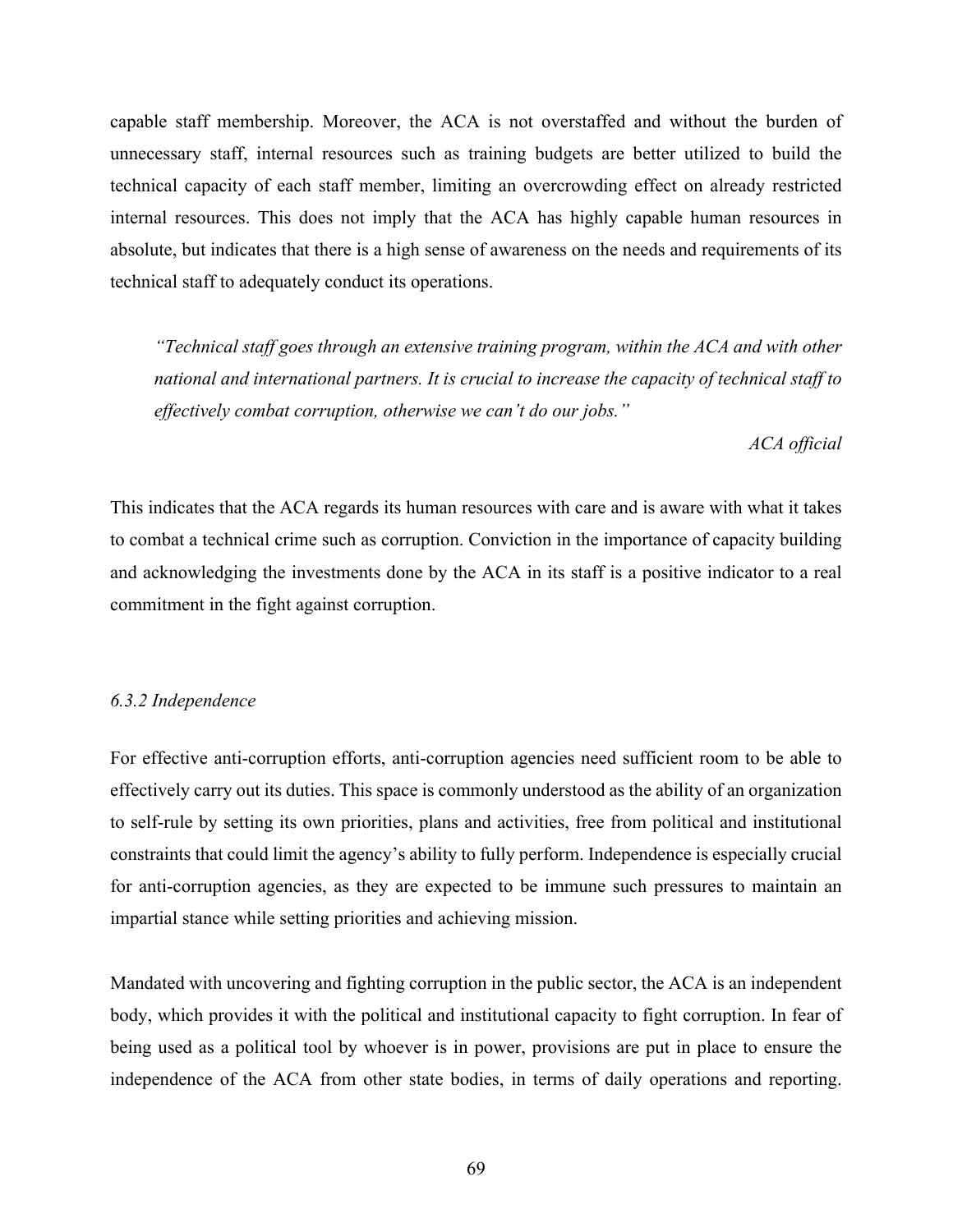capable staff membership. Moreover, the ACA is not overstaffed and without the burden of unnecessary staff, internal resources such as training budgets are better utilized to build the technical capacity of each staff member, limiting an overcrowding effect on already restricted internal resources. This does not imply that the ACA has highly capable human resources in absolute, but indicates that there is a high sense of awareness on the needs and requirements of its technical staff to adequately conduct its operations.

> *"Technical staff goes through an extensive training program, within the ACA and with other national and international partners. It is crucial to increase the capacity of technical staff to effectively combat corruption, otherwise we can't do our jobs."*
>
> *ACA official*

This indicates that the ACA regards its human resources with care and is aware with what it takes to combat a technical crime such as corruption. Conviction in the importance of capacity building and acknowledging the investments done by the ACA in its staff is a positive indicator to a real commitment in the fight against corruption.

### *6.3.2 Independence*

For effective anti-corruption efforts, anti-corruption agencies need sufficient room to be able to effectively carry out its duties. This space is commonly understood as the ability of an organization to self-rule by setting its own priorities, plans and activities, free from political and institutional constraints that could limit the agency's ability to fully perform. Independence is especially crucial for anti-corruption agencies, as they are expected to be immune such pressures to maintain an impartial stance while setting priorities and achieving mission.

Mandated with uncovering and fighting corruption in the public sector, the ACA is an independent body, which provides it with the political and institutional capacity to fight corruption. In fear of being used as a political tool by whoever is in power, provisions are put in place to ensure the independence of the ACA from other state bodies, in terms of daily operations and reporting.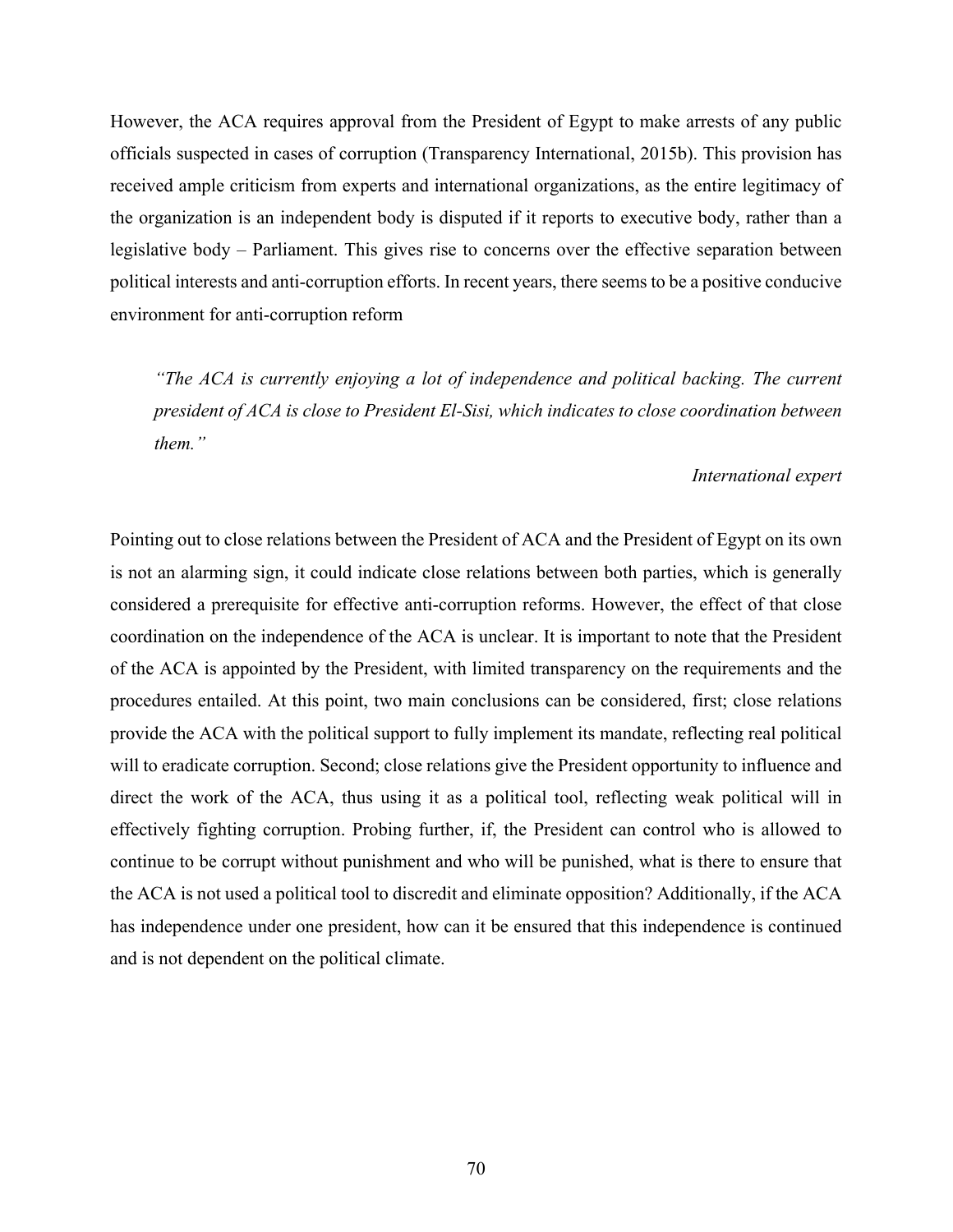However, the ACA requires approval from the President of Egypt to make arrests of any public officials suspected in cases of corruption (Transparency International, 2015b). This provision has received ample criticism from experts and international organizations, as the entire legitimacy of the organization is an independent body is disputed if it reports to executive body, rather than a legislative body – Parliament. This gives rise to concerns over the effective separation between political interests and anti-corruption efforts. In recent years, there seems to be a positive conducive environment for anti-corruption reform

> *"The ACA is currently enjoying a lot of independence and political backing. The current president of ACA is close to President El-Sisi, which indicates to close coordination between them."*
>
> *International expert*

Pointing out to close relations between the President of ACA and the President of Egypt on its own is not an alarming sign, it could indicate close relations between both parties, which is generally considered a prerequisite for effective anti-corruption reforms. However, the effect of that close coordination on the independence of the ACA is unclear. It is important to note that the President of the ACA is appointed by the President, with limited transparency on the requirements and the procedures entailed. At this point, two main conclusions can be considered, first; close relations provide the ACA with the political support to fully implement its mandate, reflecting real political will to eradicate corruption. Second; close relations give the President opportunity to influence and direct the work of the ACA, thus using it as a political tool, reflecting weak political will in effectively fighting corruption. Probing further, if, the President can control who is allowed to continue to be corrupt without punishment and who will be punished, what is there to ensure that the ACA is not used a political tool to discredit and eliminate opposition? Additionally, if the ACA has independence under one president, how can it be ensured that this independence is continued and is not dependent on the political climate.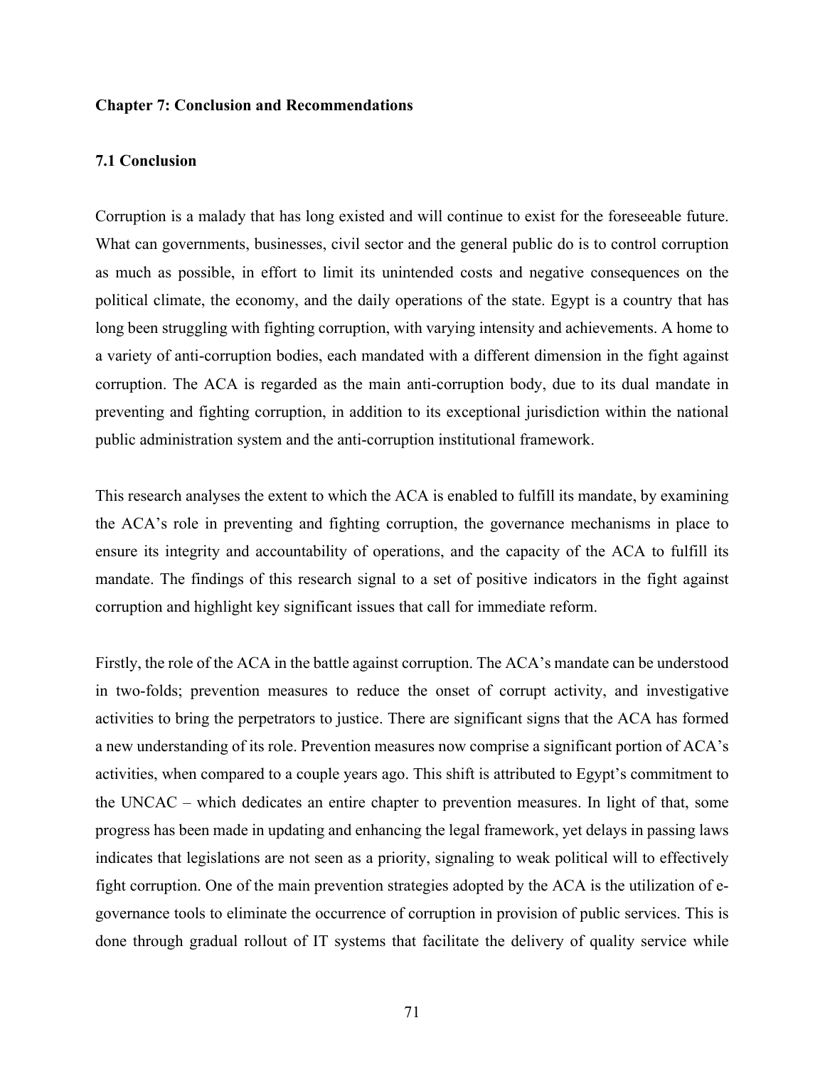## Chapter 7: Conclusion and Recommendations

### 7.1 Conclusion

Corruption is a malady that has long existed and will continue to exist for the foreseeable future. What can governments, businesses, civil sector and the general public do is to control corruption as much as possible, in effort to limit its unintended costs and negative consequences on the political climate, the economy, and the daily operations of the state. Egypt is a country that has long been struggling with fighting corruption, with varying intensity and achievements. A home to a variety of anti-corruption bodies, each mandated with a different dimension in the fight against corruption. The ACA is regarded as the main anti-corruption body, due to its dual mandate in preventing and fighting corruption, in addition to its exceptional jurisdiction within the national public administration system and the anti-corruption institutional framework.

This research analyses the extent to which the ACA is enabled to fulfill its mandate, by examining the ACA's role in preventing and fighting corruption, the governance mechanisms in place to ensure its integrity and accountability of operations, and the capacity of the ACA to fulfill its mandate. The findings of this research signal to a set of positive indicators in the fight against corruption and highlight key significant issues that call for immediate reform.

Firstly, the role of the ACA in the battle against corruption. The ACA's mandate can be understood in two-folds; prevention measures to reduce the onset of corrupt activity, and investigative activities to bring the perpetrators to justice. There are significant signs that the ACA has formed a new understanding of its role. Prevention measures now comprise a significant portion of ACA's activities, when compared to a couple years ago. This shift is attributed to Egypt's commitment to the UNCAC – which dedicates an entire chapter to prevention measures. In light of that, some progress has been made in updating and enhancing the legal framework, yet delays in passing laws indicates that legislations are not seen as a priority, signaling to weak political will to effectively fight corruption. One of the main prevention strategies adopted by the ACA is the utilization of e-governance tools to eliminate the occurrence of corruption in provision of public services. This is done through gradual rollout of IT systems that facilitate the delivery of quality service while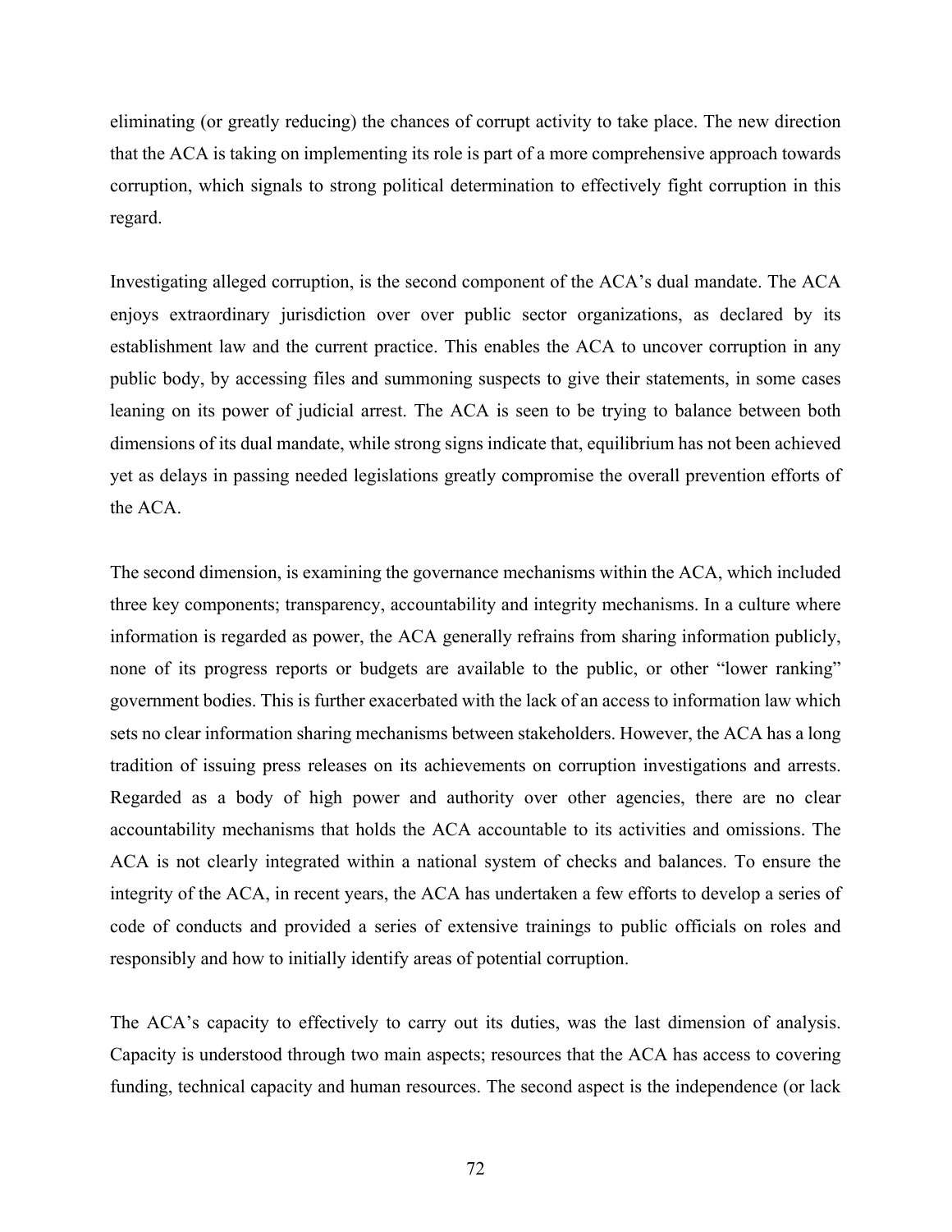eliminating (or greatly reducing) the chances of corrupt activity to take place. The new direction that the ACA is taking on implementing its role is part of a more comprehensive approach towards corruption, which signals to strong political determination to effectively fight corruption in this regard.

Investigating alleged corruption, is the second component of the ACA's dual mandate. The ACA enjoys extraordinary jurisdiction over over public sector organizations, as declared by its establishment law and the current practice. This enables the ACA to uncover corruption in any public body, by accessing files and summoning suspects to give their statements, in some cases leaning on its power of judicial arrest. The ACA is seen to be trying to balance between both dimensions of its dual mandate, while strong signs indicate that, equilibrium has not been achieved yet as delays in passing needed legislations greatly compromise the overall prevention efforts of the ACA.

The second dimension, is examining the governance mechanisms within the ACA, which included three key components; transparency, accountability and integrity mechanisms. In a culture where information is regarded as power, the ACA generally refrains from sharing information publicly, none of its progress reports or budgets are available to the public, or other "lower ranking" government bodies. This is further exacerbated with the lack of an access to information law which sets no clear information sharing mechanisms between stakeholders. However, the ACA has a long tradition of issuing press releases on its achievements on corruption investigations and arrests. Regarded as a body of high power and authority over other agencies, there are no clear accountability mechanisms that holds the ACA accountable to its activities and omissions. The ACA is not clearly integrated within a national system of checks and balances. To ensure the integrity of the ACA, in recent years, the ACA has undertaken a few efforts to develop a series of code of conducts and provided a series of extensive trainings to public officials on roles and responsibly and how to initially identify areas of potential corruption.

The ACA's capacity to effectively to carry out its duties, was the last dimension of analysis. Capacity is understood through two main aspects; resources that the ACA has access to covering funding, technical capacity and human resources. The second aspect is the independence (or lack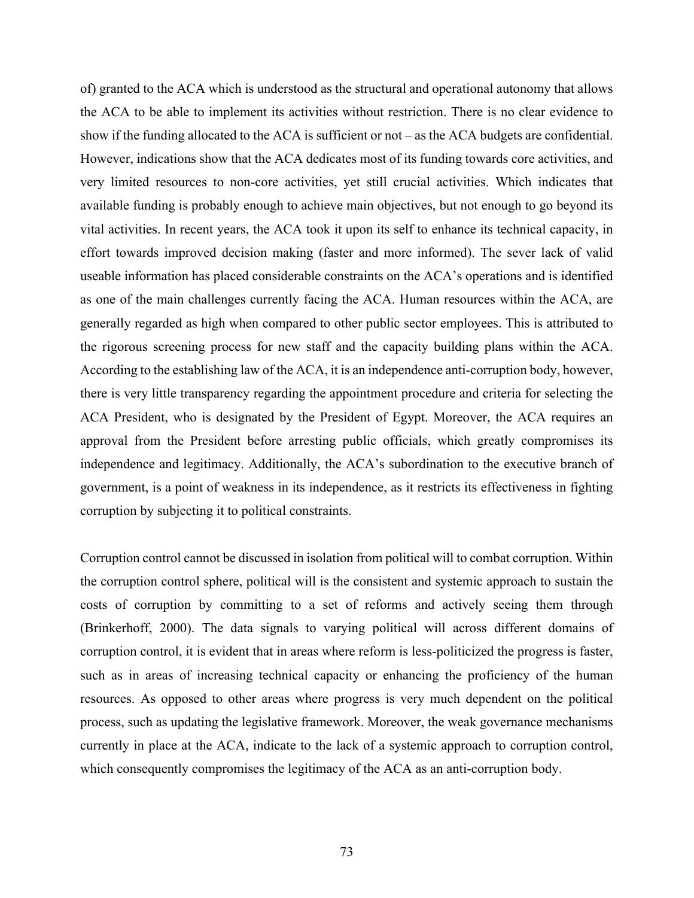of) granted to the ACA which is understood as the structural and operational autonomy that allows the ACA to be able to implement its activities without restriction. There is no clear evidence to show if the funding allocated to the ACA is sufficient or not – as the ACA budgets are confidential. However, indications show that the ACA dedicates most of its funding towards core activities, and very limited resources to non-core activities, yet still crucial activities. Which indicates that available funding is probably enough to achieve main objectives, but not enough to go beyond its vital activities. In recent years, the ACA took it upon its self to enhance its technical capacity, in effort towards improved decision making (faster and more informed). The sever lack of valid useable information has placed considerable constraints on the ACA's operations and is identified as one of the main challenges currently facing the ACA. Human resources within the ACA, are generally regarded as high when compared to other public sector employees. This is attributed to the rigorous screening process for new staff and the capacity building plans within the ACA. According to the establishing law of the ACA, it is an independence anti-corruption body, however, there is very little transparency regarding the appointment procedure and criteria for selecting the ACA President, who is designated by the President of Egypt. Moreover, the ACA requires an approval from the President before arresting public officials, which greatly compromises its independence and legitimacy. Additionally, the ACA's subordination to the executive branch of government, is a point of weakness in its independence, as it restricts its effectiveness in fighting corruption by subjecting it to political constraints.

Corruption control cannot be discussed in isolation from political will to combat corruption. Within the corruption control sphere, political will is the consistent and systemic approach to sustain the costs of corruption by committing to a set of reforms and actively seeing them through (Brinkerhoff, 2000). The data signals to varying political will across different domains of corruption control, it is evident that in areas where reform is less-politicized the progress is faster, such as in areas of increasing technical capacity or enhancing the proficiency of the human resources. As opposed to other areas where progress is very much dependent on the political process, such as updating the legislative framework. Moreover, the weak governance mechanisms currently in place at the ACA, indicate to the lack of a systemic approach to corruption control, which consequently compromises the legitimacy of the ACA as an anti-corruption body.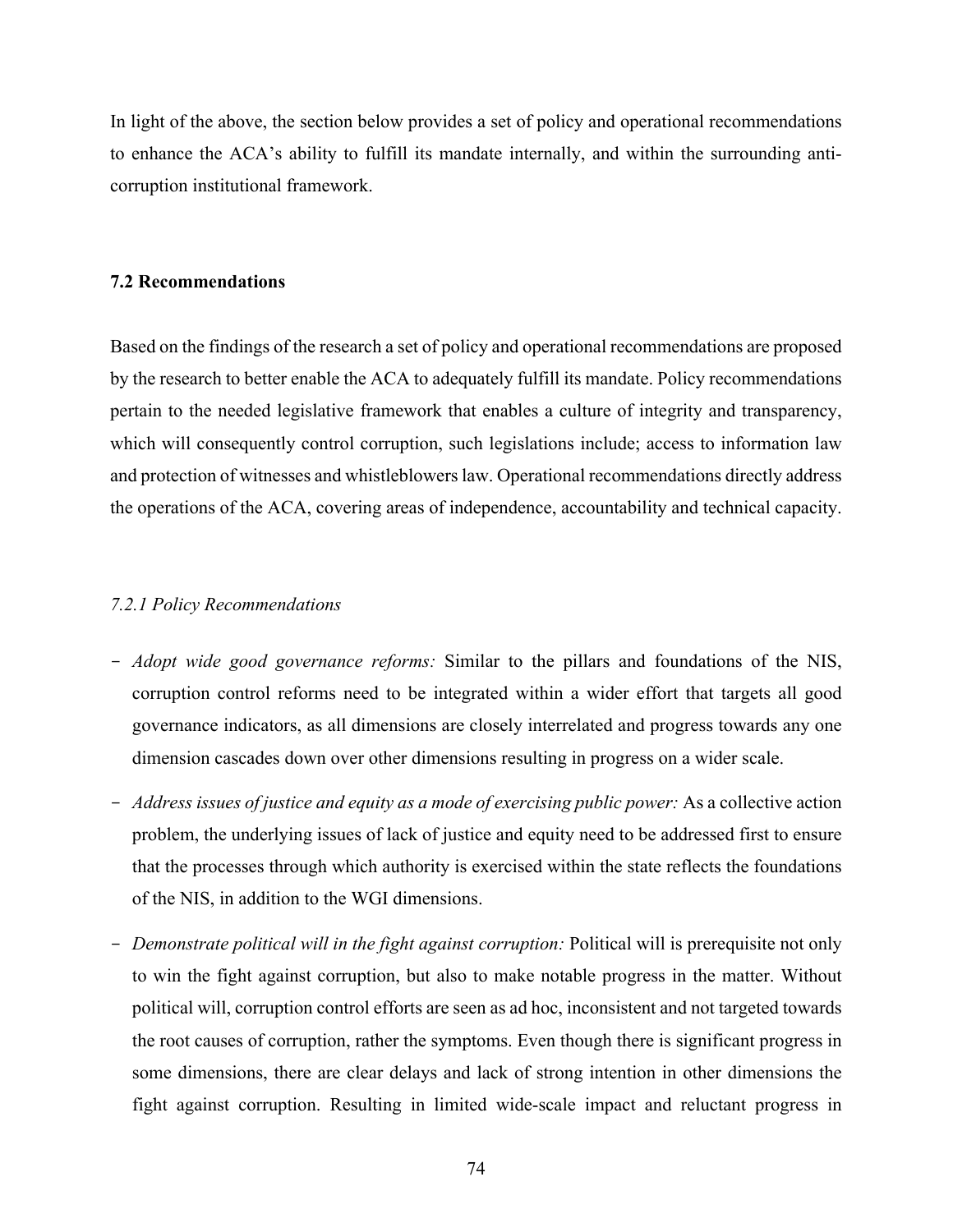In light of the above, the section below provides a set of policy and operational recommendations to enhance the ACA's ability to fulfill its mandate internally, and within the surrounding anti-corruption institutional framework.

### 7.2 Recommendations

Based on the findings of the research a set of policy and operational recommendations are proposed by the research to better enable the ACA to adequately fulfill its mandate. Policy recommendations pertain to the needed legislative framework that enables a culture of integrity and transparency, which will consequently control corruption, such legislations include; access to information law and protection of witnesses and whistleblowers law. Operational recommendations directly address the operations of the ACA, covering areas of independence, accountability and technical capacity.

#### *7.2.1 Policy Recommendations*

- *Adopt wide good governance reforms:* Similar to the pillars and foundations of the NIS, corruption control reforms need to be integrated within a wider effort that targets all good governance indicators, as all dimensions are closely interrelated and progress towards any one dimension cascades down over other dimensions resulting in progress on a wider scale.
- *Address issues of justice and equity as a mode of exercising public power:* As a collective action problem, the underlying issues of lack of justice and equity need to be addressed first to ensure that the processes through which authority is exercised within the state reflects the foundations of the NIS, in addition to the WGI dimensions.
- *Demonstrate political will in the fight against corruption:* Political will is prerequisite not only to win the fight against corruption, but also to make notable progress in the matter. Without political will, corruption control efforts are seen as ad hoc, inconsistent and not targeted towards the root causes of corruption, rather the symptoms. Even though there is significant progress in some dimensions, there are clear delays and lack of strong intention in other dimensions the fight against corruption. Resulting in limited wide-scale impact and reluctant progress in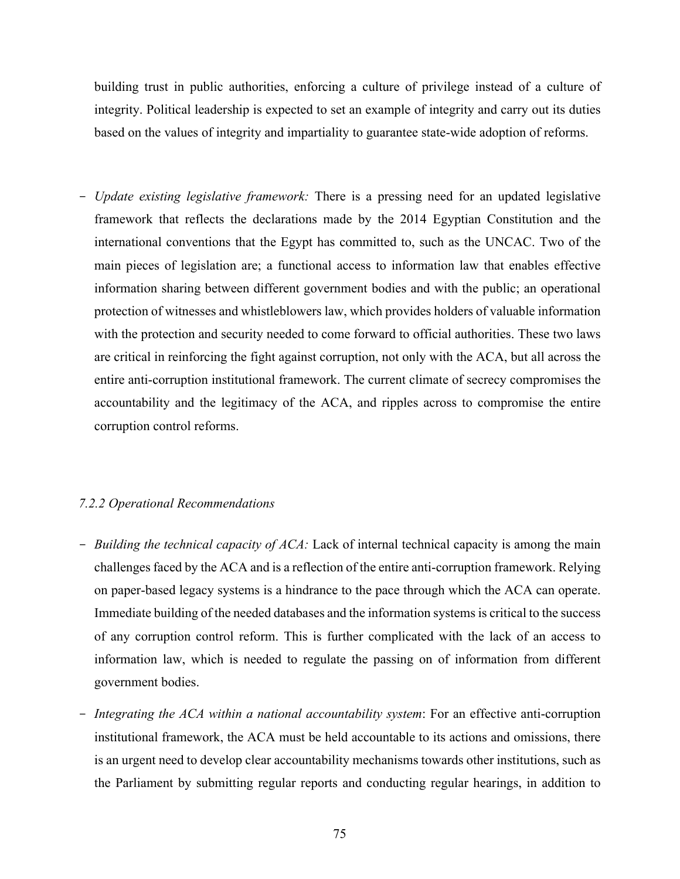building trust in public authorities, enforcing a culture of privilege instead of a culture of integrity. Political leadership is expected to set an example of integrity and carry out its duties based on the values of integrity and impartiality to guarantee state-wide adoption of reforms.

- *Update existing legislative framework:* There is a pressing need for an updated legislative framework that reflects the declarations made by the 2014 Egyptian Constitution and the international conventions that the Egypt has committed to, such as the UNCAC. Two of the main pieces of legislation are; a functional access to information law that enables effective information sharing between different government bodies and with the public; an operational protection of witnesses and whistleblowers law, which provides holders of valuable information with the protection and security needed to come forward to official authorities. These two laws are critical in reinforcing the fight against corruption, not only with the ACA, but all across the entire anti-corruption institutional framework. The current climate of secrecy compromises the accountability and the legitimacy of the ACA, and ripples across to compromise the entire corruption control reforms.

### *7.2.2 Operational Recommendations*

- *Building the technical capacity of ACA:* Lack of internal technical capacity is among the main challenges faced by the ACA and is a reflection of the entire anti-corruption framework. Relying on paper-based legacy systems is a hindrance to the pace through which the ACA can operate. Immediate building of the needed databases and the information systems is critical to the success of any corruption control reform. This is further complicated with the lack of an access to information law, which is needed to regulate the passing on of information from different government bodies.
- *Integrating the ACA within a national accountability system*: For an effective anti-corruption institutional framework, the ACA must be held accountable to its actions and omissions, there is an urgent need to develop clear accountability mechanisms towards other institutions, such as the Parliament by submitting regular reports and conducting regular hearings, in addition to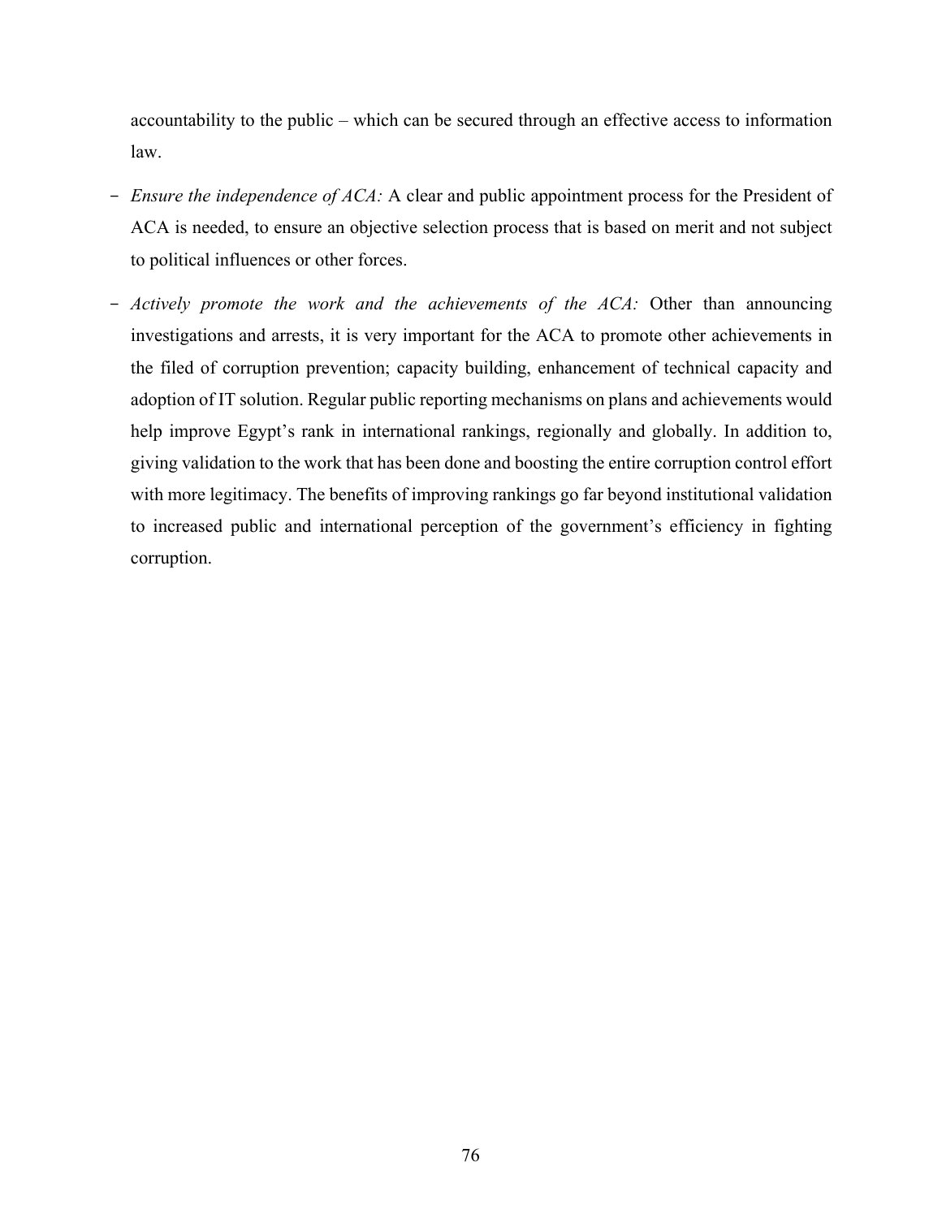accountability to the public – which can be secured through an effective access to information law.

- *Ensure the independence of ACA:* A clear and public appointment process for the President of ACA is needed, to ensure an objective selection process that is based on merit and not subject to political influences or other forces.
- *Actively promote the work and the achievements of the ACA:* Other than announcing investigations and arrests, it is very important for the ACA to promote other achievements in the filed of corruption prevention; capacity building, enhancement of technical capacity and adoption of IT solution. Regular public reporting mechanisms on plans and achievements would help improve Egypt's rank in international rankings, regionally and globally. In addition to, giving validation to the work that has been done and boosting the entire corruption control effort with more legitimacy. The benefits of improving rankings go far beyond institutional validation to increased public and international perception of the government's efficiency in fighting corruption.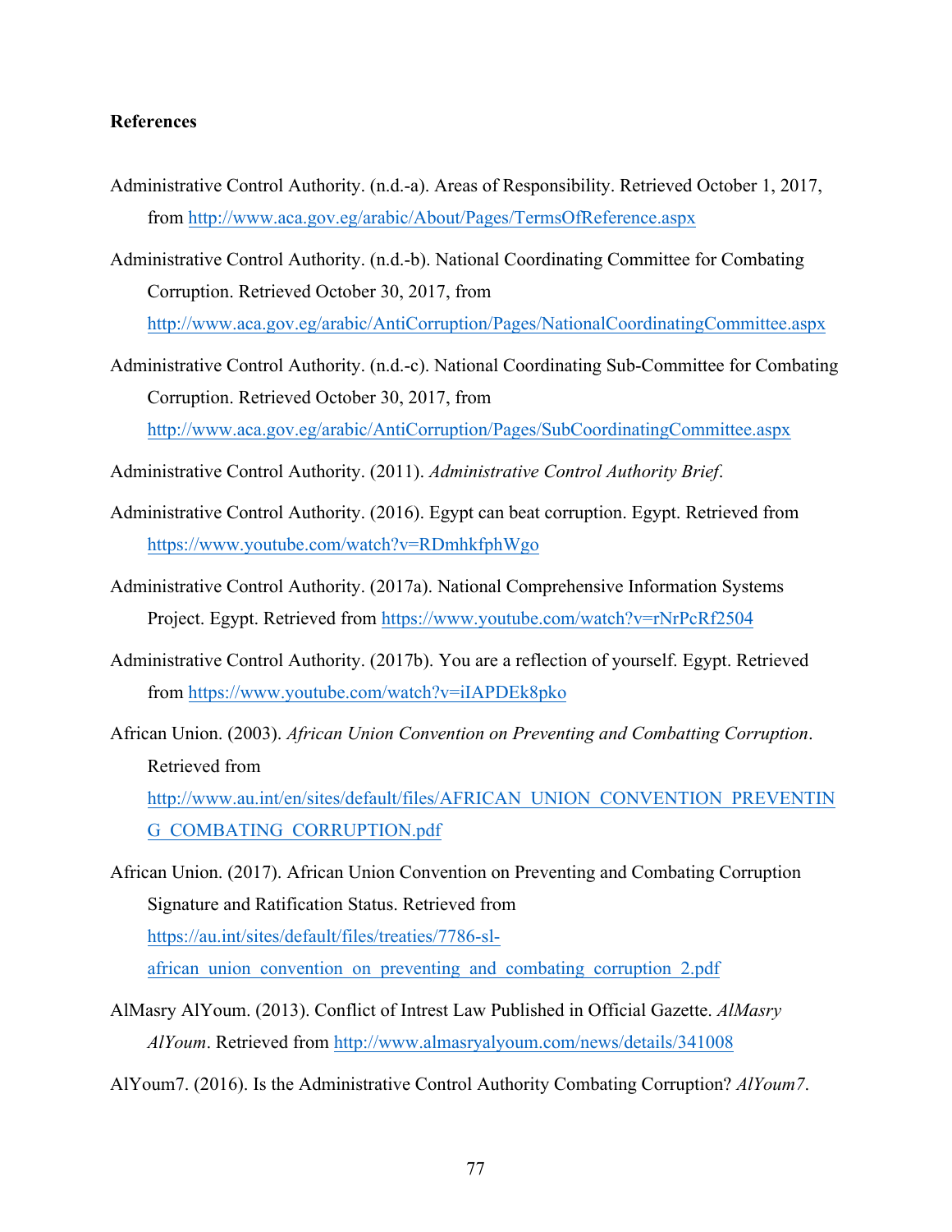**References**

Administrative Control Authority. (n.d.-a). Areas of Responsibility. Retrieved October 1, 2017, from http://www.aca.gov.eg/arabic/About/Pages/TermsOfReference.aspx

Administrative Control Authority. (n.d.-b). National Coordinating Committee for Combating Corruption. Retrieved October 30, 2017, from http://www.aca.gov.eg/arabic/AntiCorruption/Pages/NationalCoordinatingCommittee.aspx

Administrative Control Authority. (n.d.-c). National Coordinating Sub-Committee for Combating Corruption. Retrieved October 30, 2017, from http://www.aca.gov.eg/arabic/AntiCorruption/Pages/SubCoordinatingCommittee.aspx

Administrative Control Authority. (2011). *Administrative Control Authority Brief*.

Administrative Control Authority. (2016). Egypt can beat corruption. Egypt. Retrieved from https://www.youtube.com/watch?v=RDmhkfphWgo

Administrative Control Authority. (2017a). National Comprehensive Information Systems Project. Egypt. Retrieved from https://www.youtube.com/watch?v=rNrPcRf2504

Administrative Control Authority. (2017b). You are a reflection of yourself. Egypt. Retrieved from https://www.youtube.com/watch?v=iIAPDEk8pko

African Union. (2003). *African Union Convention on Preventing and Combatting Corruption*. Retrieved from http://www.au.int/en/sites/default/files/AFRICAN_UNION_CONVENTION_PREVENTING_COMBATING_CORRUPTION.pdf

African Union. (2017). African Union Convention on Preventing and Combating Corruption Signature and Ratification Status. Retrieved from https://au.int/sites/default/files/treaties/7786-sl-african_union_convention_on_preventing_and_combating_corruption_2.pdf

AlMasry AlYoum. (2013). Conflict of Intrest Law Published in Official Gazette. *AlMasry AlYoum*. Retrieved from http://www.almasryalyoum.com/news/details/341008

AlYoum7. (2016). Is the Administrative Control Authority Combating Corruption? *AlYoum7*.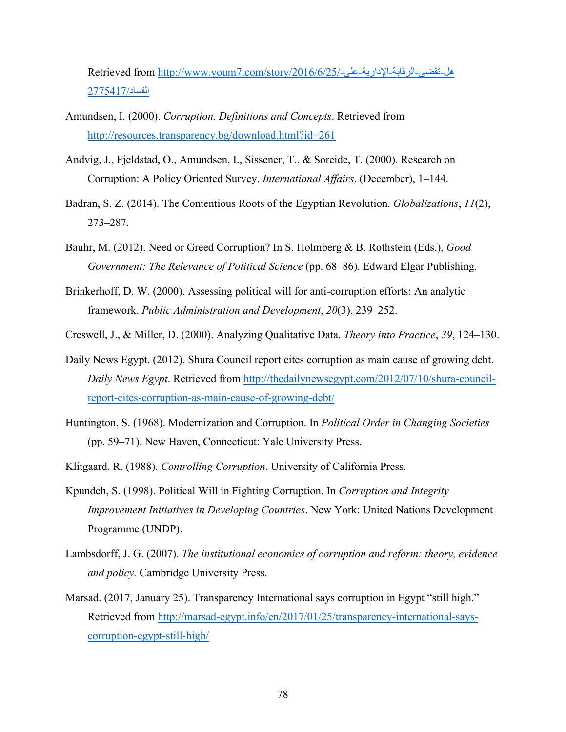Retrieved from http://www.youm7.com/story/2016/6/25/هل-تقضى-الرقابة-الإدارية-على-الفساد/2775417

Amundsen, I. (2000). *Corruption. Definitions and Concepts*. Retrieved from http://resources.transparency.bg/download.html?id=261

Andvig, J., Fjeldstad, O., Amundsen, I., Sissener, T., & Soreide, T. (2000). Research on Corruption: A Policy Oriented Survey. *International Affairs*, (December), 1–144.

Badran, S. Z. (2014). The Contentious Roots of the Egyptian Revolution. *Globalizations*, *11*(2), 273–287.

Bauhr, M. (2012). Need or Greed Corruption? In S. Holmberg & B. Rothstein (Eds.), *Good Government: The Relevance of Political Science* (pp. 68–86). Edward Elgar Publishing.

Brinkerhoff, D. W. (2000). Assessing political will for anti-corruption efforts: An analytic framework. *Public Administration and Development*, *20*(3), 239–252.

Creswell, J., & Miller, D. (2000). Analyzing Qualitative Data. *Theory into Practice*, *39*, 124–130.

Daily News Egypt. (2012). Shura Council report cites corruption as main cause of growing debt. *Daily News Egypt*. Retrieved from http://thedailynewsegypt.com/2012/07/10/shura-council-report-cites-corruption-as-main-cause-of-growing-debt/

Huntington, S. (1968). Modernization and Corruption. In *Political Order in Changing Societies* (pp. 59–71). New Haven, Connecticut: Yale University Press.

Klitgaard, R. (1988). *Controlling Corruption*. University of California Press.

Kpundeh, S. (1998). Political Will in Fighting Corruption. In *Corruption and Integrity Improvement Initiatives in Developing Countries*. New York: United Nations Development Programme (UNDP).

Lambsdorff, J. G. (2007). *The institutional economics of corruption and reform: theory, evidence and policy.* Cambridge University Press.

Marsad. (2017, January 25). Transparency International says corruption in Egypt "still high." Retrieved from http://marsad-egypt.info/en/2017/01/25/transparency-international-says-corruption-egypt-still-high/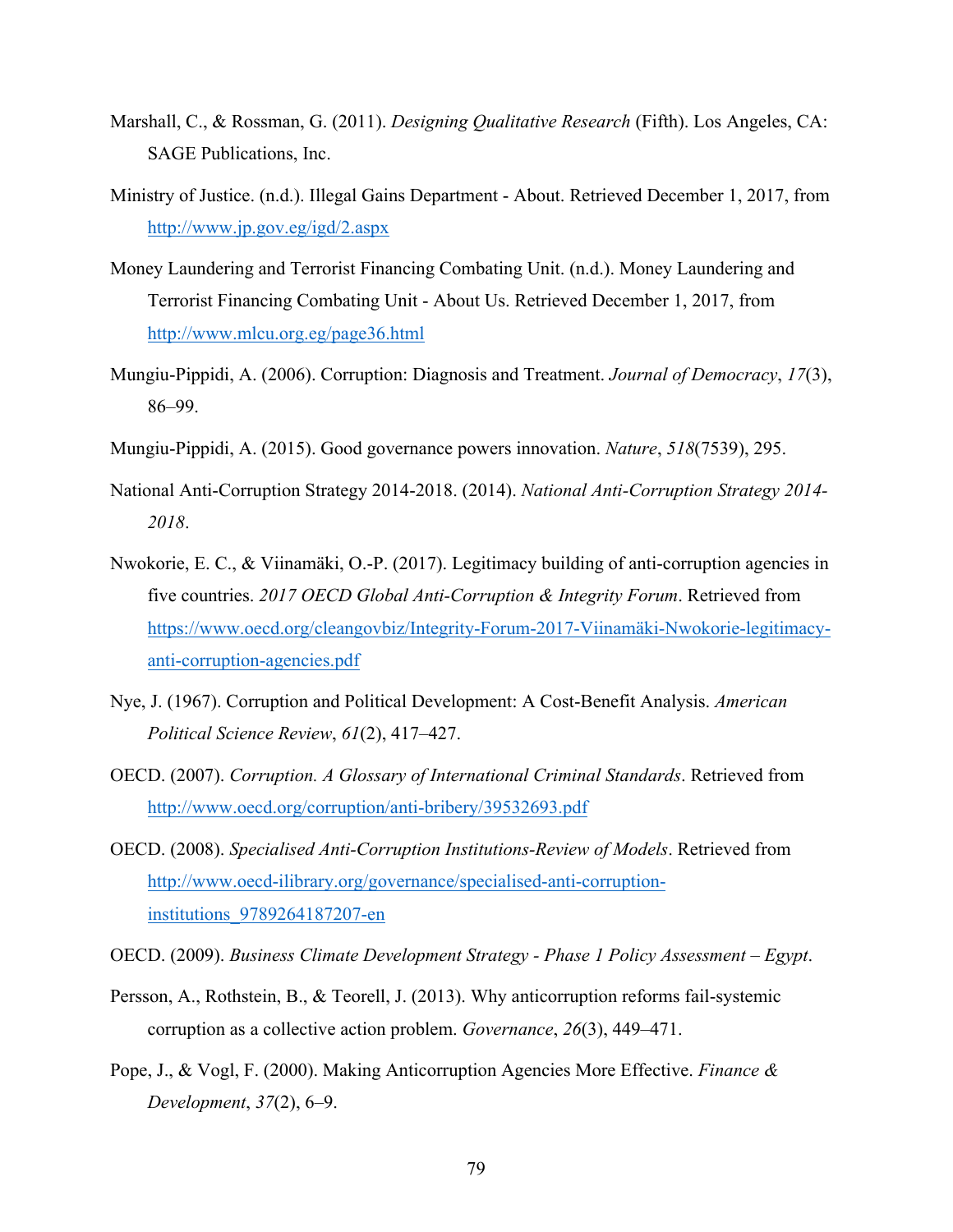Marshall, C., & Rossman, G. (2011). *Designing Qualitative Research* (Fifth). Los Angeles, CA: SAGE Publications, Inc.

Ministry of Justice. (n.d.). Illegal Gains Department - About. Retrieved December 1, 2017, from http://www.jp.gov.eg/igd/2.aspx

Money Laundering and Terrorist Financing Combating Unit. (n.d.). Money Laundering and Terrorist Financing Combating Unit - About Us. Retrieved December 1, 2017, from http://www.mlcu.org.eg/page36.html

Mungiu-Pippidi, A. (2006). Corruption: Diagnosis and Treatment. *Journal of Democracy*, *17*(3), 86–99.

Mungiu-Pippidi, A. (2015). Good governance powers innovation. *Nature*, *518*(7539), 295.

National Anti-Corruption Strategy 2014-2018. (2014). *National Anti-Corruption Strategy 2014-2018*.

Nwokorie, E. C., & Viinamäki, O.-P. (2017). Legitimacy building of anti-corruption agencies in five countries. *2017 OECD Global Anti-Corruption & Integrity Forum*. Retrieved from https://www.oecd.org/cleangovbiz/Integrity-Forum-2017-Viinamäki-Nwokorie-legitimacy-anti-corruption-agencies.pdf

Nye, J. (1967). Corruption and Political Development: A Cost-Benefit Analysis. *American Political Science Review*, *61*(2), 417–427.

OECD. (2007). *Corruption. A Glossary of International Criminal Standards*. Retrieved from http://www.oecd.org/corruption/anti-bribery/39532693.pdf

OECD. (2008). *Specialised Anti-Corruption Institutions-Review of Models*. Retrieved from http://www.oecd-ilibrary.org/governance/specialised-anti-corruption-institutions_9789264187207-en

OECD. (2009). *Business Climate Development Strategy - Phase 1 Policy Assessment – Egypt*.

Persson, A., Rothstein, B., & Teorell, J. (2013). Why anticorruption reforms fail-systemic corruption as a collective action problem. *Governance*, *26*(3), 449–471.

Pope, J., & Vogl, F. (2000). Making Anticorruption Agencies More Effective. *Finance & Development*, *37*(2), 6–9.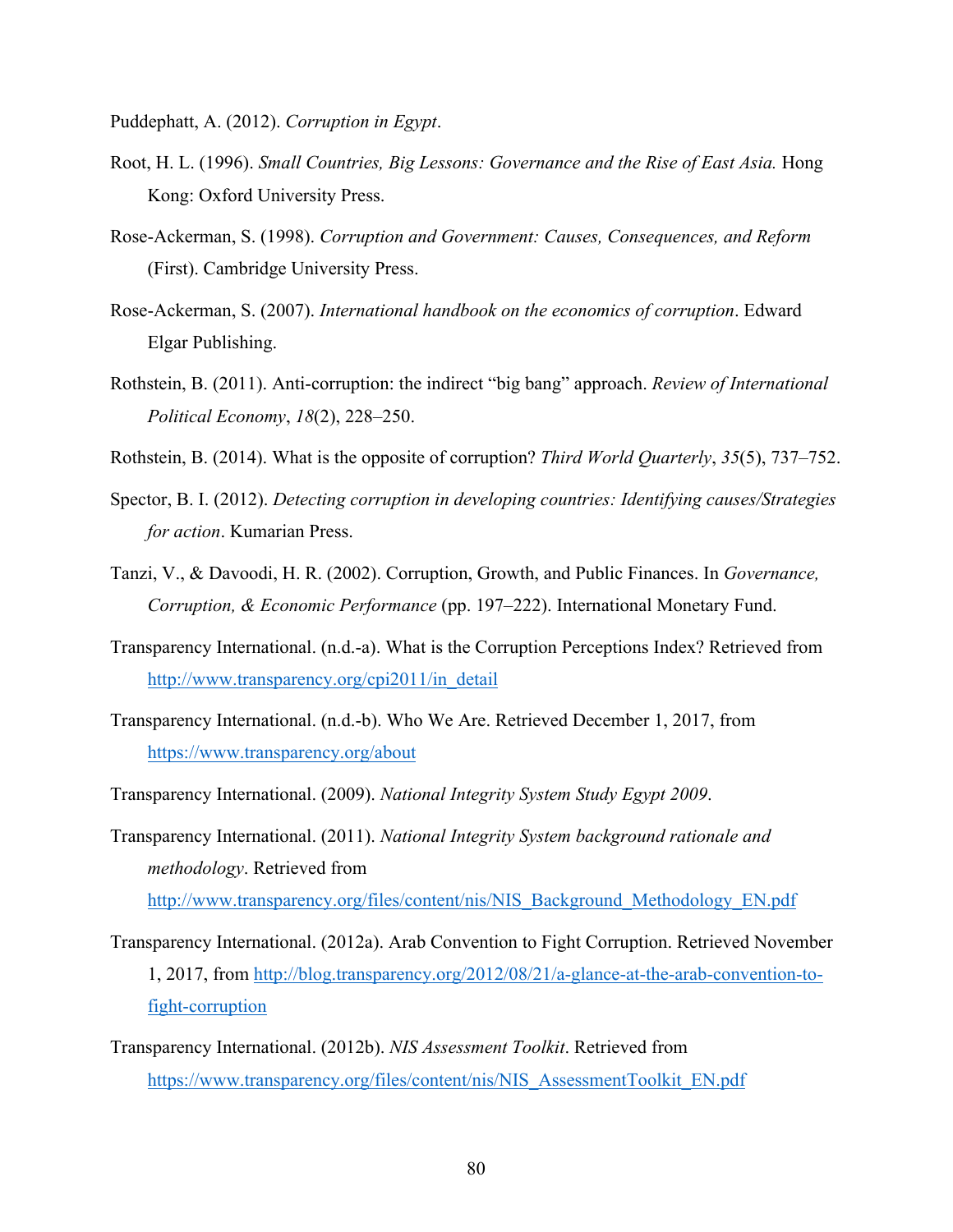Puddephatt, A. (2012). *Corruption in Egypt*.

Root, H. L. (1996). *Small Countries, Big Lessons: Governance and the Rise of East Asia.* Hong Kong: Oxford University Press.

Rose-Ackerman, S. (1998). *Corruption and Government: Causes, Consequences, and Reform* (First). Cambridge University Press.

Rose-Ackerman, S. (2007). *International handbook on the economics of corruption*. Edward Elgar Publishing.

Rothstein, B. (2011). Anti-corruption: the indirect "big bang" approach. *Review of International Political Economy*, *18*(2), 228–250.

Rothstein, B. (2014). What is the opposite of corruption? *Third World Quarterly*, *35*(5), 737–752.

Spector, B. I. (2012). *Detecting corruption in developing countries: Identifying causes/Strategies for action*. Kumarian Press.

Tanzi, V., & Davoodi, H. R. (2002). Corruption, Growth, and Public Finances. In *Governance, Corruption, & Economic Performance* (pp. 197–222). International Monetary Fund.

Transparency International. (n.d.-a). What is the Corruption Perceptions Index? Retrieved from http://www.transparency.org/cpi2011/in_detail

Transparency International. (n.d.-b). Who We Are. Retrieved December 1, 2017, from https://www.transparency.org/about

Transparency International. (2009). *National Integrity System Study Egypt 2009*.

Transparency International. (2011). *National Integrity System background rationale and methodology*. Retrieved from http://www.transparency.org/files/content/nis/NIS_Background_Methodology_EN.pdf

Transparency International. (2012a). Arab Convention to Fight Corruption. Retrieved November 1, 2017, from http://blog.transparency.org/2012/08/21/a-glance-at-the-arab-convention-to-fight-corruption

Transparency International. (2012b). *NIS Assessment Toolkit*. Retrieved from https://www.transparency.org/files/content/nis/NIS_AssessmentToolkit_EN.pdf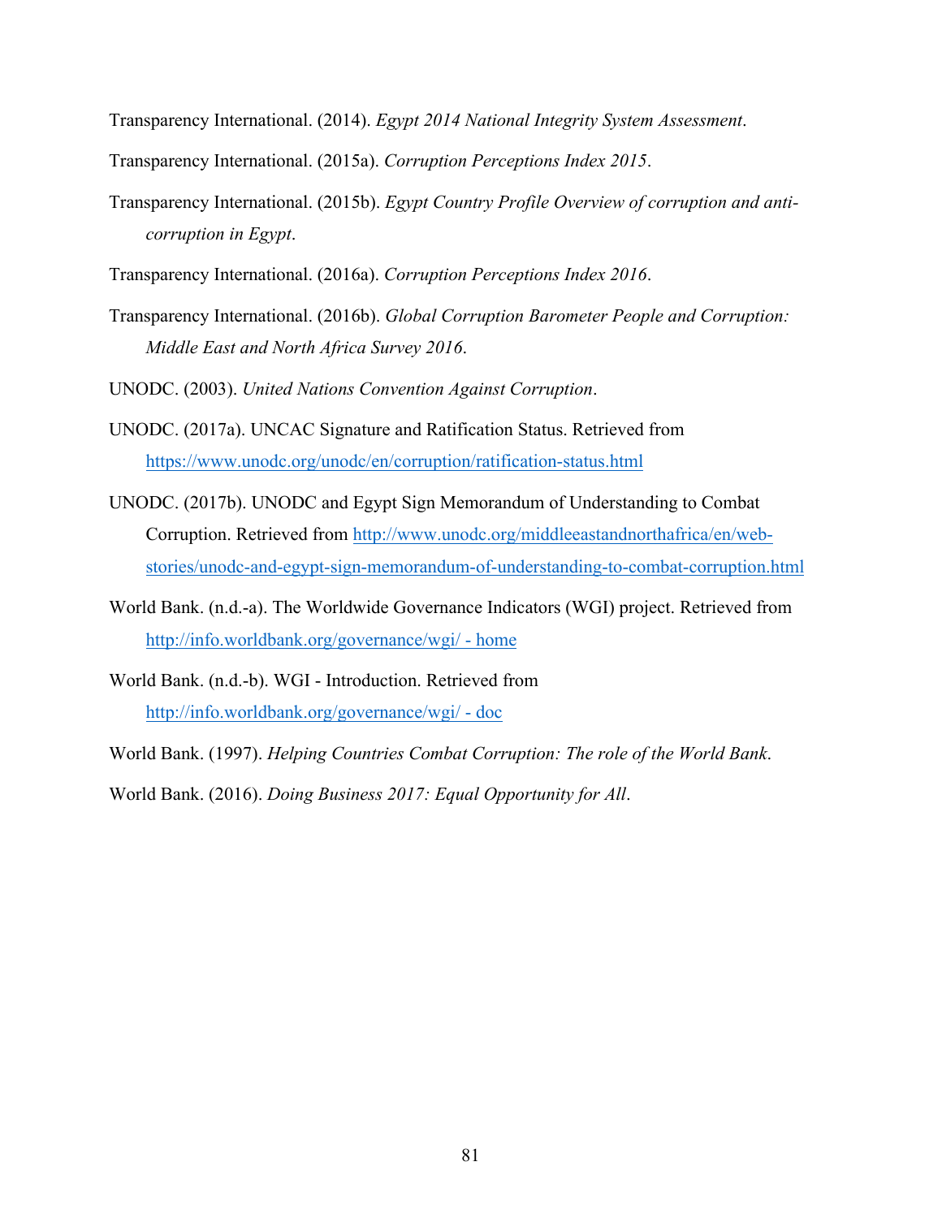Transparency International. (2014). *Egypt 2014 National Integrity System Assessment*.

Transparency International. (2015a). *Corruption Perceptions Index 2015*.

Transparency International. (2015b). *Egypt Country Profile Overview of corruption and anti-corruption in Egypt*.

Transparency International. (2016a). *Corruption Perceptions Index 2016*.

Transparency International. (2016b). *Global Corruption Barometer People and Corruption: Middle East and North Africa Survey 2016*.

UNODC. (2003). *United Nations Convention Against Corruption*.

UNODC. (2017a). UNCAC Signature and Ratification Status. Retrieved from https://www.unodc.org/unodc/en/corruption/ratification-status.html

UNODC. (2017b). UNODC and Egypt Sign Memorandum of Understanding to Combat Corruption. Retrieved from http://www.unodc.org/middleeastandnorthafrica/en/web-stories/unodc-and-egypt-sign-memorandum-of-understanding-to-combat-corruption.html

World Bank. (n.d.-a). The Worldwide Governance Indicators (WGI) project. Retrieved from http://info.worldbank.org/governance/wgi/ - home

World Bank. (n.d.-b). WGI - Introduction. Retrieved from http://info.worldbank.org/governance/wgi/ - doc

World Bank. (1997). *Helping Countries Combat Corruption: The role of the World Bank*.

World Bank. (2016). *Doing Business 2017: Equal Opportunity for All*.